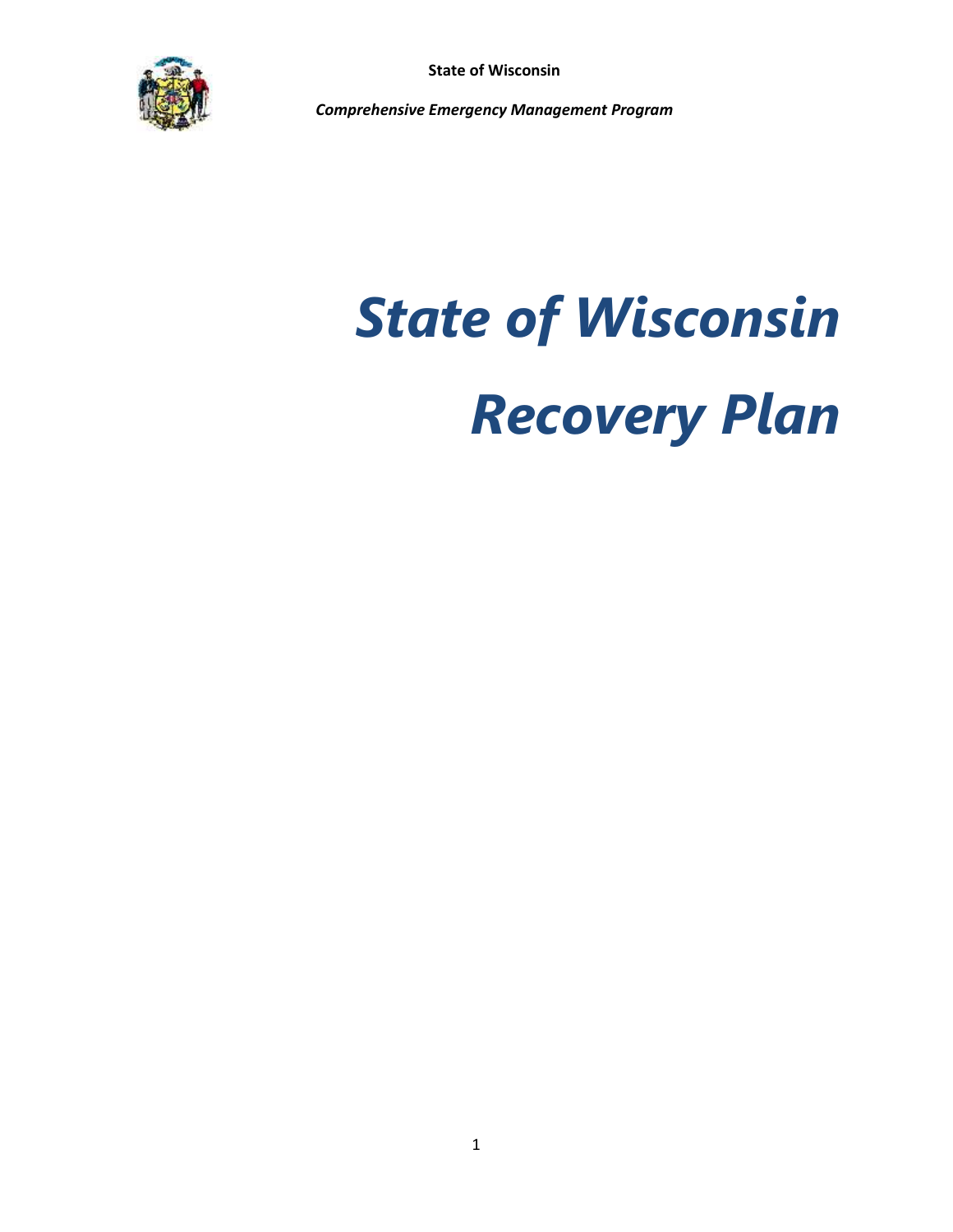State of Wisconsin

*Comprehensive Emergency Management Program*

# *State of Wisconsin Recovery Plan*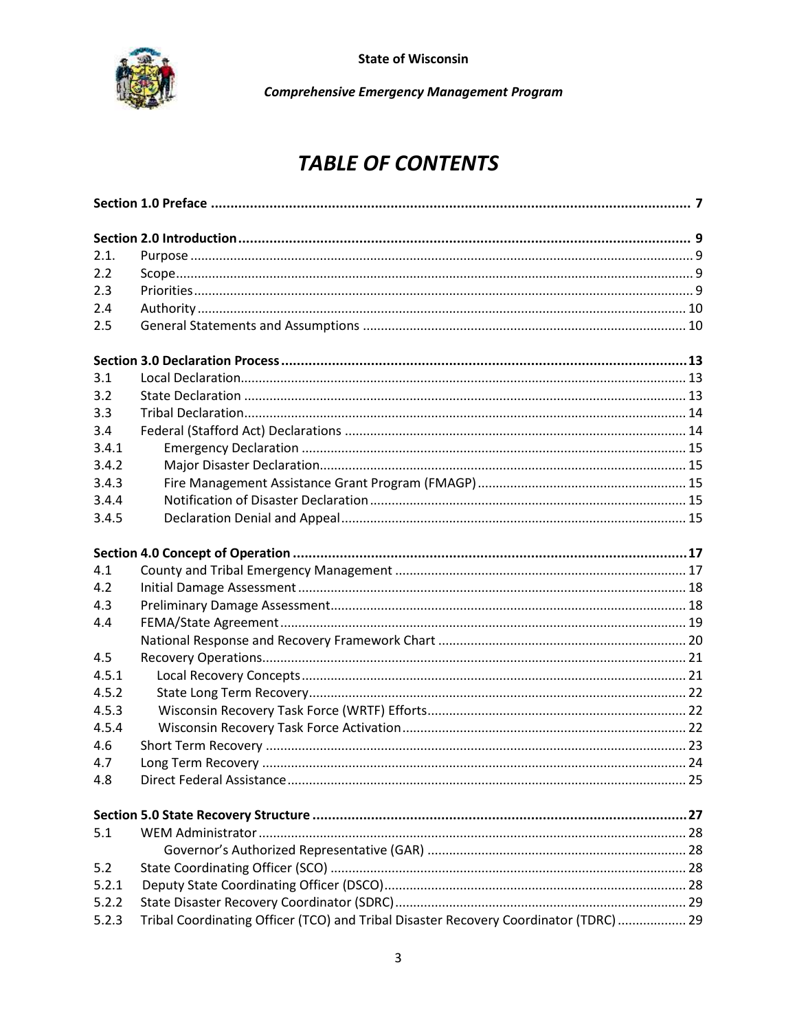State of Wisconsin

*Comprehensive Emergency Management Program*

# *TABLE OF CONTENTS*

| | | |
|---|---|---|
| **Section 1.0 Preface** | | **7** |
| **Section 2.0 Introduction** | | **9** |
| 2.1. | Purpose | 9 |
| 2.2 | Scope | 9 |
| 2.3 | Priorities | 9 |
| 2.4 | Authority | 10 |
| 2.5 | General Statements and Assumptions | 10 |
| **Section 3.0 Declaration Process** | | **13** |
| 3.1 | Local Declaration | 13 |
| 3.2 | State Declaration | 13 |
| 3.3 | Tribal Declaration | 14 |
| 3.4 | Federal (Stafford Act) Declarations | 14 |
| 3.4.1 | Emergency Declaration | 15 |
| 3.4.2 | Major Disaster Declaration | 15 |
| 3.4.3 | Fire Management Assistance Grant Program (FMAGP) | 15 |
| 3.4.4 | Notification of Disaster Declaration | 15 |
| 3.4.5 | Declaration Denial and Appeal | 15 |
| **Section 4.0 Concept of Operation** | | **17** |
| 4.1 | County and Tribal Emergency Management | 17 |
| 4.2 | Initial Damage Assessment | 18 |
| 4.3 | Preliminary Damage Assessment | 18 |
| 4.4 | FEMA/State Agreement | 19 |
| | National Response and Recovery Framework Chart | 20 |
| 4.5 | Recovery Operations | 21 |
| 4.5.1 | Local Recovery Concepts | 21 |
| 4.5.2 | State Long Term Recovery | 22 |
| 4.5.3 | Wisconsin Recovery Task Force (WRTF) Efforts | 22 |
| 4.5.4 | Wisconsin Recovery Task Force Activation | 22 |
| 4.6 | Short Term Recovery | 23 |
| 4.7 | Long Term Recovery | 24 |
| 4.8 | Direct Federal Assistance | 25 |
| **Section 5.0 State Recovery Structure** | | **27** |
| 5.1 | WEM Administrator | 28 |
| | Governor's Authorized Representative (GAR) | 28 |
| 5.2 | State Coordinating Officer (SCO) | 28 |
| 5.2.1 | Deputy State Coordinating Officer (DSCO) | 28 |
| 5.2.2 | State Disaster Recovery Coordinator (SDRC) | 29 |
| 5.2.3 | Tribal Coordinating Officer (TCO) and Tribal Disaster Recovery Coordinator (TDRC) | 29 |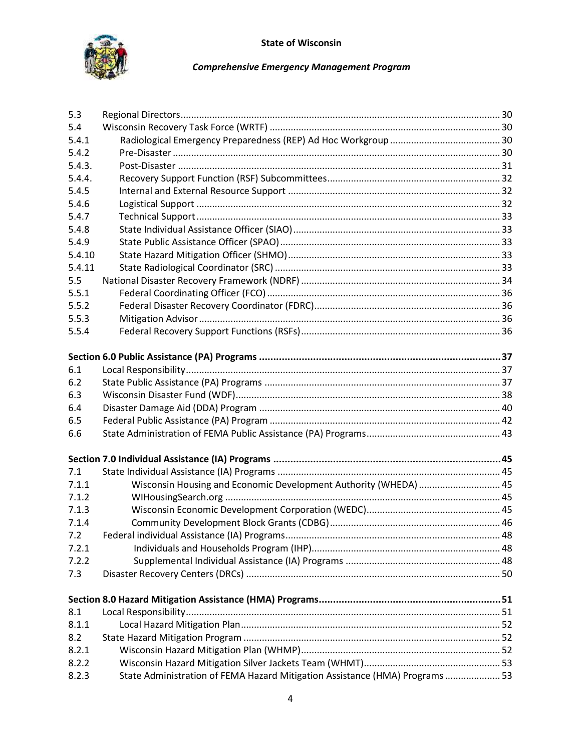| | | |
|---|---|---|
| 5.3 | Regional Directors | 30 |
| 5.4 | Wisconsin Recovery Task Force (WRTF) | 30 |
| 5.4.1 | Radiological Emergency Preparedness (REP) Ad Hoc Workgroup | 30 |
| 5.4.2 | Pre-Disaster | 30 |
| 5.4.3. | Post-Disaster | 31 |
| 5.4.4. | Recovery Support Function (RSF) Subcommittees | 32 |
| 5.4.5 | Internal and External Resource Support | 32 |
| 5.4.6 | Logistical Support | 32 |
| 5.4.7 | Technical Support | 33 |
| 5.4.8 | State Individual Assistance Officer (SIAO) | 33 |
| 5.4.9 | State Public Assistance Officer (SPAO) | 33 |
| 5.4.10 | State Hazard Mitigation Officer (SHMO) | 33 |
| 5.4.11 | State Radiological Coordinator (SRC) | 33 |
| 5.5 | National Disaster Recovery Framework (NDRF) | 34 |
| 5.5.1 | Federal Coordinating Officer (FCO) | 36 |
| 5.5.2 | Federal Disaster Recovery Coordinator (FDRC) | 36 |
| 5.5.3 | Mitigation Advisor | 36 |
| 5.5.4 | Federal Recovery Support Functions (RSFs) | 36 |
| **Section 6.0 Public Assistance (PA) Programs** | | **37** |
| 6.1 | Local Responsibility | 37 |
| 6.2 | State Public Assistance (PA) Programs | 37 |
| 6.3 | Wisconsin Disaster Fund (WDF) | 38 |
| 6.4 | Disaster Damage Aid (DDA) Program | 40 |
| 6.5 | Federal Public Assistance (PA) Program | 42 |
| 6.6 | State Administration of FEMA Public Assistance (PA) Programs | 43 |
| **Section 7.0 Individual Assistance (IA) Programs** | | **45** |
| 7.1 | State Individual Assistance (IA) Programs | 45 |
| 7.1.1 | Wisconsin Housing and Economic Development Authority (WHEDA) | 45 |
| 7.1.2 | WIHousingSearch.org | 45 |
| 7.1.3 | Wisconsin Economic Development Corporation (WEDC) | 45 |
| 7.1.4 | Community Development Block Grants (CDBG) | 46 |
| 7.2 | Federal individual Assistance (IA) Programs | 48 |
| 7.2.1 | Individuals and Households Program (IHP) | 48 |
| 7.2.2 | Supplemental Individual Assistance (IA) Programs | 48 |
| 7.3 | Disaster Recovery Centers (DRCs) | 50 |
| **Section 8.0 Hazard Mitigation Assistance (HMA) Programs** | | **51** |
| 8.1 | Local Responsibility | 51 |
| 8.1.1 | Local Hazard Mitigation Plan | 52 |
| 8.2 | State Hazard Mitigation Program | 52 |
| 8.2.1 | Wisconsin Hazard Mitigation Plan (WHMP) | 52 |
| 8.2.2 | Wisconsin Hazard Mitigation Silver Jackets Team (WHMT) | 53 |
| 8.2.3 | State Administration of FEMA Hazard Mitigation Assistance (HMA) Programs | 53 |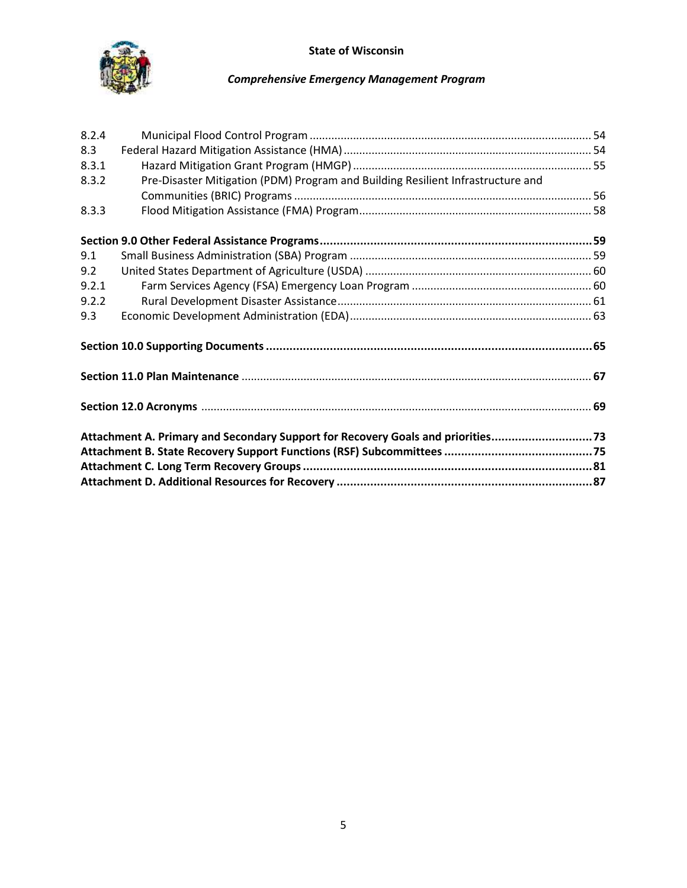8.2.4 Municipal Flood Control Program ... 54
8.3 Federal Hazard Mitigation Assistance (HMA) ... 54
8.3.1 Hazard Mitigation Grant Program (HMGP) ... 55
8.3.2 Pre-Disaster Mitigation (PDM) Program and Building Resilient Infrastructure and Communities (BRIC) Programs ... 56
8.3.3 Flood Mitigation Assistance (FMA) Program ... 58

**Section 9.0 Other Federal Assistance Programs ... 59**
9.1 Small Business Administration (SBA) Program ... 59
9.2 United States Department of Agriculture (USDA) ... 60
9.2.1 Farm Services Agency (FSA) Emergency Loan Program ... 60
9.2.2 Rural Development Disaster Assistance ... 61
9.3 Economic Development Administration (EDA) ... 63

**Section 10.0 Supporting Documents ... 65**

**Section 11.0 Plan Maintenance ... 67**

**Section 12.0 Acronyms ... 69**

**Attachment A. Primary and Secondary Support for Recovery Goals and priorities ... 73**
**Attachment B. State Recovery Support Functions (RSF) Subcommittees ... 75**
**Attachment C. Long Term Recovery Groups ... 81**
**Attachment D. Additional Resources for Recovery ... 87**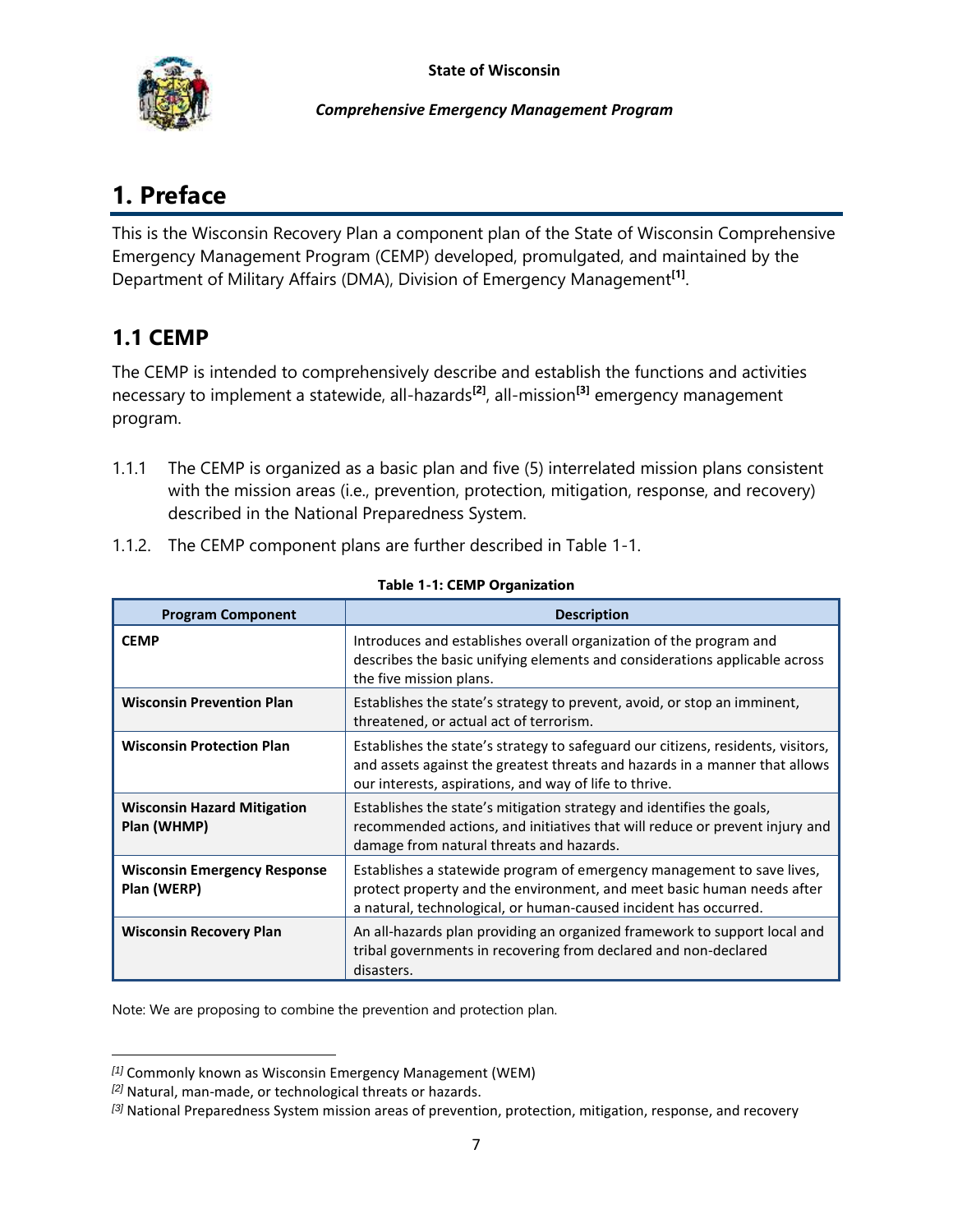# 1. Preface

This is the Wisconsin Recovery Plan a component plan of the State of Wisconsin Comprehensive Emergency Management Program (CEMP) developed, promulgated, and maintained by the Department of Military Affairs (DMA), Division of Emergency Management[1].

## 1.1 CEMP

The CEMP is intended to comprehensively describe and establish the functions and activities necessary to implement a statewide, all-hazards[2], all-mission[3] emergency management program.

1.1.1 The CEMP is organized as a basic plan and five (5) interrelated mission plans consistent with the mission areas (i.e., prevention, protection, mitigation, response, and recovery) described in the National Preparedness System.

1.1.2. The CEMP component plans are further described in Table 1-1.

**Table 1-1: CEMP Organization**

| Program Component | Description |
|---|---|
| **CEMP** | Introduces and establishes overall organization of the program and describes the basic unifying elements and considerations applicable across the five mission plans. |
| **Wisconsin Prevention Plan** | Establishes the state's strategy to prevent, avoid, or stop an imminent, threatened, or actual act of terrorism. |
| **Wisconsin Protection Plan** | Establishes the state's strategy to safeguard our citizens, residents, visitors, and assets against the greatest threats and hazards in a manner that allows our interests, aspirations, and way of life to thrive. |
| **Wisconsin Hazard Mitigation Plan (WHMP)** | Establishes the state's mitigation strategy and identifies the goals, recommended actions, and initiatives that will reduce or prevent injury and damage from natural threats and hazards. |
| **Wisconsin Emergency Response Plan (WERP)** | Establishes a statewide program of emergency management to save lives, protect property and the environment, and meet basic human needs after a natural, technological, or human-caused incident has occurred. |
| **Wisconsin Recovery Plan** | An all-hazards plan providing an organized framework to support local and tribal governments in recovering from declared and non-declared disasters. |

Note: We are proposing to combine the prevention and protection plan.

---

[1] Commonly known as Wisconsin Emergency Management (WEM)

[2] Natural, man-made, or technological threats or hazards.

[3] National Preparedness System mission areas of prevention, protection, mitigation, response, and recovery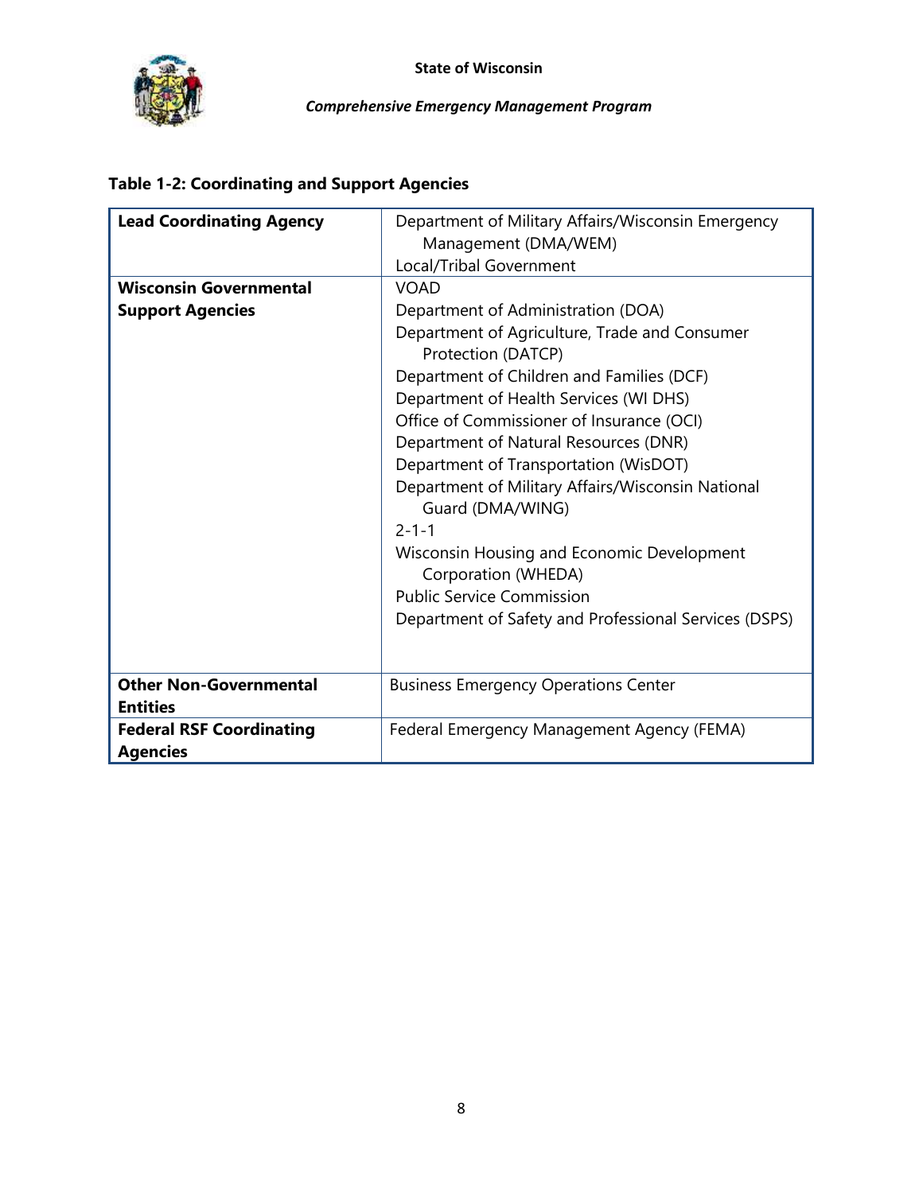**Table 1-2: Coordinating and Support Agencies**

| | |
|---|---|
| **Lead Coordinating Agency** | Department of Military Affairs/Wisconsin Emergency Management (DMA/WEM)<br>Local/Tribal Government |
| **Wisconsin Governmental Support Agencies** | VOAD<br>Department of Administration (DOA)<br>Department of Agriculture, Trade and Consumer Protection (DATCP)<br>Department of Children and Families (DCF)<br>Department of Health Services (WI DHS)<br>Office of Commissioner of Insurance (OCI)<br>Department of Natural Resources (DNR)<br>Department of Transportation (WisDOT)<br>Department of Military Affairs/Wisconsin National Guard (DMA/WING)<br>2-1-1<br>Wisconsin Housing and Economic Development Corporation (WHEDA)<br>Public Service Commission<br>Department of Safety and Professional Services (DSPS) |
| **Other Non-Governmental Entities** | Business Emergency Operations Center |
| **Federal RSF Coordinating Agencies** | Federal Emergency Management Agency (FEMA) |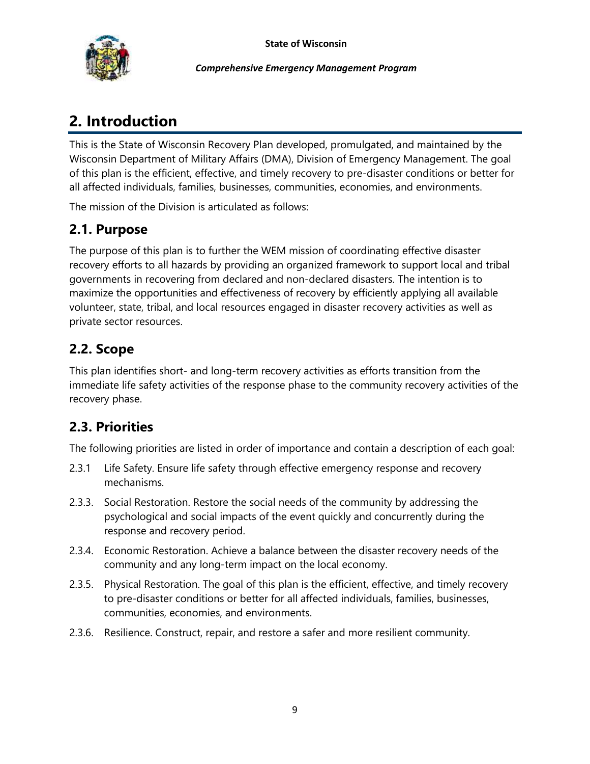# 2. Introduction

This is the State of Wisconsin Recovery Plan developed, promulgated, and maintained by the Wisconsin Department of Military Affairs (DMA), Division of Emergency Management. The goal of this plan is the efficient, effective, and timely recovery to pre-disaster conditions or better for all affected individuals, families, businesses, communities, economies, and environments.

The mission of the Division is articulated as follows:

## 2.1. Purpose

The purpose of this plan is to further the WEM mission of coordinating effective disaster recovery efforts to all hazards by providing an organized framework to support local and tribal governments in recovering from declared and non-declared disasters. The intention is to maximize the opportunities and effectiveness of recovery by efficiently applying all available volunteer, state, tribal, and local resources engaged in disaster recovery activities as well as private sector resources.

## 2.2. Scope

This plan identifies short- and long-term recovery activities as efforts transition from the immediate life safety activities of the response phase to the community recovery activities of the recovery phase.

## 2.3. Priorities

The following priorities are listed in order of importance and contain a description of each goal:

2.3.1 Life Safety. Ensure life safety through effective emergency response and recovery mechanisms.

2.3.3. Social Restoration. Restore the social needs of the community by addressing the psychological and social impacts of the event quickly and concurrently during the response and recovery period.

2.3.4. Economic Restoration. Achieve a balance between the disaster recovery needs of the community and any long-term impact on the local economy.

2.3.5. Physical Restoration. The goal of this plan is the efficient, effective, and timely recovery to pre-disaster conditions or better for all affected individuals, families, businesses, communities, economies, and environments.

2.3.6. Resilience. Construct, repair, and restore a safer and more resilient community.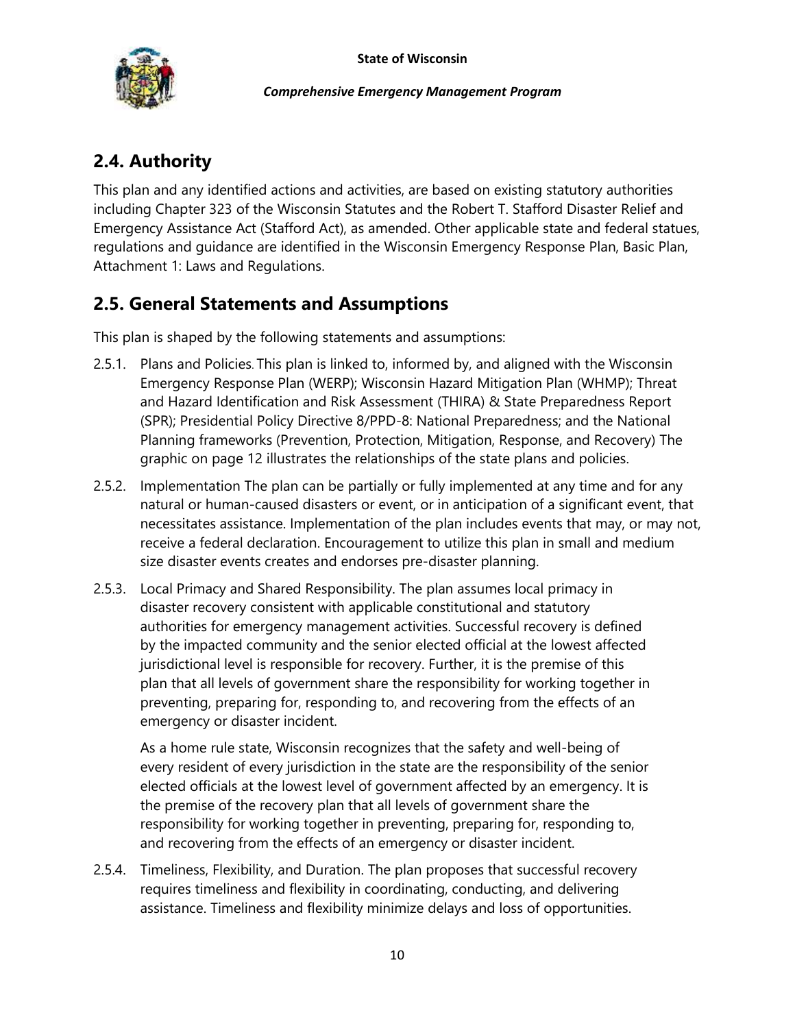## 2.4. Authority

This plan and any identified actions and activities, are based on existing statutory authorities including Chapter 323 of the Wisconsin Statutes and the Robert T. Stafford Disaster Relief and Emergency Assistance Act (Stafford Act), as amended. Other applicable state and federal statues, regulations and guidance are identified in the Wisconsin Emergency Response Plan, Basic Plan, Attachment 1: Laws and Regulations.

## 2.5. General Statements and Assumptions

This plan is shaped by the following statements and assumptions:

2.5.1. Plans and Policies. This plan is linked to, informed by, and aligned with the Wisconsin Emergency Response Plan (WERP); Wisconsin Hazard Mitigation Plan (WHMP); Threat and Hazard Identification and Risk Assessment (THIRA) & State Preparedness Report (SPR); Presidential Policy Directive 8/PPD-8: National Preparedness; and the National Planning frameworks (Prevention, Protection, Mitigation, Response, and Recovery) The graphic on page 12 illustrates the relationships of the state plans and policies.

2.5.2. Implementation The plan can be partially or fully implemented at any time and for any natural or human-caused disasters or event, or in anticipation of a significant event, that necessitates assistance. Implementation of the plan includes events that may, or may not, receive a federal declaration. Encouragement to utilize this plan in small and medium size disaster events creates and endorses pre-disaster planning.

2.5.3. Local Primacy and Shared Responsibility. The plan assumes local primacy in disaster recovery consistent with applicable constitutional and statutory authorities for emergency management activities. Successful recovery is defined by the impacted community and the senior elected official at the lowest affected jurisdictional level is responsible for recovery. Further, it is the premise of this plan that all levels of government share the responsibility for working together in preventing, preparing for, responding to, and recovering from the effects of an emergency or disaster incident.

As a home rule state, Wisconsin recognizes that the safety and well-being of every resident of every jurisdiction in the state are the responsibility of the senior elected officials at the lowest level of government affected by an emergency. It is the premise of the recovery plan that all levels of government share the responsibility for working together in preventing, preparing for, responding to, and recovering from the effects of an emergency or disaster incident.

2.5.4. Timeliness, Flexibility, and Duration. The plan proposes that successful recovery requires timeliness and flexibility in coordinating, conducting, and delivering assistance. Timeliness and flexibility minimize delays and loss of opportunities.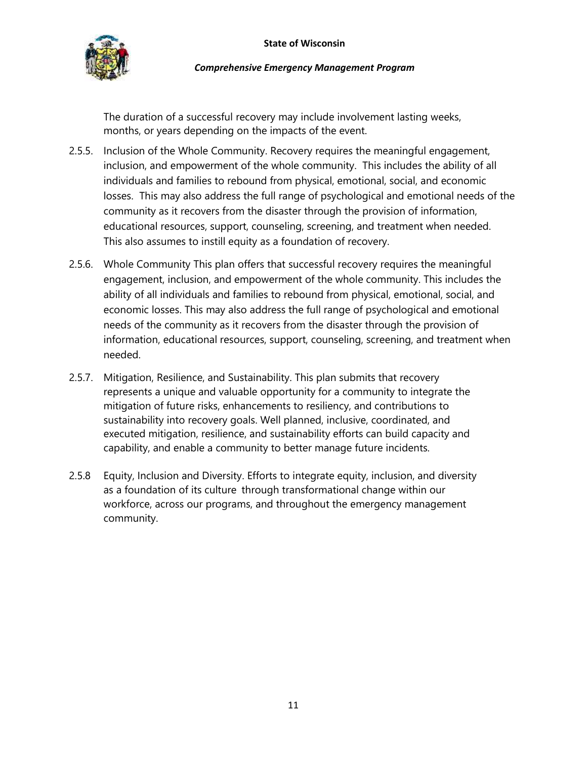The duration of a successful recovery may include involvement lasting weeks, months, or years depending on the impacts of the event.

2.5.5. Inclusion of the Whole Community. Recovery requires the meaningful engagement, inclusion, and empowerment of the whole community. This includes the ability of all individuals and families to rebound from physical, emotional, social, and economic losses. This may also address the full range of psychological and emotional needs of the community as it recovers from the disaster through the provision of information, educational resources, support, counseling, screening, and treatment when needed. This also assumes to instill equity as a foundation of recovery.

2.5.6. Whole Community This plan offers that successful recovery requires the meaningful engagement, inclusion, and empowerment of the whole community. This includes the ability of all individuals and families to rebound from physical, emotional, social, and economic losses. This may also address the full range of psychological and emotional needs of the community as it recovers from the disaster through the provision of information, educational resources, support, counseling, screening, and treatment when needed.

2.5.7. Mitigation, Resilience, and Sustainability. This plan submits that recovery represents a unique and valuable opportunity for a community to integrate the mitigation of future risks, enhancements to resiliency, and contributions to sustainability into recovery goals. Well planned, inclusive, coordinated, and executed mitigation, resilience, and sustainability efforts can build capacity and capability, and enable a community to better manage future incidents.

2.5.8 Equity, Inclusion and Diversity. Efforts to integrate equity, inclusion, and diversity as a foundation of its culture through transformational change within our workforce, across our programs, and throughout the emergency management community.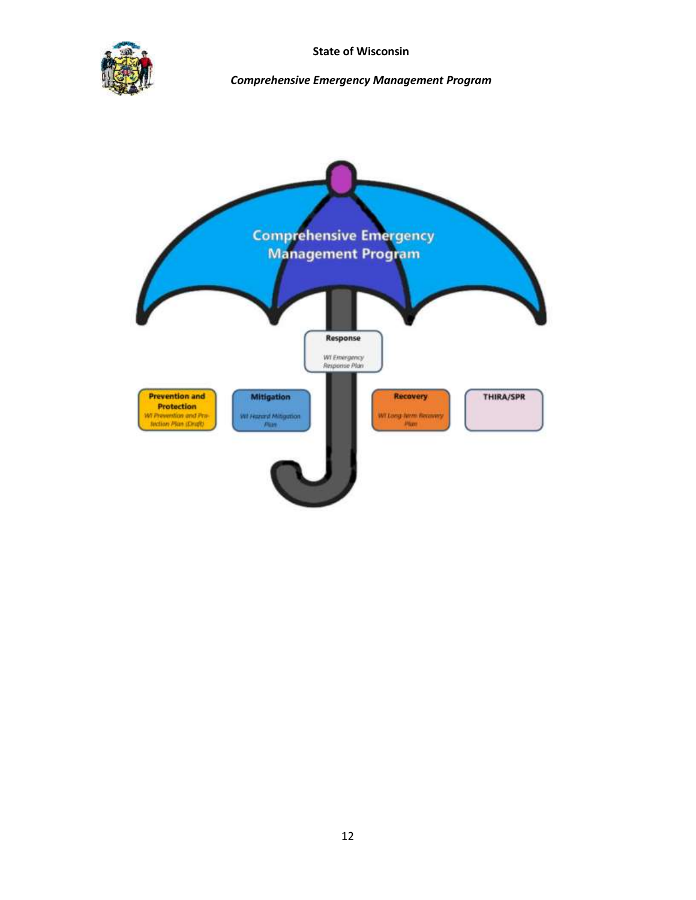Comprehensive Emergency Management Program

**Response**
*WI Emergency Response Plan*

**Prevention and Protection**
*WI Prevention and Protection Plan (Draft)*

**Mitigation**
*WI Hazard Mitigation Plan*

**Recovery**
*WI Long-term Recovery Plan*

**THIRA/SPR**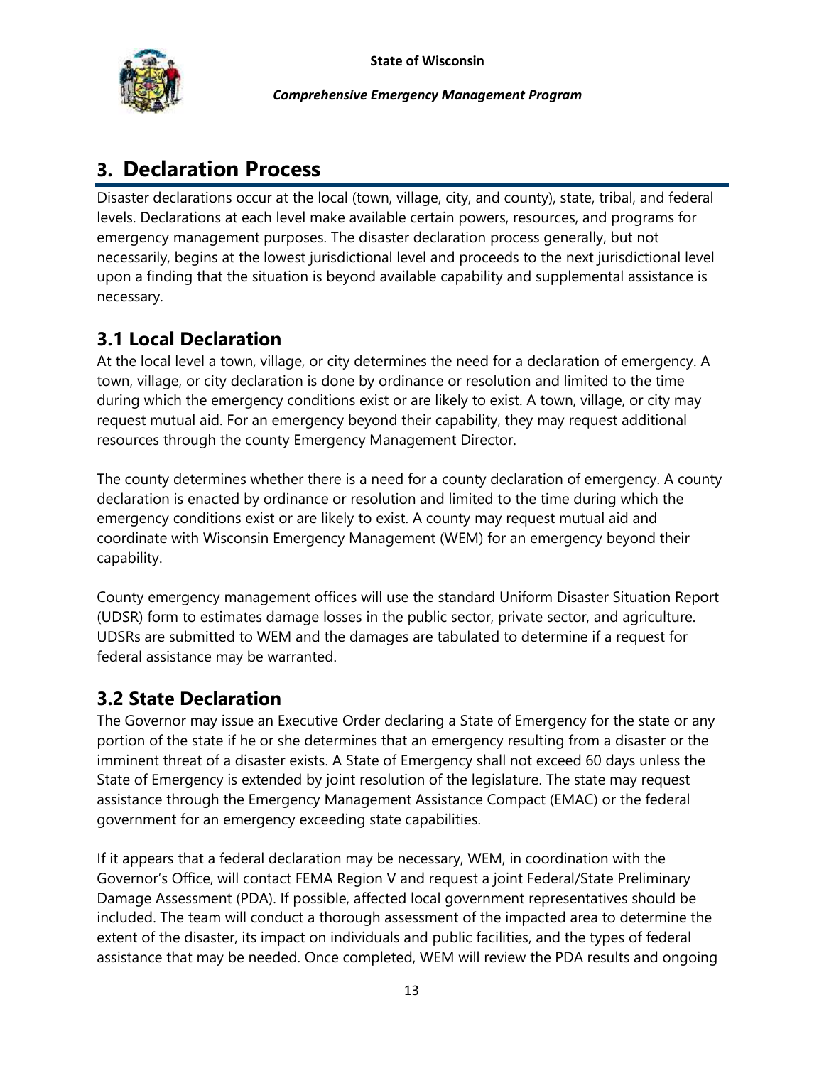# 3. Declaration Process

Disaster declarations occur at the local (town, village, city, and county), state, tribal, and federal levels. Declarations at each level make available certain powers, resources, and programs for emergency management purposes. The disaster declaration process generally, but not necessarily, begins at the lowest jurisdictional level and proceeds to the next jurisdictional level upon a finding that the situation is beyond available capability and supplemental assistance is necessary.

## 3.1 Local Declaration

At the local level a town, village, or city determines the need for a declaration of emergency. A town, village, or city declaration is done by ordinance or resolution and limited to the time during which the emergency conditions exist or are likely to exist. A town, village, or city may request mutual aid. For an emergency beyond their capability, they may request additional resources through the county Emergency Management Director.

The county determines whether there is a need for a county declaration of emergency. A county declaration is enacted by ordinance or resolution and limited to the time during which the emergency conditions exist or are likely to exist. A county may request mutual aid and coordinate with Wisconsin Emergency Management (WEM) for an emergency beyond their capability.

County emergency management offices will use the standard Uniform Disaster Situation Report (UDSR) form to estimates damage losses in the public sector, private sector, and agriculture. UDSRs are submitted to WEM and the damages are tabulated to determine if a request for federal assistance may be warranted.

## 3.2 State Declaration

The Governor may issue an Executive Order declaring a State of Emergency for the state or any portion of the state if he or she determines that an emergency resulting from a disaster or the imminent threat of a disaster exists. A State of Emergency shall not exceed 60 days unless the State of Emergency is extended by joint resolution of the legislature. The state may request assistance through the Emergency Management Assistance Compact (EMAC) or the federal government for an emergency exceeding state capabilities.

If it appears that a federal declaration may be necessary, WEM, in coordination with the Governor's Office, will contact FEMA Region V and request a joint Federal/State Preliminary Damage Assessment (PDA). If possible, affected local government representatives should be included. The team will conduct a thorough assessment of the impacted area to determine the extent of the disaster, its impact on individuals and public facilities, and the types of federal assistance that may be needed. Once completed, WEM will review the PDA results and ongoing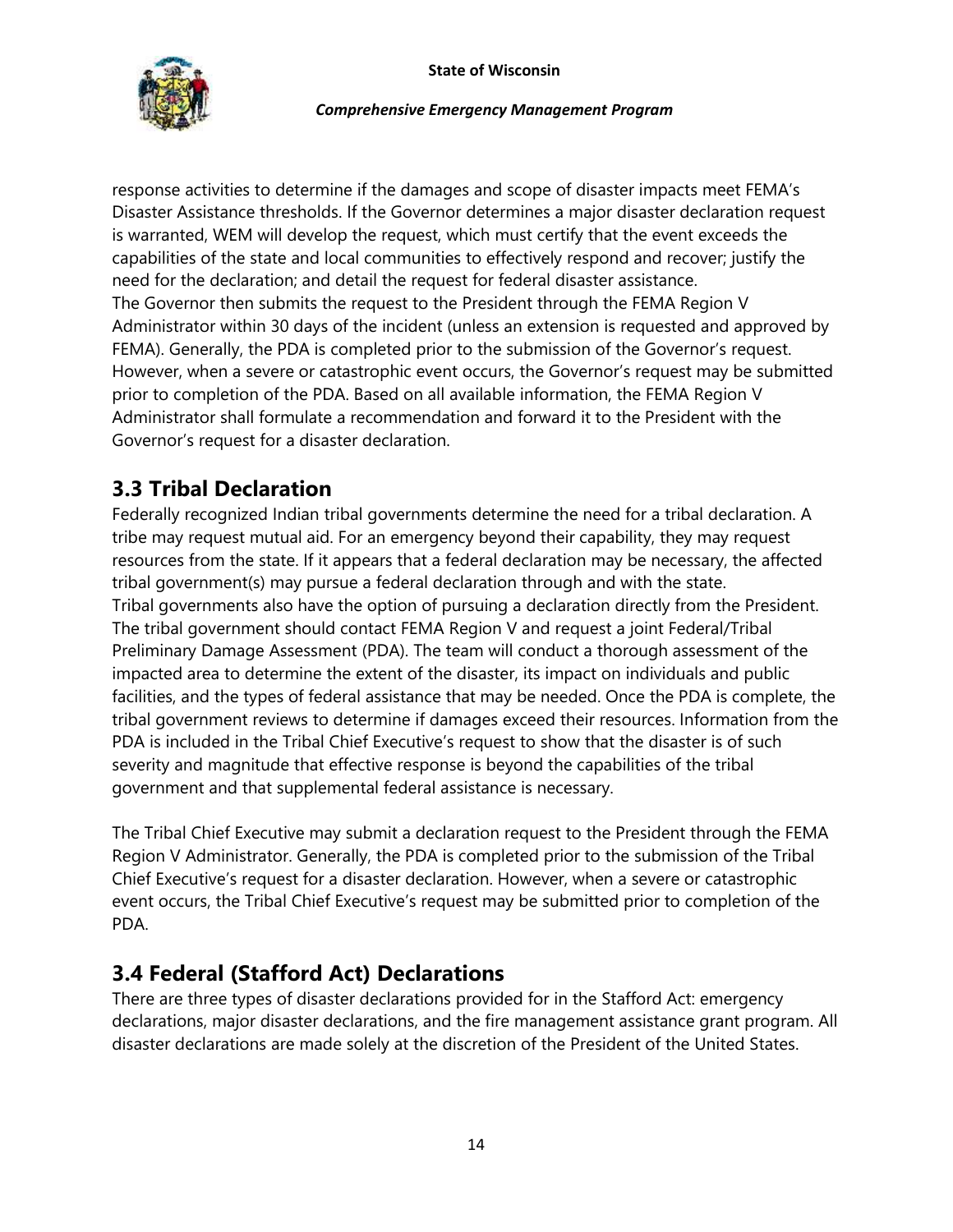response activities to determine if the damages and scope of disaster impacts meet FEMA's Disaster Assistance thresholds. If the Governor determines a major disaster declaration request is warranted, WEM will develop the request, which must certify that the event exceeds the capabilities of the state and local communities to effectively respond and recover; justify the need for the declaration; and detail the request for federal disaster assistance.
The Governor then submits the request to the President through the FEMA Region V Administrator within 30 days of the incident (unless an extension is requested and approved by FEMA). Generally, the PDA is completed prior to the submission of the Governor's request. However, when a severe or catastrophic event occurs, the Governor's request may be submitted prior to completion of the PDA. Based on all available information, the FEMA Region V Administrator shall formulate a recommendation and forward it to the President with the Governor's request for a disaster declaration.

## 3.3 Tribal Declaration

Federally recognized Indian tribal governments determine the need for a tribal declaration. A tribe may request mutual aid. For an emergency beyond their capability, they may request resources from the state. If it appears that a federal declaration may be necessary, the affected tribal government(s) may pursue a federal declaration through and with the state.
Tribal governments also have the option of pursuing a declaration directly from the President. The tribal government should contact FEMA Region V and request a joint Federal/Tribal Preliminary Damage Assessment (PDA). The team will conduct a thorough assessment of the impacted area to determine the extent of the disaster, its impact on individuals and public facilities, and the types of federal assistance that may be needed. Once the PDA is complete, the tribal government reviews to determine if damages exceed their resources. Information from the PDA is included in the Tribal Chief Executive's request to show that the disaster is of such severity and magnitude that effective response is beyond the capabilities of the tribal government and that supplemental federal assistance is necessary.

The Tribal Chief Executive may submit a declaration request to the President through the FEMA Region V Administrator. Generally, the PDA is completed prior to the submission of the Tribal Chief Executive's request for a disaster declaration. However, when a severe or catastrophic event occurs, the Tribal Chief Executive's request may be submitted prior to completion of the PDA.

## 3.4 Federal (Stafford Act) Declarations

There are three types of disaster declarations provided for in the Stafford Act: emergency declarations, major disaster declarations, and the fire management assistance grant program. All disaster declarations are made solely at the discretion of the President of the United States.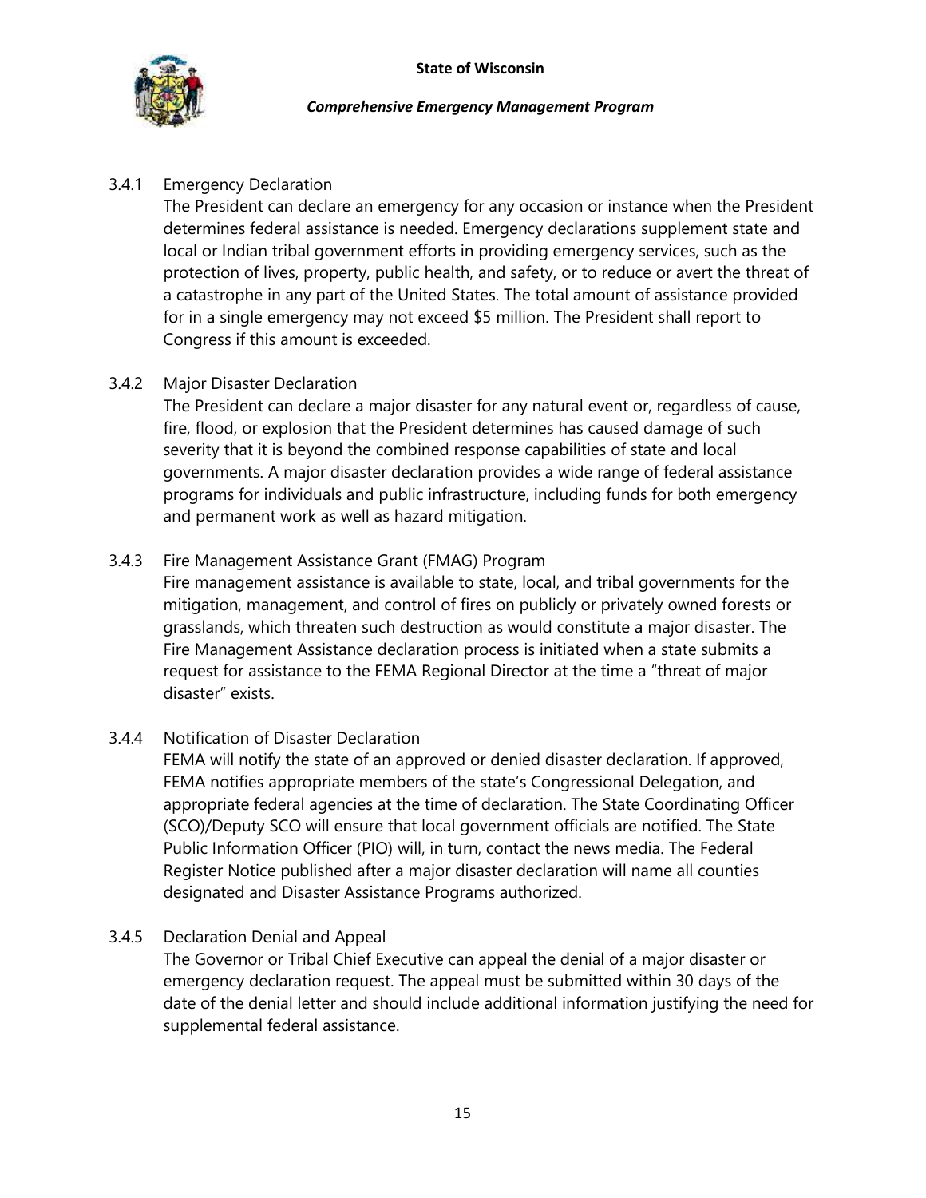### 3.4.1 Emergency Declaration

The President can declare an emergency for any occasion or instance when the President determines federal assistance is needed. Emergency declarations supplement state and local or Indian tribal government efforts in providing emergency services, such as the protection of lives, property, public health, and safety, or to reduce or avert the threat of a catastrophe in any part of the United States. The total amount of assistance provided for in a single emergency may not exceed $5 million. The President shall report to Congress if this amount is exceeded.

### 3.4.2 Major Disaster Declaration

The President can declare a major disaster for any natural event or, regardless of cause, fire, flood, or explosion that the President determines has caused damage of such severity that it is beyond the combined response capabilities of state and local governments. A major disaster declaration provides a wide range of federal assistance programs for individuals and public infrastructure, including funds for both emergency and permanent work as well as hazard mitigation.

### 3.4.3 Fire Management Assistance Grant (FMAG) Program

Fire management assistance is available to state, local, and tribal governments for the mitigation, management, and control of fires on publicly or privately owned forests or grasslands, which threaten such destruction as would constitute a major disaster. The Fire Management Assistance declaration process is initiated when a state submits a request for assistance to the FEMA Regional Director at the time a "threat of major disaster" exists.

### 3.4.4 Notification of Disaster Declaration

FEMA will notify the state of an approved or denied disaster declaration. If approved, FEMA notifies appropriate members of the state's Congressional Delegation, and appropriate federal agencies at the time of declaration. The State Coordinating Officer (SCO)/Deputy SCO will ensure that local government officials are notified. The State Public Information Officer (PIO) will, in turn, contact the news media. The Federal Register Notice published after a major disaster declaration will name all counties designated and Disaster Assistance Programs authorized.

### 3.4.5 Declaration Denial and Appeal

The Governor or Tribal Chief Executive can appeal the denial of a major disaster or emergency declaration request. The appeal must be submitted within 30 days of the date of the denial letter and should include additional information justifying the need for supplemental federal assistance.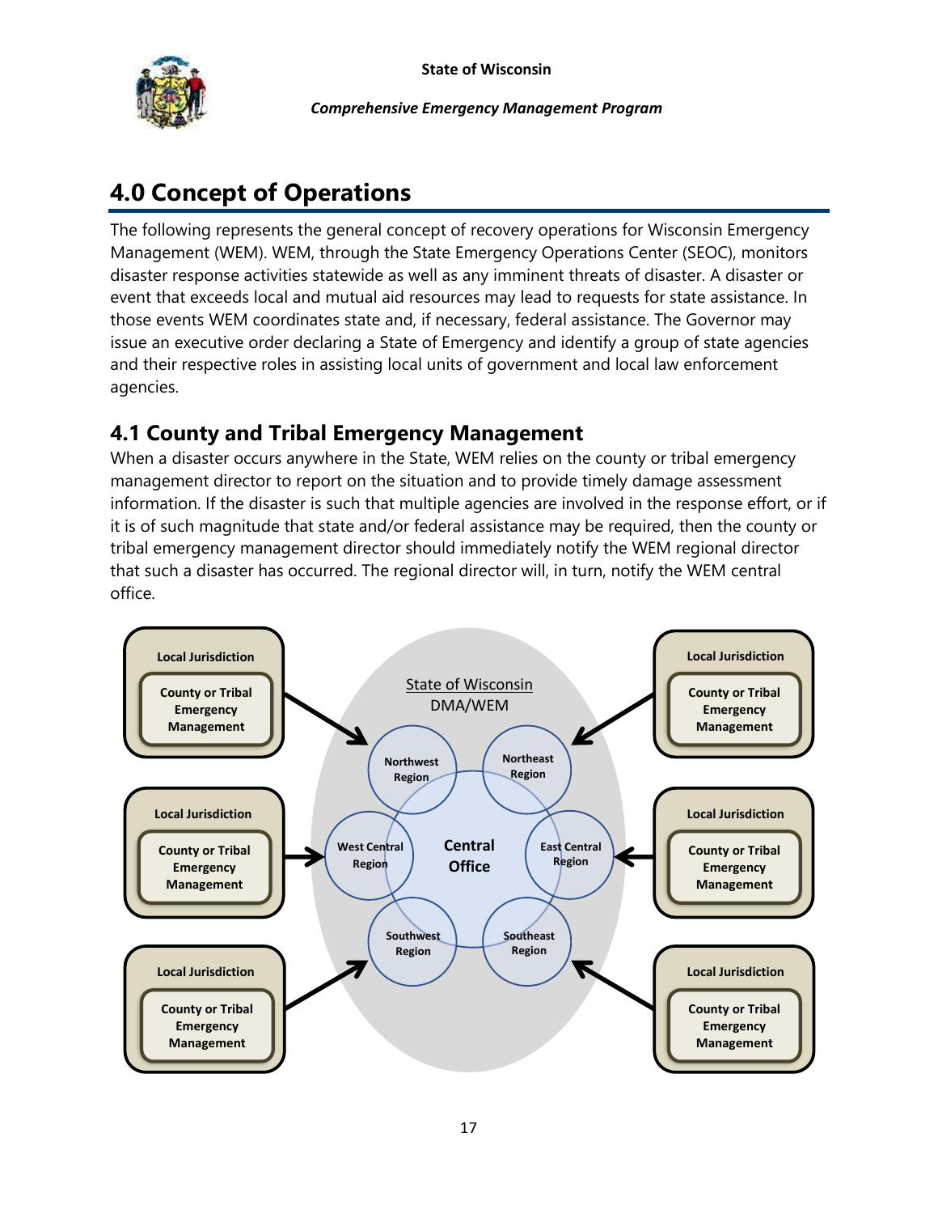# 4.0 Concept of Operations

The following represents the general concept of recovery operations for Wisconsin Emergency Management (WEM). WEM, through the State Emergency Operations Center (SEOC), monitors disaster response activities statewide as well as any imminent threats of disaster. A disaster or event that exceeds local and mutual aid resources may lead to requests for state assistance. In those events WEM coordinates state and, if necessary, federal assistance. The Governor may issue an executive order declaring a State of Emergency and identify a group of state agencies and their respective roles in assisting local units of government and local law enforcement agencies.

## 4.1 County and Tribal Emergency Management

When a disaster occurs anywhere in the State, WEM relies on the county or tribal emergency management director to report on the situation and to provide timely damage assessment information. If the disaster is such that multiple agencies are involved in the response effort, or if it is of such magnitude that state and/or federal assistance may be required, then the county or tribal emergency management director should immediately notify the WEM regional director that such a disaster has occurred. The regional director will, in turn, notify the WEM central office.

Local Jurisdiction — County or Tribal Emergency Management (×6) → State of Wisconsin DMA/WEM: Northwest Region, Northeast Region, West Central Region, East Central Region, Southwest Region, Southeast Region, Central Office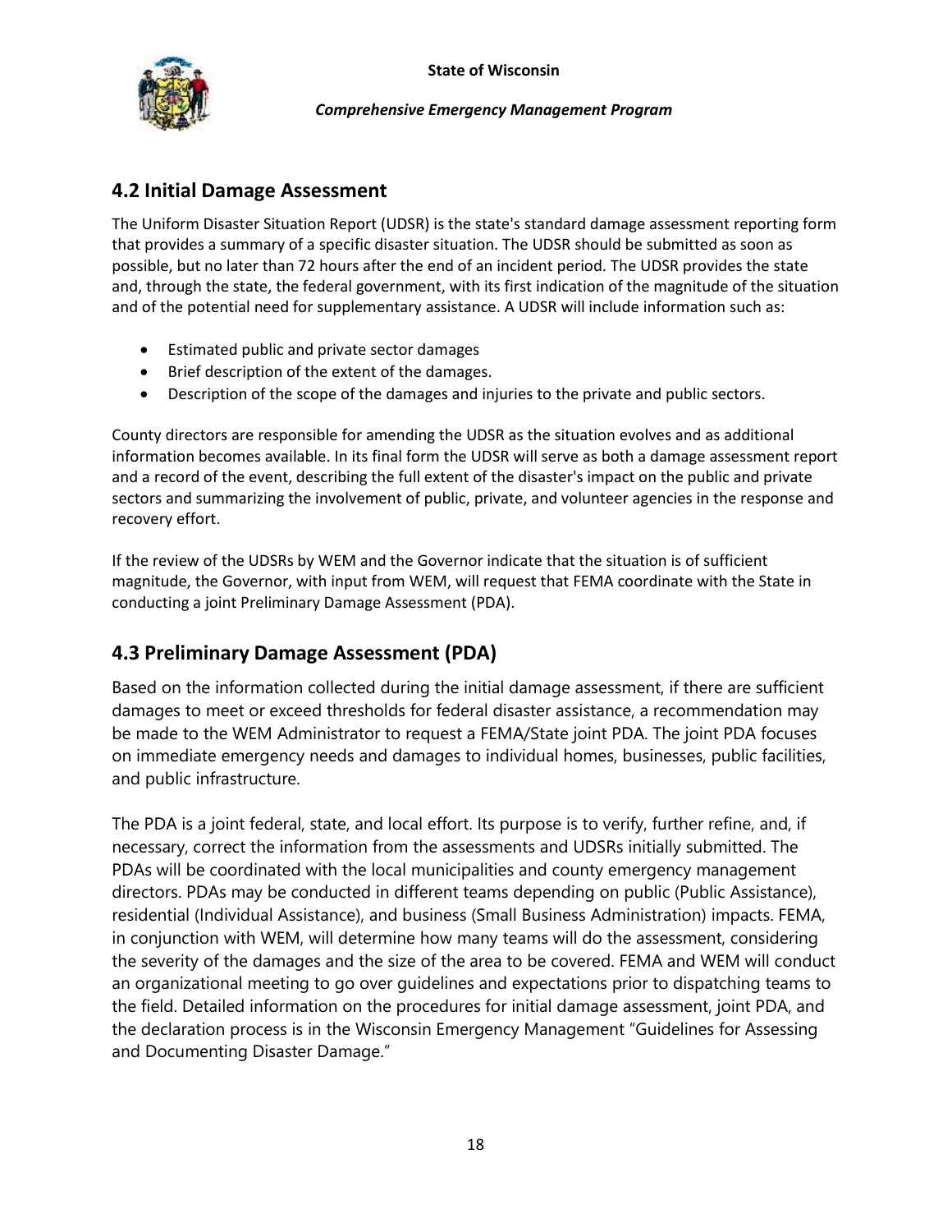## 4.2 Initial Damage Assessment

The Uniform Disaster Situation Report (UDSR) is the state's standard damage assessment reporting form that provides a summary of a specific disaster situation. The UDSR should be submitted as soon as possible, but no later than 72 hours after the end of an incident period. The UDSR provides the state and, through the state, the federal government, with its first indication of the magnitude of the situation and of the potential need for supplementary assistance. A UDSR will include information such as:

- Estimated public and private sector damages
- Brief description of the extent of the damages.
- Description of the scope of the damages and injuries to the private and public sectors.

County directors are responsible for amending the UDSR as the situation evolves and as additional information becomes available. In its final form the UDSR will serve as both a damage assessment report and a record of the event, describing the full extent of the disaster's impact on the public and private sectors and summarizing the involvement of public, private, and volunteer agencies in the response and recovery effort.

If the review of the UDSRs by WEM and the Governor indicate that the situation is of sufficient magnitude, the Governor, with input from WEM, will request that FEMA coordinate with the State in conducting a joint Preliminary Damage Assessment (PDA).

## 4.3 Preliminary Damage Assessment (PDA)

Based on the information collected during the initial damage assessment, if there are sufficient damages to meet or exceed thresholds for federal disaster assistance, a recommendation may be made to the WEM Administrator to request a FEMA/State joint PDA. The joint PDA focuses on immediate emergency needs and damages to individual homes, businesses, public facilities, and public infrastructure.

The PDA is a joint federal, state, and local effort. Its purpose is to verify, further refine, and, if necessary, correct the information from the assessments and UDSRs initially submitted. The PDAs will be coordinated with the local municipalities and county emergency management directors. PDAs may be conducted in different teams depending on public (Public Assistance), residential (Individual Assistance), and business (Small Business Administration) impacts. FEMA, in conjunction with WEM, will determine how many teams will do the assessment, considering the severity of the damages and the size of the area to be covered. FEMA and WEM will conduct an organizational meeting to go over guidelines and expectations prior to dispatching teams to the field. Detailed information on the procedures for initial damage assessment, joint PDA, and the declaration process is in the Wisconsin Emergency Management "Guidelines for Assessing and Documenting Disaster Damage."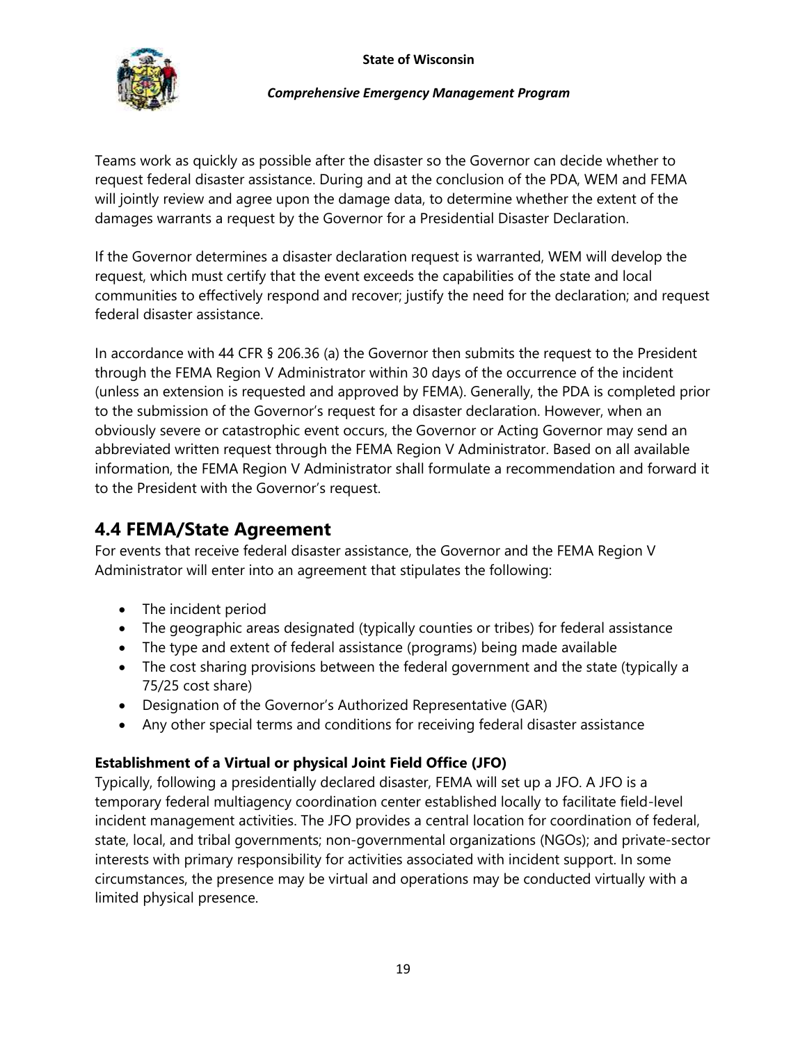Teams work as quickly as possible after the disaster so the Governor can decide whether to request federal disaster assistance. During and at the conclusion of the PDA, WEM and FEMA will jointly review and agree upon the damage data, to determine whether the extent of the damages warrants a request by the Governor for a Presidential Disaster Declaration.

If the Governor determines a disaster declaration request is warranted, WEM will develop the request, which must certify that the event exceeds the capabilities of the state and local communities to effectively respond and recover; justify the need for the declaration; and request federal disaster assistance.

In accordance with 44 CFR § 206.36 (a) the Governor then submits the request to the President through the FEMA Region V Administrator within 30 days of the occurrence of the incident (unless an extension is requested and approved by FEMA). Generally, the PDA is completed prior to the submission of the Governor's request for a disaster declaration. However, when an obviously severe or catastrophic event occurs, the Governor or Acting Governor may send an abbreviated written request through the FEMA Region V Administrator. Based on all available information, the FEMA Region V Administrator shall formulate a recommendation and forward it to the President with the Governor's request.

## 4.4 FEMA/State Agreement

For events that receive federal disaster assistance, the Governor and the FEMA Region V Administrator will enter into an agreement that stipulates the following:

- The incident period
- The geographic areas designated (typically counties or tribes) for federal assistance
- The type and extent of federal assistance (programs) being made available
- The cost sharing provisions between the federal government and the state (typically a 75/25 cost share)
- Designation of the Governor's Authorized Representative (GAR)
- Any other special terms and conditions for receiving federal disaster assistance

**Establishment of a Virtual or physical Joint Field Office (JFO)**

Typically, following a presidentially declared disaster, FEMA will set up a JFO. A JFO is a temporary federal multiagency coordination center established locally to facilitate field-level incident management activities. The JFO provides a central location for coordination of federal, state, local, and tribal governments; non-governmental organizations (NGOs); and private-sector interests with primary responsibility for activities associated with incident support. In some circumstances, the presence may be virtual and operations may be conducted virtually with a limited physical presence.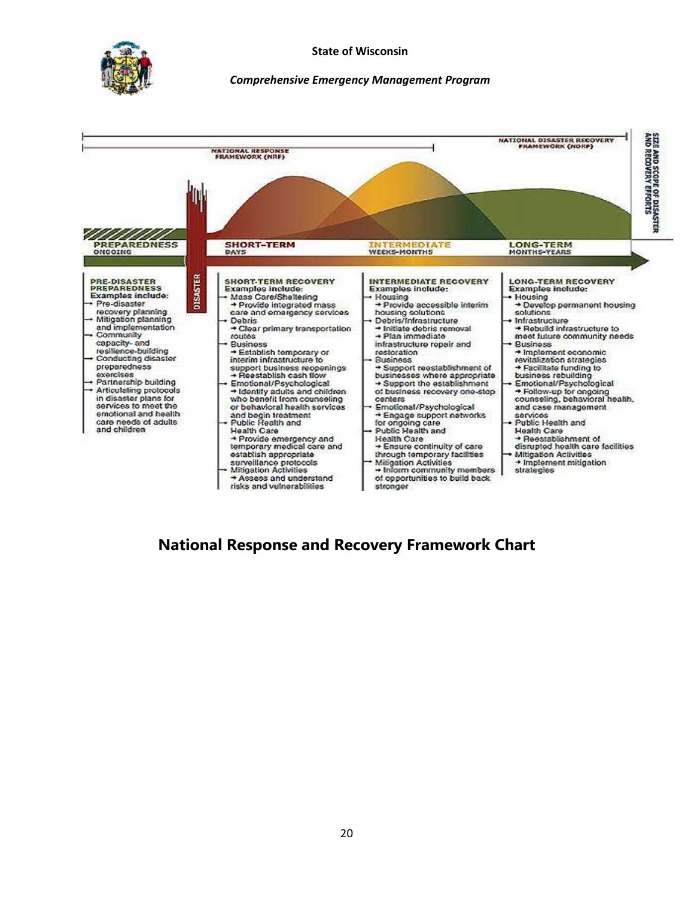NATIONAL RESPONSE FRAMEWORK (NRF)

NATIONAL DISASTER RECOVERY FRAMEWORK (NDRF)

SIZE AND SCOPE OF DISASTER AND RECOVERY EFFORTS

PREPAREDNESS ONGOING | DISASTER | SHORT-TERM DAYS | INTERMEDIATE WEEKS-MONTHS | LONG-TERM MONTHS-YEARS

**PRE-DISASTER PREPAREDNESS**
Examples include:
- Pre-disaster recovery planning
- Mitigation planning and implementation
- Community capacity- and resilience-building
- Conducting disaster preparedness exercises
- Partnership building
- Articulating protocols in disaster plans for services to meet the emotional and health care needs of adults and children

**SHORT-TERM RECOVERY**
Examples include:
- Mass Care/Sheltering
  → Provide integrated mass care and emergency services
- Debris
  → Clear primary transportation routes
- Business
  → Establish temporary or interim infrastructure to support business reopenings
  → Reestablish cash flow
- Emotional/Psychological
  → Identify adults and children who benefit from counseling or behavioral health services and begin treatment
- Public Health and Health Care
  → Provide emergency and temporary medical care and establish appropriate surveillance protocols
- Mitigation Activities
  → Assess and understand risks and vulnerabilities

**INTERMEDIATE RECOVERY**
Examples include:
- Housing
  → Provide accessible interim housing solutions
- Debris/Infrastructure
  → Initiate debris removal
  → Plan immediate infrastructure repair and restoration
- Business
  → Support reestablishment of businesses where appropriate
  → Support the establishment of business recovery one-stop centers
- Emotional/Psychological
  → Engage support networks for ongoing care
- Public Health and Health Care
  → Ensure continuity of care through temporary facilities
- Mitigation Activities
  → Inform community members of opportunities to build back stronger

**LONG-TERM RECOVERY**
Examples include:
- Housing
  → Develop permanent housing solutions
- Infrastructure
  → Rebuild infrastructure to meet future community needs
- Business
  → Implement economic revitalization strategies
  → Facilitate funding to business rebuilding
- Emotional/Psychological
  → Follow-up for ongoing counseling, behavioral health, and case management services
- Public Health and Health Care
  → Reestablishment of disrupted health care facilities
- Mitigation Activities
  → Implement mitigation strategies

## National Response and Recovery Framework Chart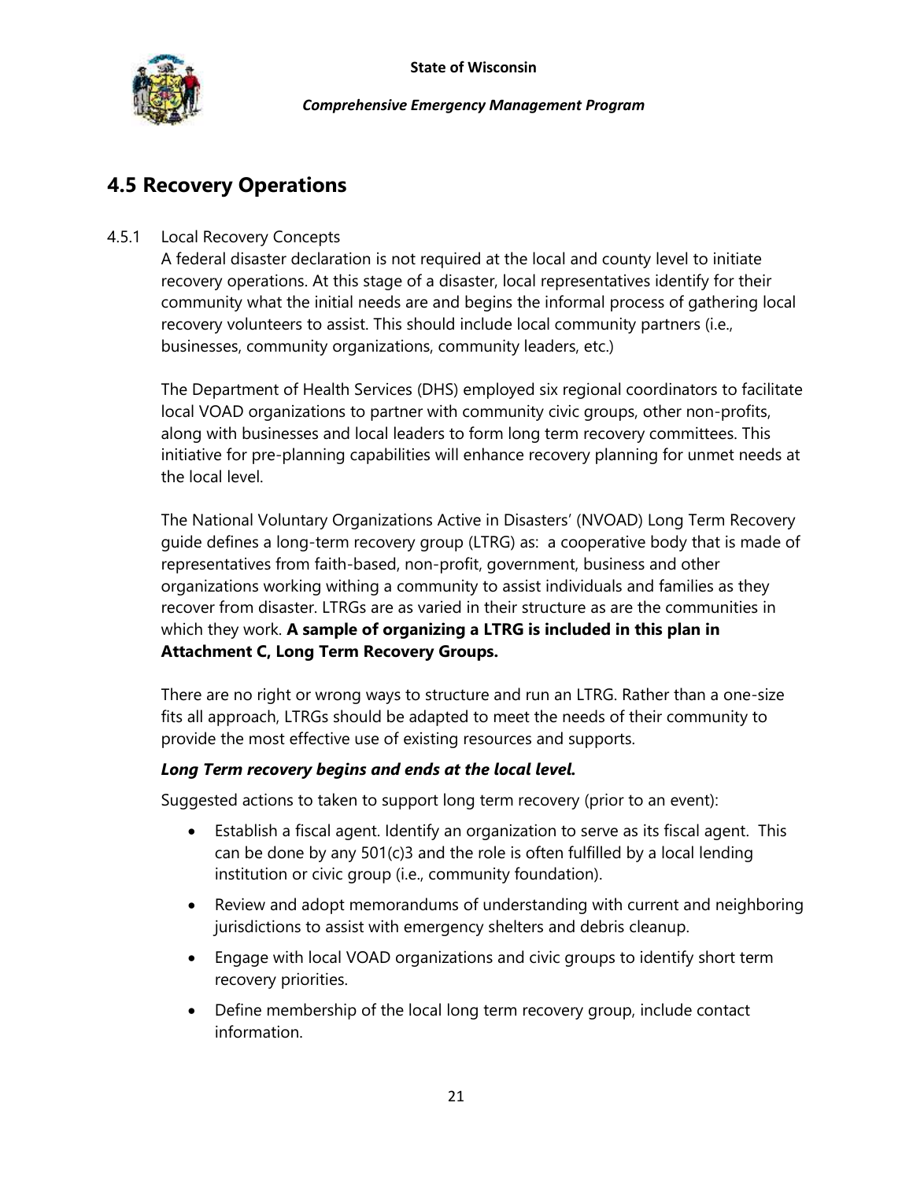## 4.5 Recovery Operations

4.5.1 Local Recovery Concepts

A federal disaster declaration is not required at the local and county level to initiate recovery operations. At this stage of a disaster, local representatives identify for their community what the initial needs are and begins the informal process of gathering local recovery volunteers to assist. This should include local community partners (i.e., businesses, community organizations, community leaders, etc.)

The Department of Health Services (DHS) employed six regional coordinators to facilitate local VOAD organizations to partner with community civic groups, other non-profits, along with businesses and local leaders to form long term recovery committees. This initiative for pre-planning capabilities will enhance recovery planning for unmet needs at the local level.

The National Voluntary Organizations Active in Disasters' (NVOAD) Long Term Recovery guide defines a long-term recovery group (LTRG) as: a cooperative body that is made of representatives from faith-based, non-profit, government, business and other organizations working withing a community to assist individuals and families as they recover from disaster. LTRGs are as varied in their structure as are the communities in which they work. **A sample of organizing a LTRG is included in this plan in Attachment C, Long Term Recovery Groups.**

There are no right or wrong ways to structure and run an LTRG. Rather than a one-size fits all approach, LTRGs should be adapted to meet the needs of their community to provide the most effective use of existing resources and supports.

***Long Term recovery begins and ends at the local level.***

Suggested actions to taken to support long term recovery (prior to an event):

- Establish a fiscal agent. Identify an organization to serve as its fiscal agent. This can be done by any 501(c)3 and the role is often fulfilled by a local lending institution or civic group (i.e., community foundation).
- Review and adopt memorandums of understanding with current and neighboring jurisdictions to assist with emergency shelters and debris cleanup.
- Engage with local VOAD organizations and civic groups to identify short term recovery priorities.
- Define membership of the local long term recovery group, include contact information.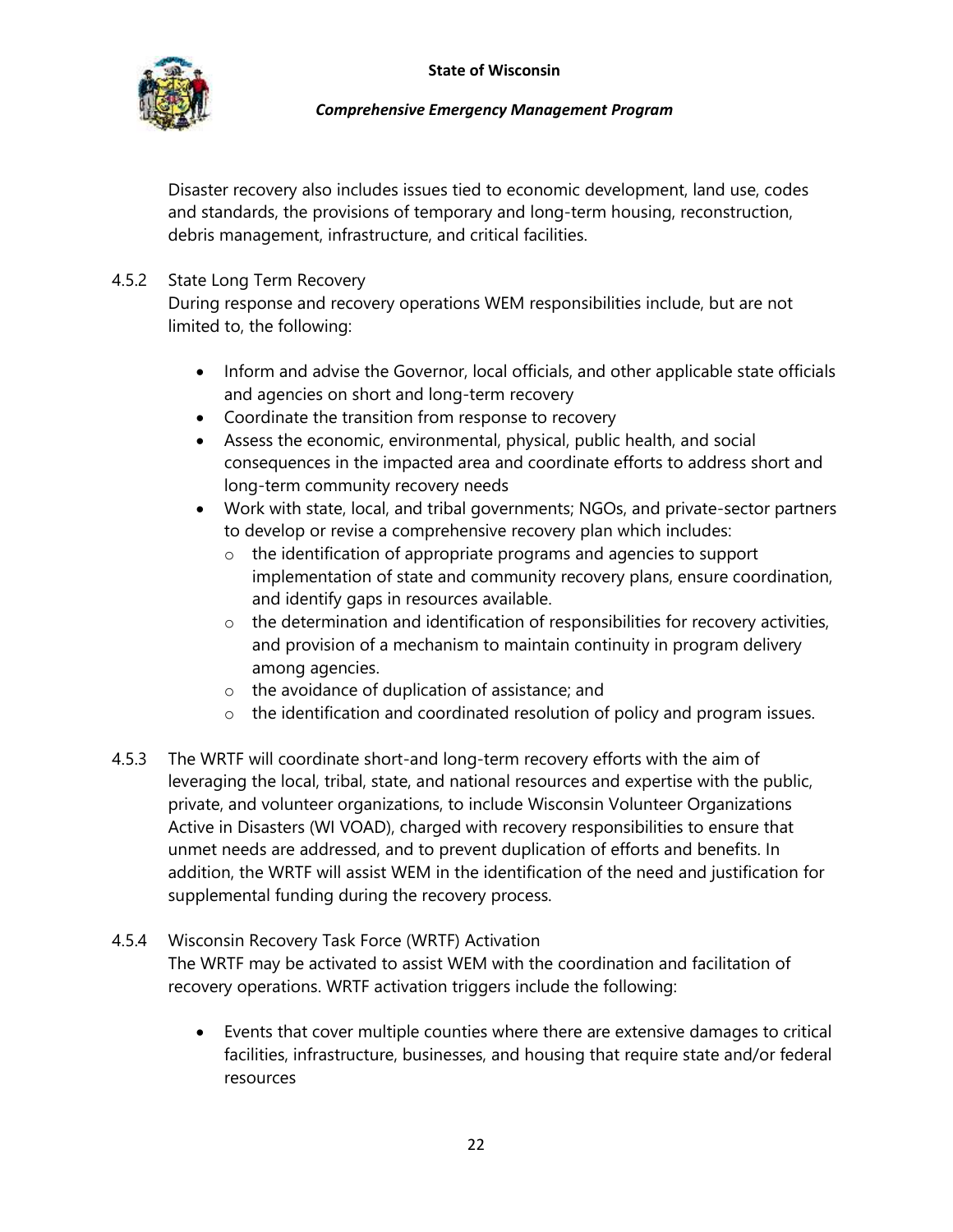Disaster recovery also includes issues tied to economic development, land use, codes and standards, the provisions of temporary and long-term housing, reconstruction, debris management, infrastructure, and critical facilities.

4.5.2 State Long Term Recovery

During response and recovery operations WEM responsibilities include, but are not limited to, the following:

- Inform and advise the Governor, local officials, and other applicable state officials and agencies on short and long-term recovery
- Coordinate the transition from response to recovery
- Assess the economic, environmental, physical, public health, and social consequences in the impacted area and coordinate efforts to address short and long-term community recovery needs
- Work with state, local, and tribal governments; NGOs, and private-sector partners to develop or revise a comprehensive recovery plan which includes:
  - the identification of appropriate programs and agencies to support implementation of state and community recovery plans, ensure coordination, and identify gaps in resources available.
  - the determination and identification of responsibilities for recovery activities, and provision of a mechanism to maintain continuity in program delivery among agencies.
  - the avoidance of duplication of assistance; and
  - the identification and coordinated resolution of policy and program issues.

4.5.3 The WRTF will coordinate short-and long-term recovery efforts with the aim of leveraging the local, tribal, state, and national resources and expertise with the public, private, and volunteer organizations, to include Wisconsin Volunteer Organizations Active in Disasters (WI VOAD), charged with recovery responsibilities to ensure that unmet needs are addressed, and to prevent duplication of efforts and benefits. In addition, the WRTF will assist WEM in the identification of the need and justification for supplemental funding during the recovery process.

4.5.4 Wisconsin Recovery Task Force (WRTF) Activation

The WRTF may be activated to assist WEM with the coordination and facilitation of recovery operations. WRTF activation triggers include the following:

- Events that cover multiple counties where there are extensive damages to critical facilities, infrastructure, businesses, and housing that require state and/or federal resources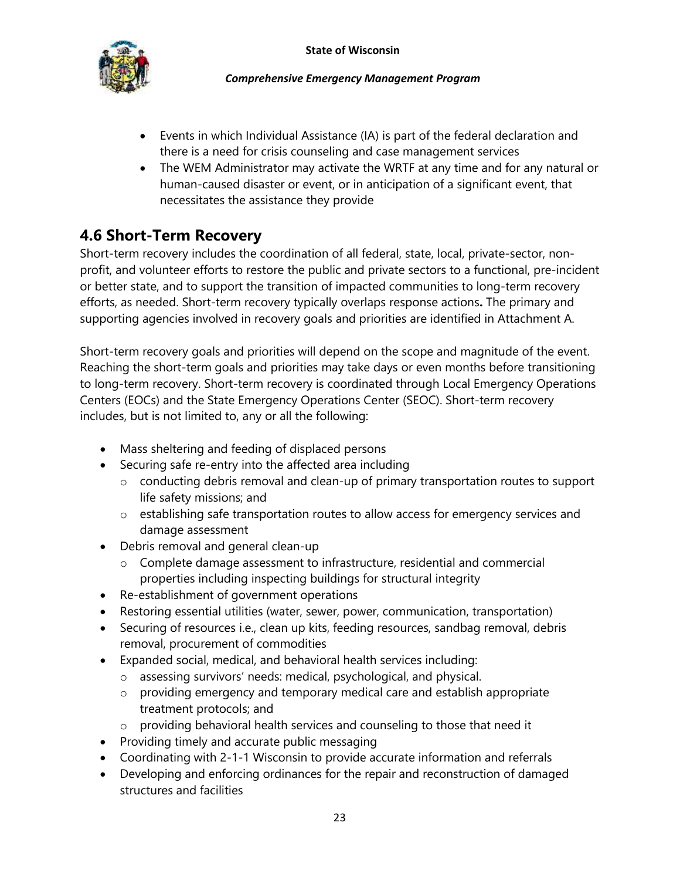- Events in which Individual Assistance (IA) is part of the federal declaration and there is a need for crisis counseling and case management services
- The WEM Administrator may activate the WRTF at any time and for any natural or human-caused disaster or event, or in anticipation of a significant event, that necessitates the assistance they provide

## 4.6 Short-Term Recovery

Short-term recovery includes the coordination of all federal, state, local, private-sector, non-profit, and volunteer efforts to restore the public and private sectors to a functional, pre-incident or better state, and to support the transition of impacted communities to long-term recovery efforts, as needed. Short-term recovery typically overlaps response actions**.** The primary and supporting agencies involved in recovery goals and priorities are identified in Attachment A.

Short-term recovery goals and priorities will depend on the scope and magnitude of the event. Reaching the short-term goals and priorities may take days or even months before transitioning to long-term recovery. Short-term recovery is coordinated through Local Emergency Operations Centers (EOCs) and the State Emergency Operations Center (SEOC). Short-term recovery includes, but is not limited to, any or all the following:

- Mass sheltering and feeding of displaced persons
- Securing safe re-entry into the affected area including
  - conducting debris removal and clean-up of primary transportation routes to support life safety missions; and
  - establishing safe transportation routes to allow access for emergency services and damage assessment
- Debris removal and general clean-up
  - Complete damage assessment to infrastructure, residential and commercial properties including inspecting buildings for structural integrity
- Re-establishment of government operations
- Restoring essential utilities (water, sewer, power, communication, transportation)
- Securing of resources i.e., clean up kits, feeding resources, sandbag removal, debris removal, procurement of commodities
- Expanded social, medical, and behavioral health services including:
  - assessing survivors' needs: medical, psychological, and physical.
  - providing emergency and temporary medical care and establish appropriate treatment protocols; and
  - providing behavioral health services and counseling to those that need it
- Providing timely and accurate public messaging
- Coordinating with 2-1-1 Wisconsin to provide accurate information and referrals
- Developing and enforcing ordinances for the repair and reconstruction of damaged structures and facilities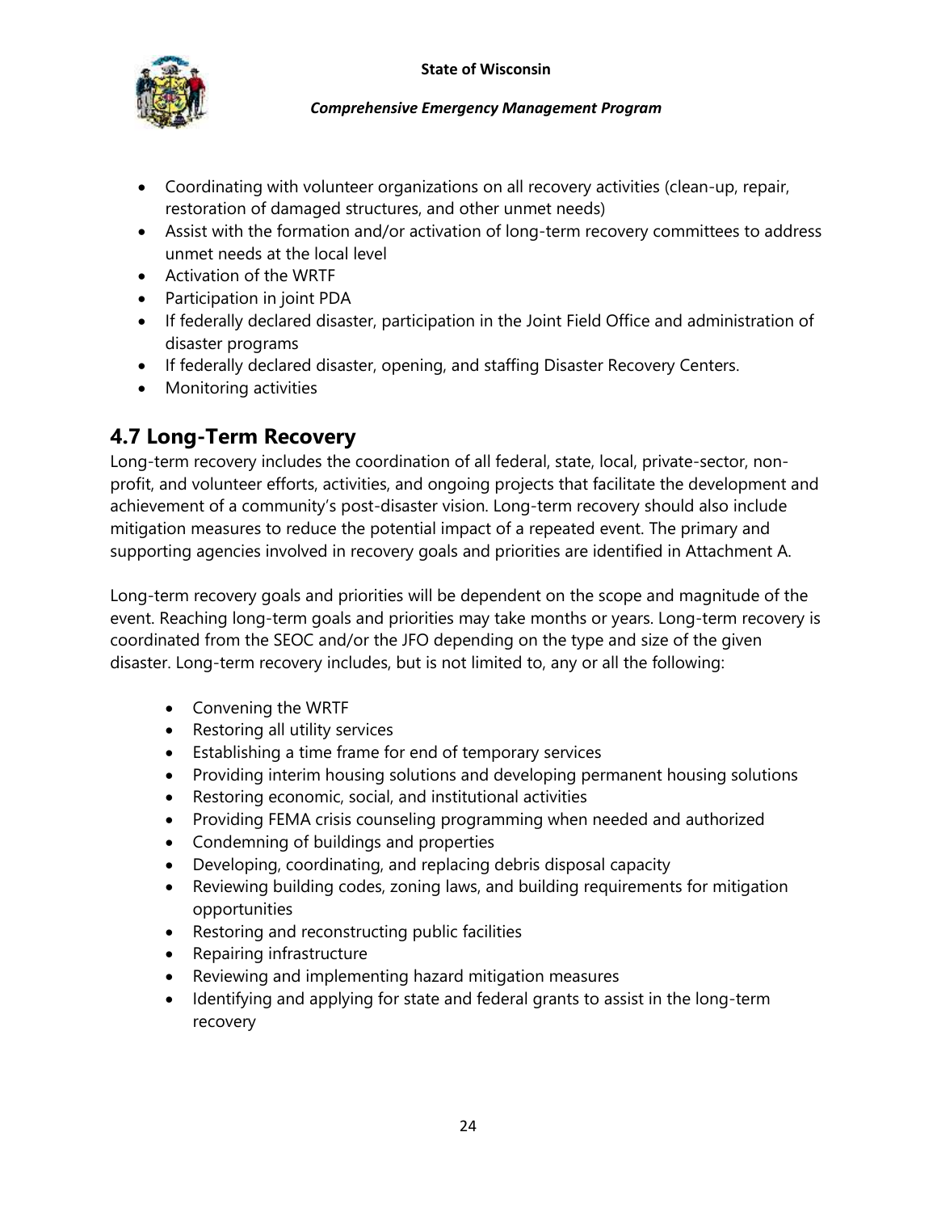- Coordinating with volunteer organizations on all recovery activities (clean-up, repair, restoration of damaged structures, and other unmet needs)
- Assist with the formation and/or activation of long-term recovery committees to address unmet needs at the local level
- Activation of the WRTF
- Participation in joint PDA
- If federally declared disaster, participation in the Joint Field Office and administration of disaster programs
- If federally declared disaster, opening, and staffing Disaster Recovery Centers.
- Monitoring activities

## 4.7 Long-Term Recovery

Long-term recovery includes the coordination of all federal, state, local, private-sector, non-profit, and volunteer efforts, activities, and ongoing projects that facilitate the development and achievement of a community's post-disaster vision. Long-term recovery should also include mitigation measures to reduce the potential impact of a repeated event. The primary and supporting agencies involved in recovery goals and priorities are identified in Attachment A.

Long-term recovery goals and priorities will be dependent on the scope and magnitude of the event. Reaching long-term goals and priorities may take months or years. Long-term recovery is coordinated from the SEOC and/or the JFO depending on the type and size of the given disaster. Long-term recovery includes, but is not limited to, any or all the following:

- Convening the WRTF
- Restoring all utility services
- Establishing a time frame for end of temporary services
- Providing interim housing solutions and developing permanent housing solutions
- Restoring economic, social, and institutional activities
- Providing FEMA crisis counseling programming when needed and authorized
- Condemning of buildings and properties
- Developing, coordinating, and replacing debris disposal capacity
- Reviewing building codes, zoning laws, and building requirements for mitigation opportunities
- Restoring and reconstructing public facilities
- Repairing infrastructure
- Reviewing and implementing hazard mitigation measures
- Identifying and applying for state and federal grants to assist in the long-term recovery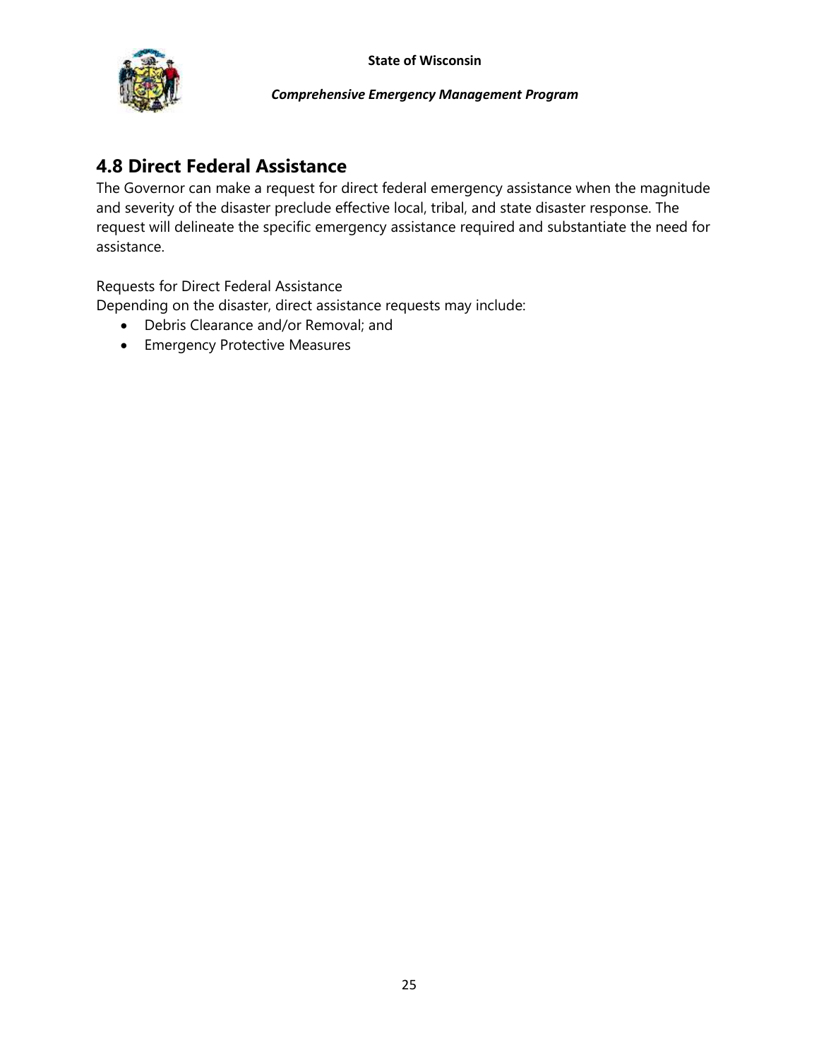## 4.8 Direct Federal Assistance

The Governor can make a request for direct federal emergency assistance when the magnitude and severity of the disaster preclude effective local, tribal, and state disaster response. The request will delineate the specific emergency assistance required and substantiate the need for assistance.

Requests for Direct Federal Assistance

Depending on the disaster, direct assistance requests may include:

- Debris Clearance and/or Removal; and
- Emergency Protective Measures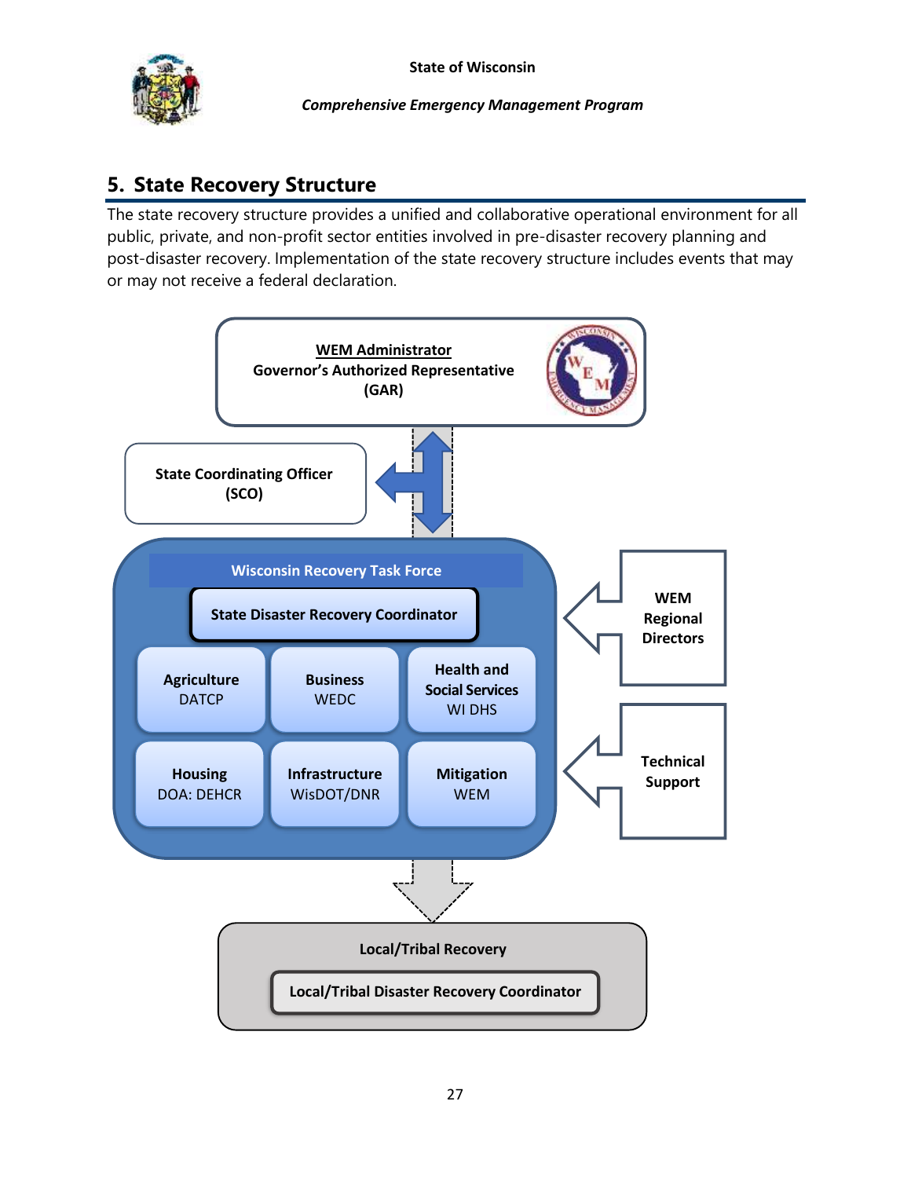## 5. State Recovery Structure

The state recovery structure provides a unified and collaborative operational environment for all public, private, and non-profit sector entities involved in pre-disaster recovery planning and post-disaster recovery. Implementation of the state recovery structure includes events that may or may not receive a federal declaration.

**WEM Administrator**
**Governor's Authorized Representative (GAR)**

**State Coordinating Officer (SCO)**

**Wisconsin Recovery Task Force**

**State Disaster Recovery Coordinator**

| | | |
|---|---|---|
| **Agriculture** DATCP | **Business** WEDC | **Health and Social Services** WI DHS |
| **Housing** DOA: DEHCR | **Infrastructure** WisDOT/DNR | **Mitigation** WEM |

**WEM Regional Directors**

**Technical Support**

**Local/Tribal Recovery**

**Local/Tribal Disaster Recovery Coordinator**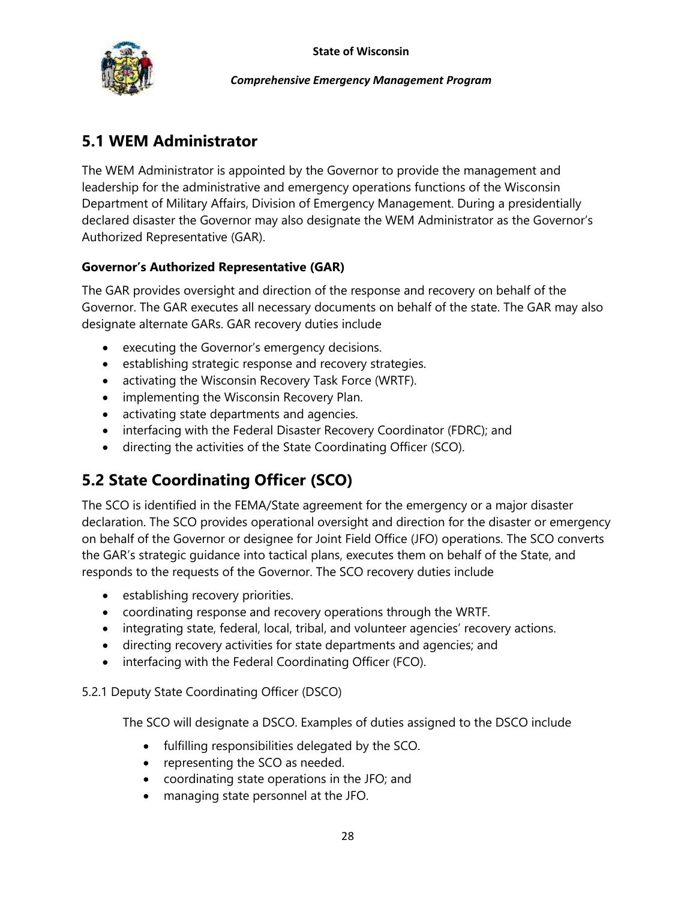## 5.1 WEM Administrator

The WEM Administrator is appointed by the Governor to provide the management and leadership for the administrative and emergency operations functions of the Wisconsin Department of Military Affairs, Division of Emergency Management. During a presidentially declared disaster the Governor may also designate the WEM Administrator as the Governor's Authorized Representative (GAR).

### Governor's Authorized Representative (GAR)

The GAR provides oversight and direction of the response and recovery on behalf of the Governor. The GAR executes all necessary documents on behalf of the state. The GAR may also designate alternate GARs. GAR recovery duties include

- executing the Governor's emergency decisions.
- establishing strategic response and recovery strategies.
- activating the Wisconsin Recovery Task Force (WRTF).
- implementing the Wisconsin Recovery Plan.
- activating state departments and agencies.
- interfacing with the Federal Disaster Recovery Coordinator (FDRC); and
- directing the activities of the State Coordinating Officer (SCO).

## 5.2 State Coordinating Officer (SCO)

The SCO is identified in the FEMA/State agreement for the emergency or a major disaster declaration. The SCO provides operational oversight and direction for the disaster or emergency on behalf of the Governor or designee for Joint Field Office (JFO) operations. The SCO converts the GAR's strategic guidance into tactical plans, executes them on behalf of the State, and responds to the requests of the Governor. The SCO recovery duties include

- establishing recovery priorities.
- coordinating response and recovery operations through the WRTF.
- integrating state, federal, local, tribal, and volunteer agencies' recovery actions.
- directing recovery activities for state departments and agencies; and
- interfacing with the Federal Coordinating Officer (FCO).

5.2.1 Deputy State Coordinating Officer (DSCO)

The SCO will designate a DSCO. Examples of duties assigned to the DSCO include

- fulfilling responsibilities delegated by the SCO.
- representing the SCO as needed.
- coordinating state operations in the JFO; and
- managing state personnel at the JFO.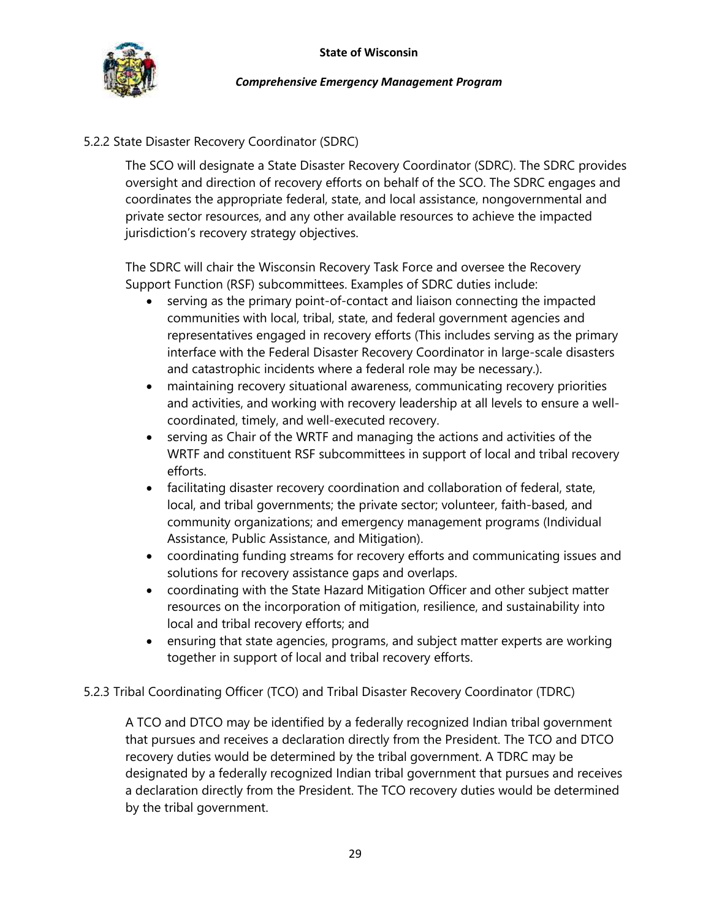### 5.2.2 State Disaster Recovery Coordinator (SDRC)

The SCO will designate a State Disaster Recovery Coordinator (SDRC). The SDRC provides oversight and direction of recovery efforts on behalf of the SCO. The SDRC engages and coordinates the appropriate federal, state, and local assistance, nongovernmental and private sector resources, and any other available resources to achieve the impacted jurisdiction's recovery strategy objectives.

The SDRC will chair the Wisconsin Recovery Task Force and oversee the Recovery Support Function (RSF) subcommittees. Examples of SDRC duties include:

- serving as the primary point-of-contact and liaison connecting the impacted communities with local, tribal, state, and federal government agencies and representatives engaged in recovery efforts (This includes serving as the primary interface with the Federal Disaster Recovery Coordinator in large-scale disasters and catastrophic incidents where a federal role may be necessary.).
- maintaining recovery situational awareness, communicating recovery priorities and activities, and working with recovery leadership at all levels to ensure a well-coordinated, timely, and well-executed recovery.
- serving as Chair of the WRTF and managing the actions and activities of the WRTF and constituent RSF subcommittees in support of local and tribal recovery efforts.
- facilitating disaster recovery coordination and collaboration of federal, state, local, and tribal governments; the private sector; volunteer, faith-based, and community organizations; and emergency management programs (Individual Assistance, Public Assistance, and Mitigation).
- coordinating funding streams for recovery efforts and communicating issues and solutions for recovery assistance gaps and overlaps.
- coordinating with the State Hazard Mitigation Officer and other subject matter resources on the incorporation of mitigation, resilience, and sustainability into local and tribal recovery efforts; and
- ensuring that state agencies, programs, and subject matter experts are working together in support of local and tribal recovery efforts.

### 5.2.3 Tribal Coordinating Officer (TCO) and Tribal Disaster Recovery Coordinator (TDRC)

A TCO and DTCO may be identified by a federally recognized Indian tribal government that pursues and receives a declaration directly from the President. The TCO and DTCO recovery duties would be determined by the tribal government. A TDRC may be designated by a federally recognized Indian tribal government that pursues and receives a declaration directly from the President. The TCO recovery duties would be determined by the tribal government.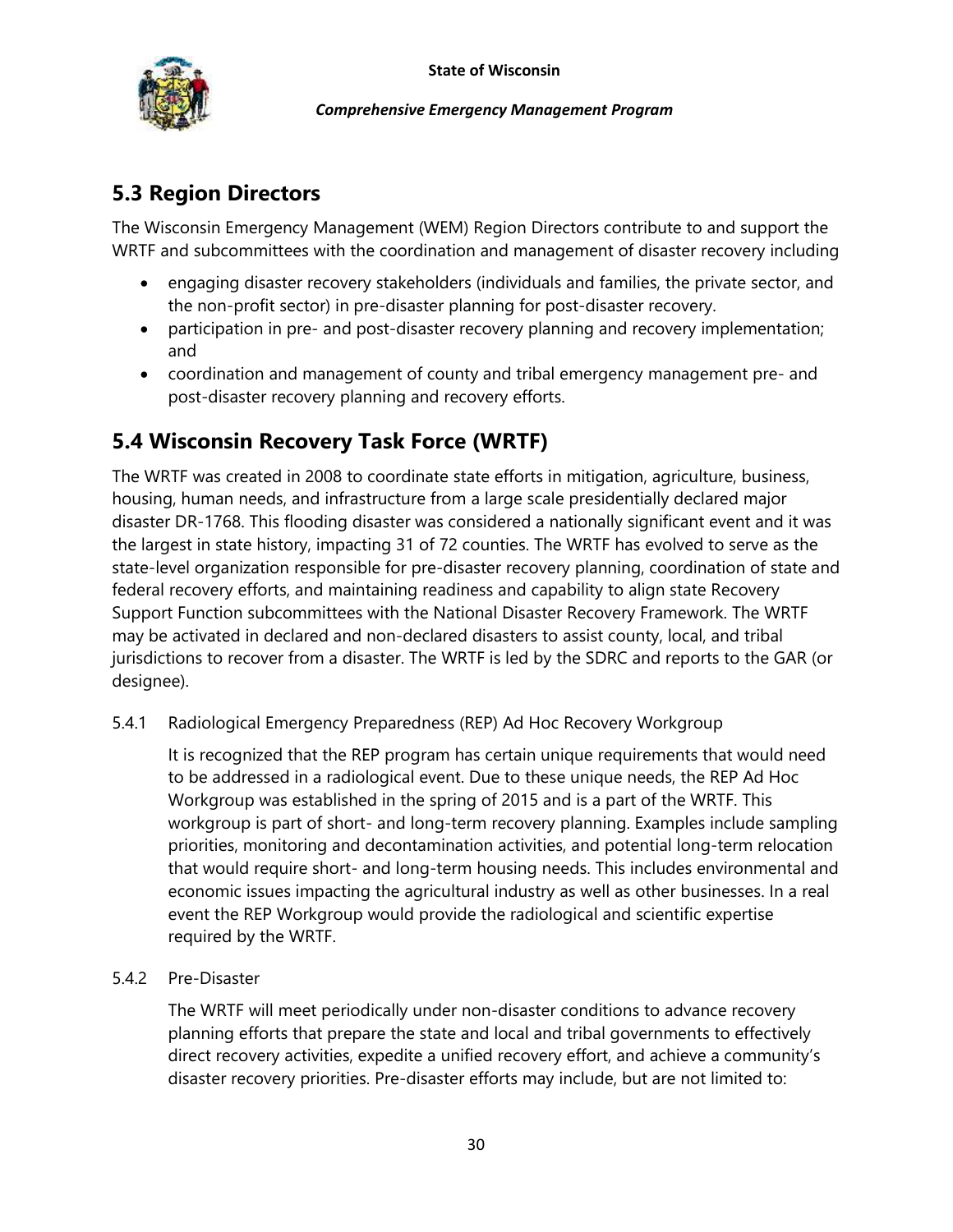## 5.3 Region Directors

The Wisconsin Emergency Management (WEM) Region Directors contribute to and support the WRTF and subcommittees with the coordination and management of disaster recovery including

- engaging disaster recovery stakeholders (individuals and families, the private sector, and the non-profit sector) in pre-disaster planning for post-disaster recovery.
- participation in pre- and post-disaster recovery planning and recovery implementation; and
- coordination and management of county and tribal emergency management pre- and post-disaster recovery planning and recovery efforts.

## 5.4 Wisconsin Recovery Task Force (WRTF)

The WRTF was created in 2008 to coordinate state efforts in mitigation, agriculture, business, housing, human needs, and infrastructure from a large scale presidentially declared major disaster DR-1768. This flooding disaster was considered a nationally significant event and it was the largest in state history, impacting 31 of 72 counties. The WRTF has evolved to serve as the state-level organization responsible for pre-disaster recovery planning, coordination of state and federal recovery efforts, and maintaining readiness and capability to align state Recovery Support Function subcommittees with the National Disaster Recovery Framework. The WRTF may be activated in declared and non-declared disasters to assist county, local, and tribal jurisdictions to recover from a disaster. The WRTF is led by the SDRC and reports to the GAR (or designee).

### 5.4.1 Radiological Emergency Preparedness (REP) Ad Hoc Recovery Workgroup

It is recognized that the REP program has certain unique requirements that would need to be addressed in a radiological event. Due to these unique needs, the REP Ad Hoc Workgroup was established in the spring of 2015 and is a part of the WRTF. This workgroup is part of short- and long-term recovery planning. Examples include sampling priorities, monitoring and decontamination activities, and potential long-term relocation that would require short- and long-term housing needs. This includes environmental and economic issues impacting the agricultural industry as well as other businesses. In a real event the REP Workgroup would provide the radiological and scientific expertise required by the WRTF.

### 5.4.2 Pre-Disaster

The WRTF will meet periodically under non-disaster conditions to advance recovery planning efforts that prepare the state and local and tribal governments to effectively direct recovery activities, expedite a unified recovery effort, and achieve a community's disaster recovery priorities. Pre-disaster efforts may include, but are not limited to: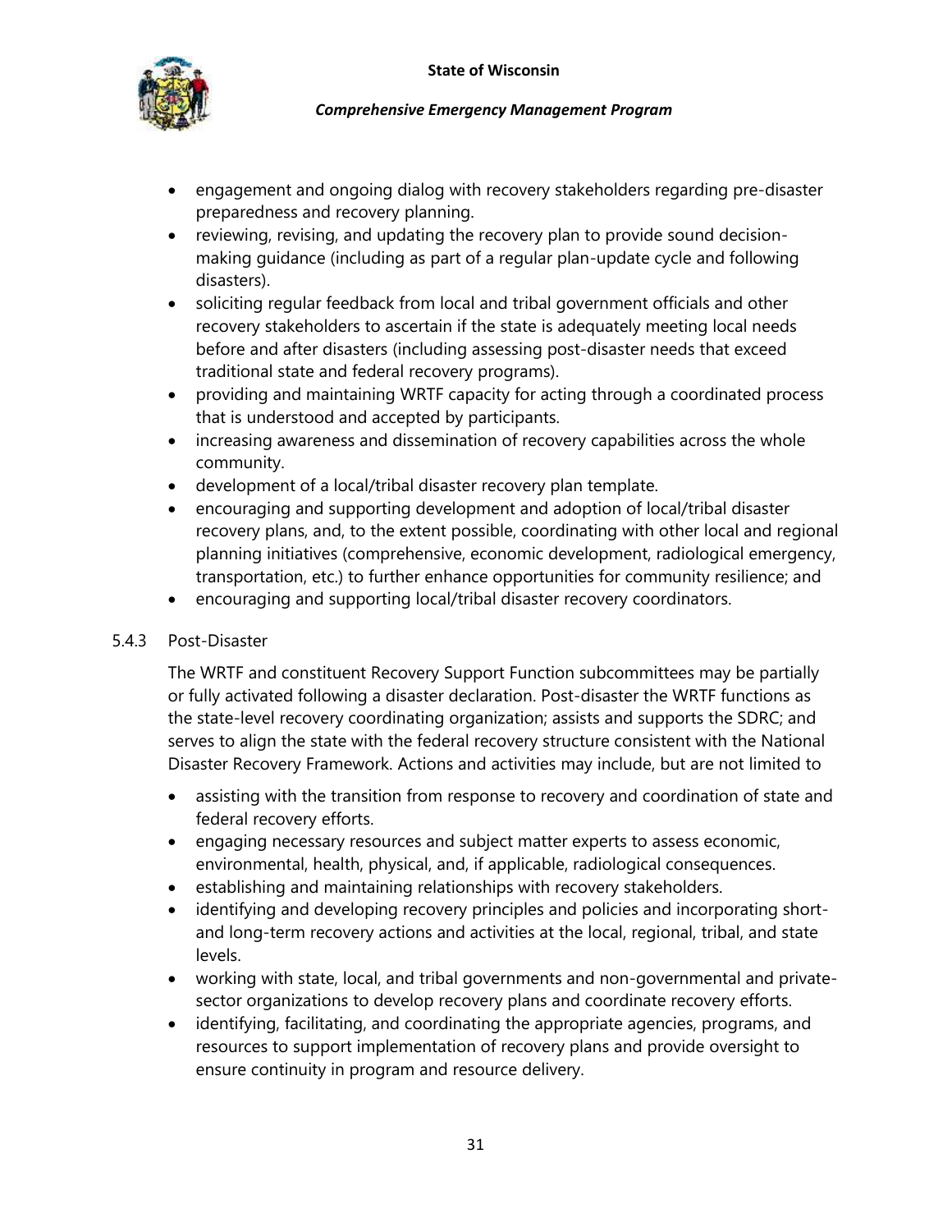- engagement and ongoing dialog with recovery stakeholders regarding pre-disaster preparedness and recovery planning.
- reviewing, revising, and updating the recovery plan to provide sound decision-making guidance (including as part of a regular plan-update cycle and following disasters).
- soliciting regular feedback from local and tribal government officials and other recovery stakeholders to ascertain if the state is adequately meeting local needs before and after disasters (including assessing post-disaster needs that exceed traditional state and federal recovery programs).
- providing and maintaining WRTF capacity for acting through a coordinated process that is understood and accepted by participants.
- increasing awareness and dissemination of recovery capabilities across the whole community.
- development of a local/tribal disaster recovery plan template.
- encouraging and supporting development and adoption of local/tribal disaster recovery plans, and, to the extent possible, coordinating with other local and regional planning initiatives (comprehensive, economic development, radiological emergency, transportation, etc.) to further enhance opportunities for community resilience; and
- encouraging and supporting local/tribal disaster recovery coordinators.

### 5.4.3 Post-Disaster

The WRTF and constituent Recovery Support Function subcommittees may be partially or fully activated following a disaster declaration. Post-disaster the WRTF functions as the state-level recovery coordinating organization; assists and supports the SDRC; and serves to align the state with the federal recovery structure consistent with the National Disaster Recovery Framework. Actions and activities may include, but are not limited to

- assisting with the transition from response to recovery and coordination of state and federal recovery efforts.
- engaging necessary resources and subject matter experts to assess economic, environmental, health, physical, and, if applicable, radiological consequences.
- establishing and maintaining relationships with recovery stakeholders.
- identifying and developing recovery principles and policies and incorporating short- and long-term recovery actions and activities at the local, regional, tribal, and state levels.
- working with state, local, and tribal governments and non-governmental and private-sector organizations to develop recovery plans and coordinate recovery efforts.
- identifying, facilitating, and coordinating the appropriate agencies, programs, and resources to support implementation of recovery plans and provide oversight to ensure continuity in program and resource delivery.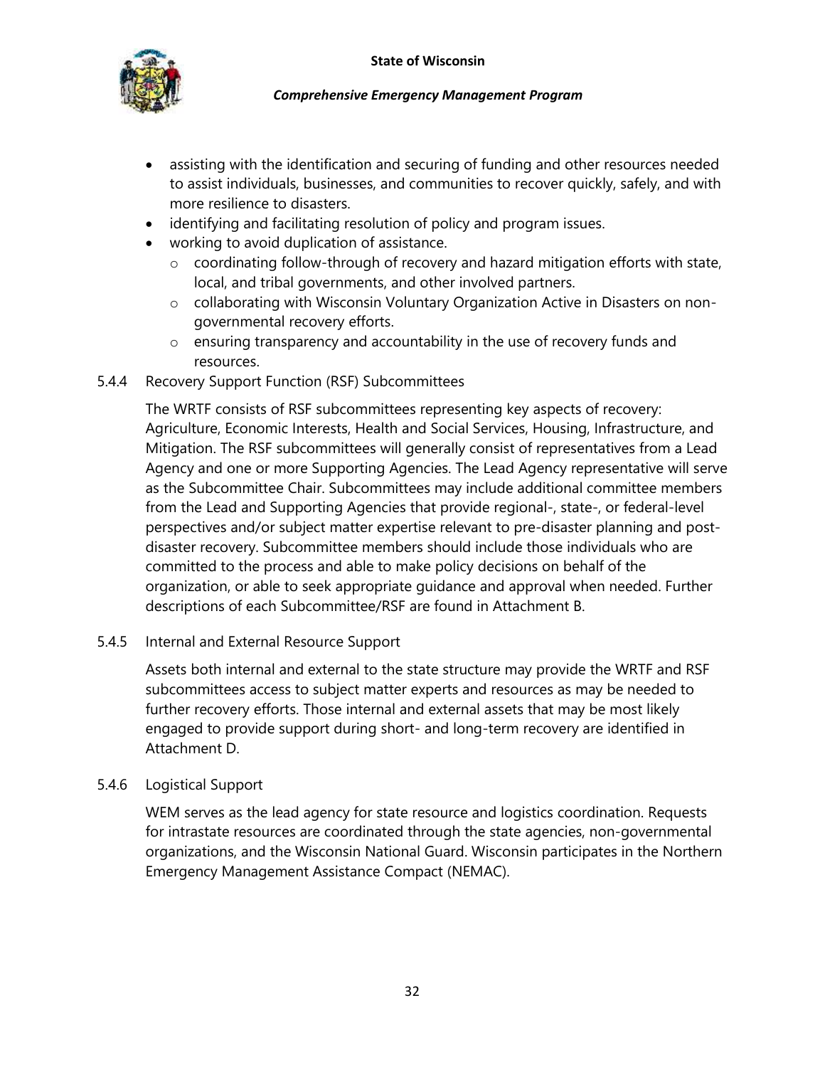- assisting with the identification and securing of funding and other resources needed to assist individuals, businesses, and communities to recover quickly, safely, and with more resilience to disasters.
- identifying and facilitating resolution of policy and program issues.
- working to avoid duplication of assistance.
  - coordinating follow-through of recovery and hazard mitigation efforts with state, local, and tribal governments, and other involved partners.
  - collaborating with Wisconsin Voluntary Organization Active in Disasters on non-governmental recovery efforts.
  - ensuring transparency and accountability in the use of recovery funds and resources.

#### 5.4.4 Recovery Support Function (RSF) Subcommittees

The WRTF consists of RSF subcommittees representing key aspects of recovery: Agriculture, Economic Interests, Health and Social Services, Housing, Infrastructure, and Mitigation. The RSF subcommittees will generally consist of representatives from a Lead Agency and one or more Supporting Agencies. The Lead Agency representative will serve as the Subcommittee Chair. Subcommittees may include additional committee members from the Lead and Supporting Agencies that provide regional-, state-, or federal-level perspectives and/or subject matter expertise relevant to pre-disaster planning and post-disaster recovery. Subcommittee members should include those individuals who are committed to the process and able to make policy decisions on behalf of the organization, or able to seek appropriate guidance and approval when needed. Further descriptions of each Subcommittee/RSF are found in Attachment B.

#### 5.4.5 Internal and External Resource Support

Assets both internal and external to the state structure may provide the WRTF and RSF subcommittees access to subject matter experts and resources as may be needed to further recovery efforts. Those internal and external assets that may be most likely engaged to provide support during short- and long-term recovery are identified in Attachment D.

#### 5.4.6 Logistical Support

WEM serves as the lead agency for state resource and logistics coordination. Requests for intrastate resources are coordinated through the state agencies, non-governmental organizations, and the Wisconsin National Guard. Wisconsin participates in the Northern Emergency Management Assistance Compact (NEMAC).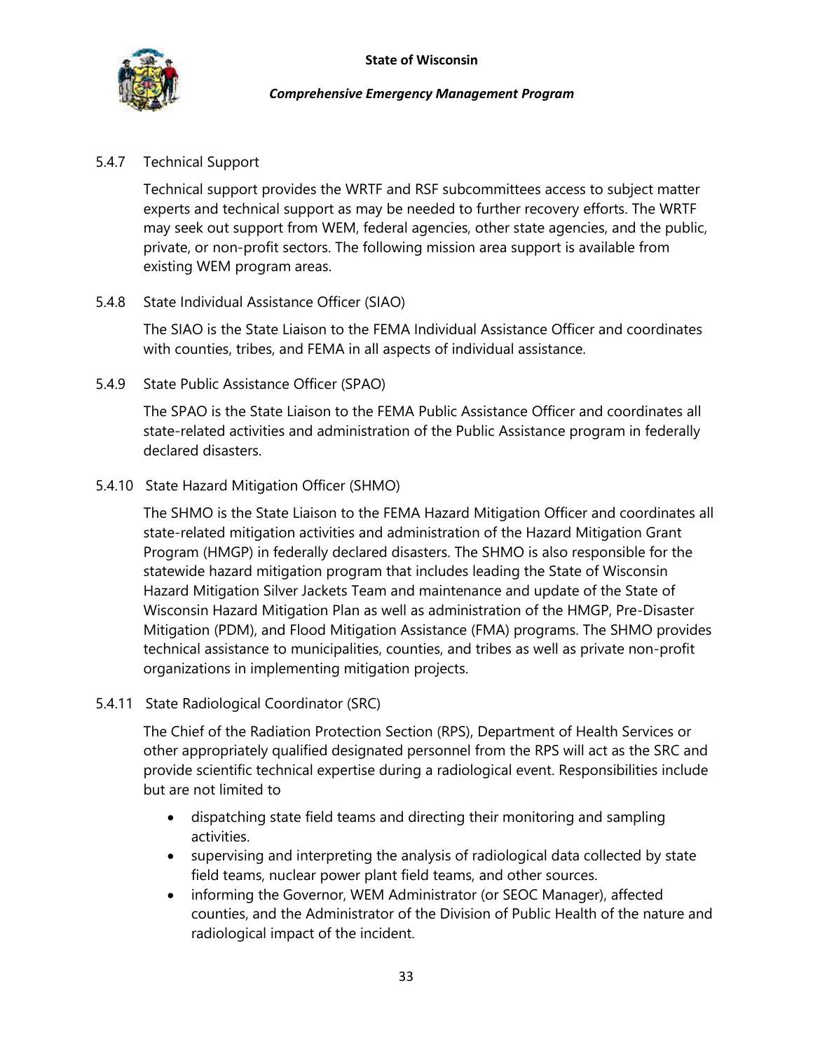### 5.4.7 Technical Support

Technical support provides the WRTF and RSF subcommittees access to subject matter experts and technical support as may be needed to further recovery efforts. The WRTF may seek out support from WEM, federal agencies, other state agencies, and the public, private, or non-profit sectors. The following mission area support is available from existing WEM program areas.

### 5.4.8 State Individual Assistance Officer (SIAO)

The SIAO is the State Liaison to the FEMA Individual Assistance Officer and coordinates with counties, tribes, and FEMA in all aspects of individual assistance.

### 5.4.9 State Public Assistance Officer (SPAO)

The SPAO is the State Liaison to the FEMA Public Assistance Officer and coordinates all state-related activities and administration of the Public Assistance program in federally declared disasters.

### 5.4.10 State Hazard Mitigation Officer (SHMO)

The SHMO is the State Liaison to the FEMA Hazard Mitigation Officer and coordinates all state-related mitigation activities and administration of the Hazard Mitigation Grant Program (HMGP) in federally declared disasters. The SHMO is also responsible for the statewide hazard mitigation program that includes leading the State of Wisconsin Hazard Mitigation Silver Jackets Team and maintenance and update of the State of Wisconsin Hazard Mitigation Plan as well as administration of the HMGP, Pre-Disaster Mitigation (PDM), and Flood Mitigation Assistance (FMA) programs. The SHMO provides technical assistance to municipalities, counties, and tribes as well as private non-profit organizations in implementing mitigation projects.

### 5.4.11 State Radiological Coordinator (SRC)

The Chief of the Radiation Protection Section (RPS), Department of Health Services or other appropriately qualified designated personnel from the RPS will act as the SRC and provide scientific technical expertise during a radiological event. Responsibilities include but are not limited to

- dispatching state field teams and directing their monitoring and sampling activities.
- supervising and interpreting the analysis of radiological data collected by state field teams, nuclear power plant field teams, and other sources.
- informing the Governor, WEM Administrator (or SEOC Manager), affected counties, and the Administrator of the Division of Public Health of the nature and radiological impact of the incident.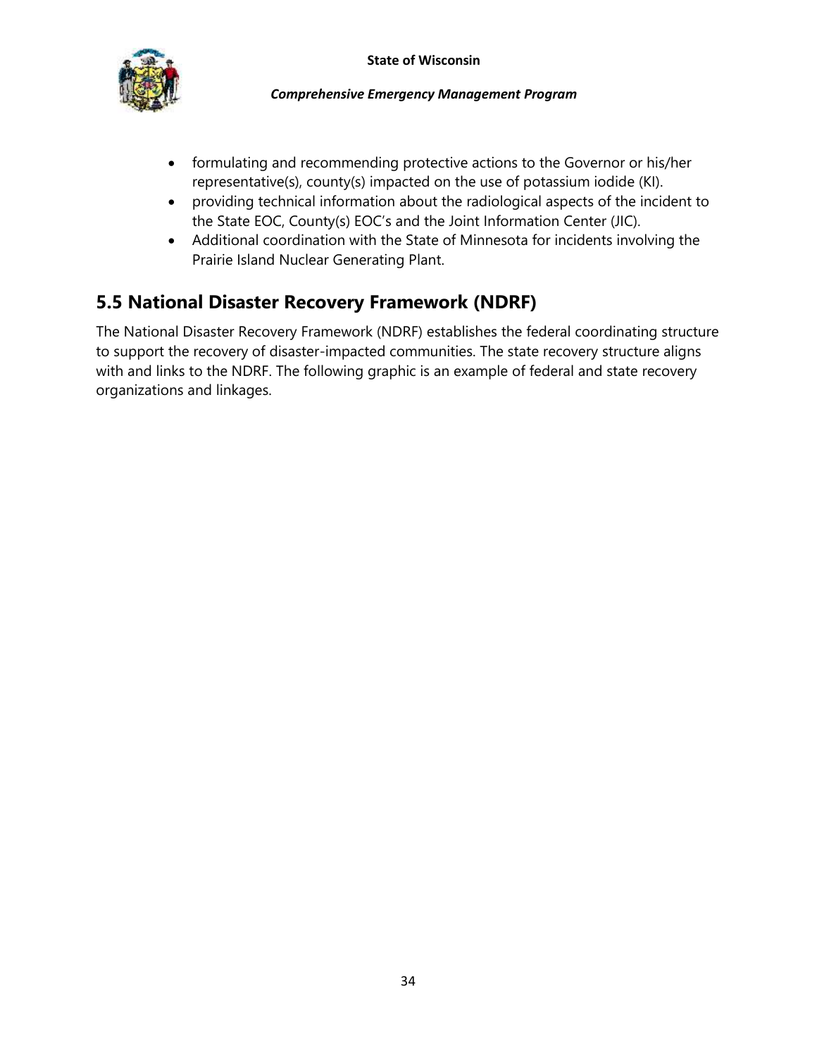- formulating and recommending protective actions to the Governor or his/her representative(s), county(s) impacted on the use of potassium iodide (KI).
- providing technical information about the radiological aspects of the incident to the State EOC, County(s) EOC's and the Joint Information Center (JIC).
- Additional coordination with the State of Minnesota for incidents involving the Prairie Island Nuclear Generating Plant.

## 5.5 National Disaster Recovery Framework (NDRF)

The National Disaster Recovery Framework (NDRF) establishes the federal coordinating structure to support the recovery of disaster-impacted communities. The state recovery structure aligns with and links to the NDRF. The following graphic is an example of federal and state recovery organizations and linkages.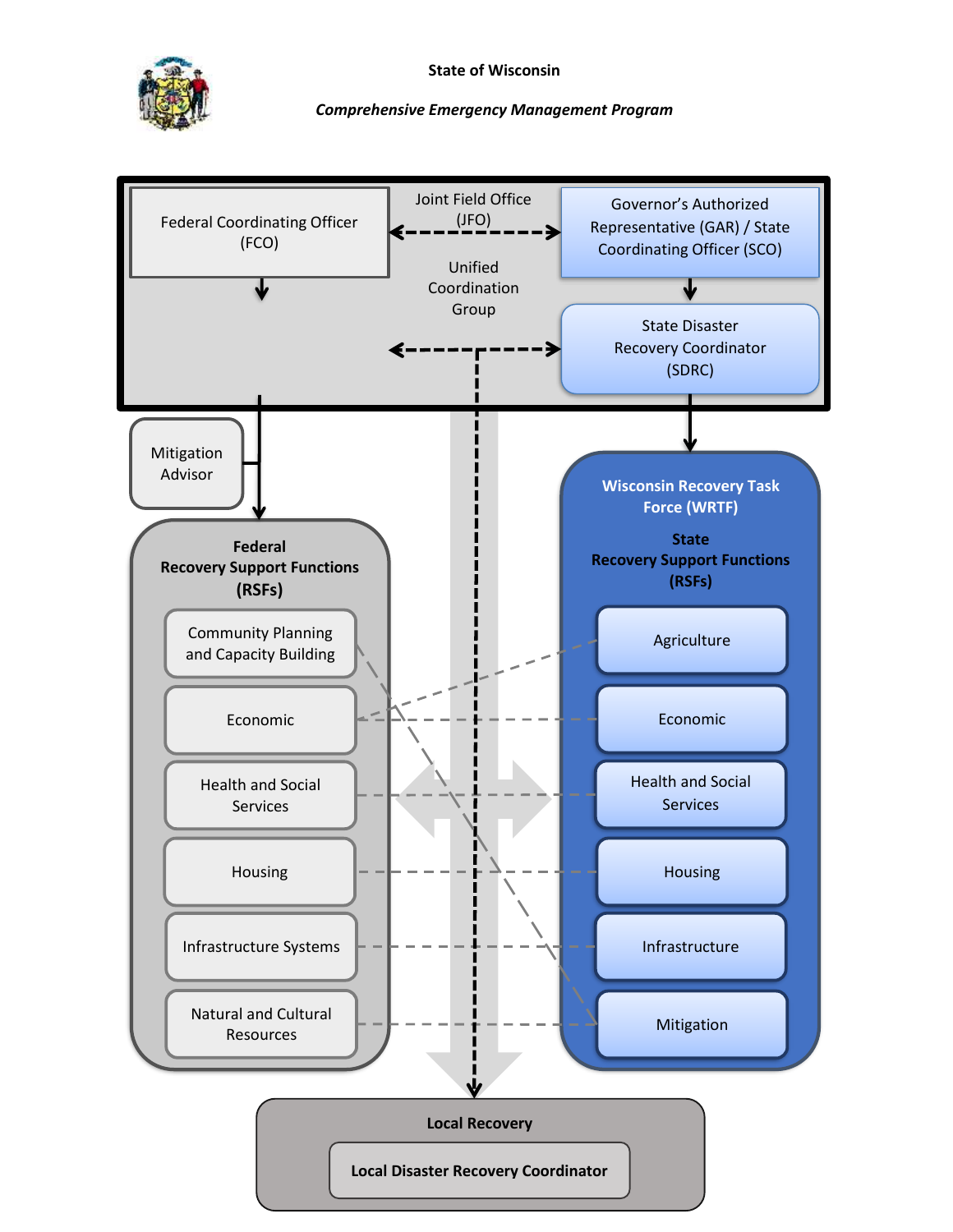State of Wisconsin

*Comprehensive Emergency Management Program*

Federal Coordinating Officer (FCO)

Joint Field Office (JFO)

Governor's Authorized Representative (GAR) / State Coordinating Officer (SCO)

Unified Coordination Group

State Disaster Recovery Coordinator (SDRC)

Mitigation Advisor

**Federal Recovery Support Functions (RSFs)**

- Community Planning and Capacity Building
- Economic
- Health and Social Services
- Housing
- Infrastructure Systems
- Natural and Cultural Resources

**Wisconsin Recovery Task Force (WRTF)**

**State Recovery Support Functions (RSFs)**

- Agriculture
- Economic
- Health and Social Services
- Housing
- Infrastructure
- Mitigation

**Local Recovery**

**Local Disaster Recovery Coordinator**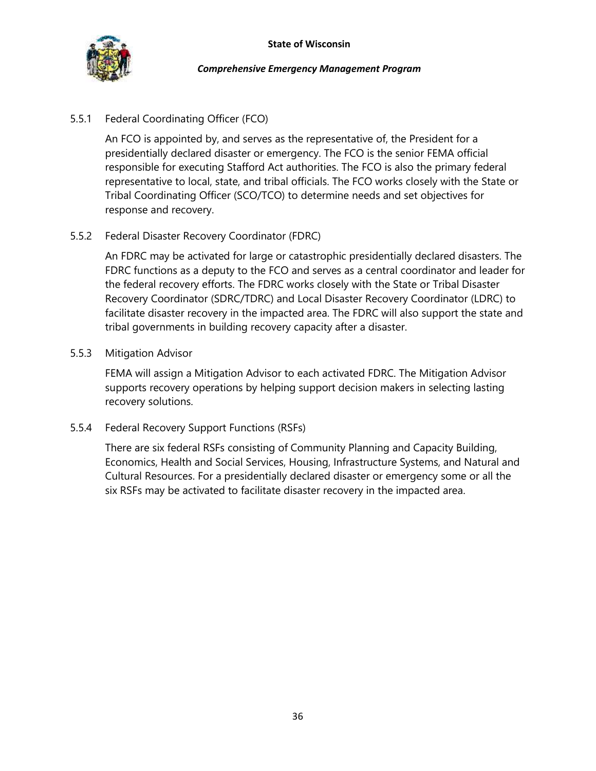### 5.5.1 Federal Coordinating Officer (FCO)

An FCO is appointed by, and serves as the representative of, the President for a presidentially declared disaster or emergency. The FCO is the senior FEMA official responsible for executing Stafford Act authorities. The FCO is also the primary federal representative to local, state, and tribal officials. The FCO works closely with the State or Tribal Coordinating Officer (SCO/TCO) to determine needs and set objectives for response and recovery.

### 5.5.2 Federal Disaster Recovery Coordinator (FDRC)

An FDRC may be activated for large or catastrophic presidentially declared disasters. The FDRC functions as a deputy to the FCO and serves as a central coordinator and leader for the federal recovery efforts. The FDRC works closely with the State or Tribal Disaster Recovery Coordinator (SDRC/TDRC) and Local Disaster Recovery Coordinator (LDRC) to facilitate disaster recovery in the impacted area. The FDRC will also support the state and tribal governments in building recovery capacity after a disaster.

### 5.5.3 Mitigation Advisor

FEMA will assign a Mitigation Advisor to each activated FDRC. The Mitigation Advisor supports recovery operations by helping support decision makers in selecting lasting recovery solutions.

### 5.5.4 Federal Recovery Support Functions (RSFs)

There are six federal RSFs consisting of Community Planning and Capacity Building, Economics, Health and Social Services, Housing, Infrastructure Systems, and Natural and Cultural Resources. For a presidentially declared disaster or emergency some or all the six RSFs may be activated to facilitate disaster recovery in the impacted area.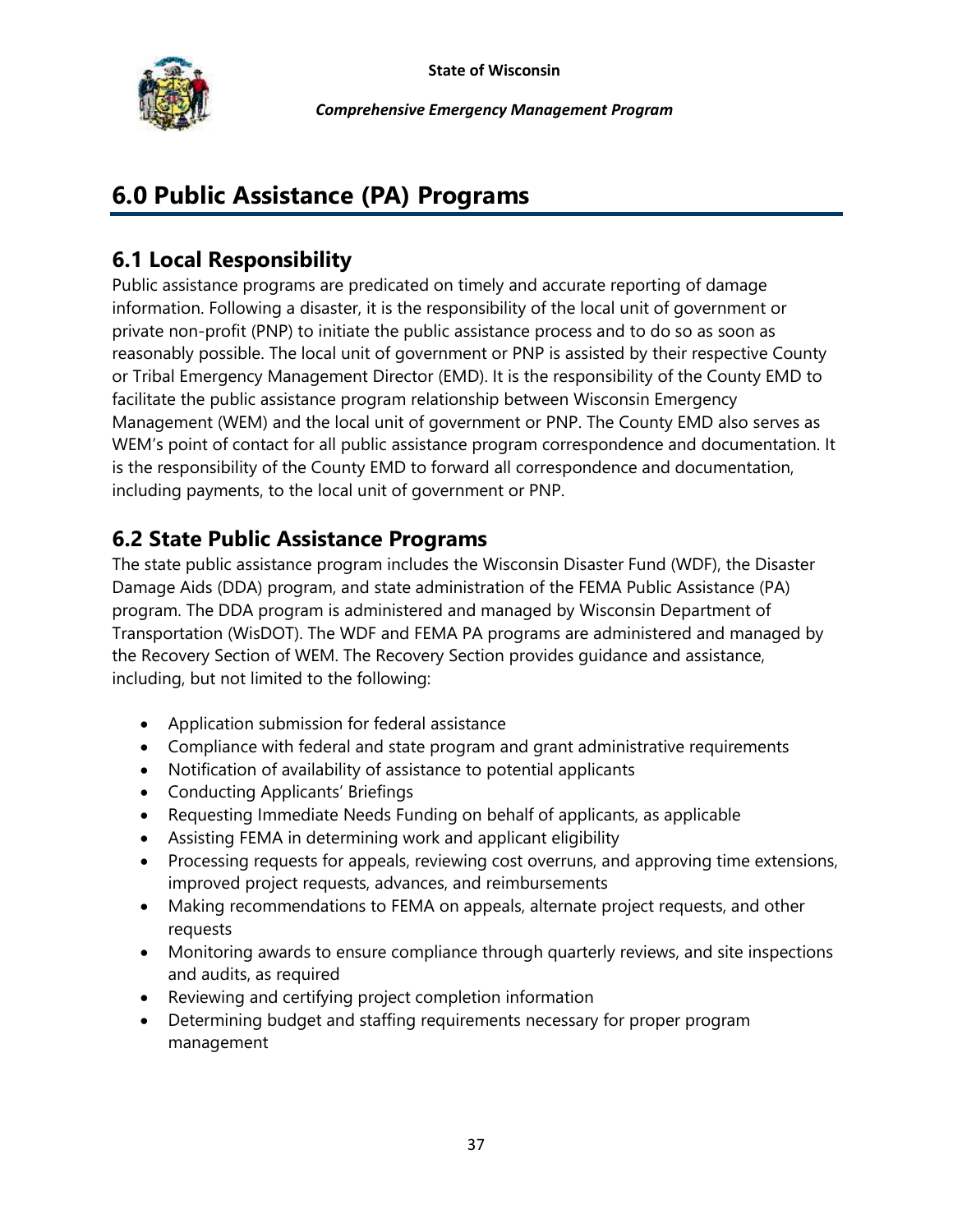# 6.0 Public Assistance (PA) Programs

## 6.1 Local Responsibility

Public assistance programs are predicated on timely and accurate reporting of damage information. Following a disaster, it is the responsibility of the local unit of government or private non-profit (PNP) to initiate the public assistance process and to do so as soon as reasonably possible. The local unit of government or PNP is assisted by their respective County or Tribal Emergency Management Director (EMD). It is the responsibility of the County EMD to facilitate the public assistance program relationship between Wisconsin Emergency Management (WEM) and the local unit of government or PNP. The County EMD also serves as WEM's point of contact for all public assistance program correspondence and documentation. It is the responsibility of the County EMD to forward all correspondence and documentation, including payments, to the local unit of government or PNP.

## 6.2 State Public Assistance Programs

The state public assistance program includes the Wisconsin Disaster Fund (WDF), the Disaster Damage Aids (DDA) program, and state administration of the FEMA Public Assistance (PA) program. The DDA program is administered and managed by Wisconsin Department of Transportation (WisDOT). The WDF and FEMA PA programs are administered and managed by the Recovery Section of WEM. The Recovery Section provides guidance and assistance, including, but not limited to the following:

- Application submission for federal assistance
- Compliance with federal and state program and grant administrative requirements
- Notification of availability of assistance to potential applicants
- Conducting Applicants' Briefings
- Requesting Immediate Needs Funding on behalf of applicants, as applicable
- Assisting FEMA in determining work and applicant eligibility
- Processing requests for appeals, reviewing cost overruns, and approving time extensions, improved project requests, advances, and reimbursements
- Making recommendations to FEMA on appeals, alternate project requests, and other requests
- Monitoring awards to ensure compliance through quarterly reviews, and site inspections and audits, as required
- Reviewing and certifying project completion information
- Determining budget and staffing requirements necessary for proper program management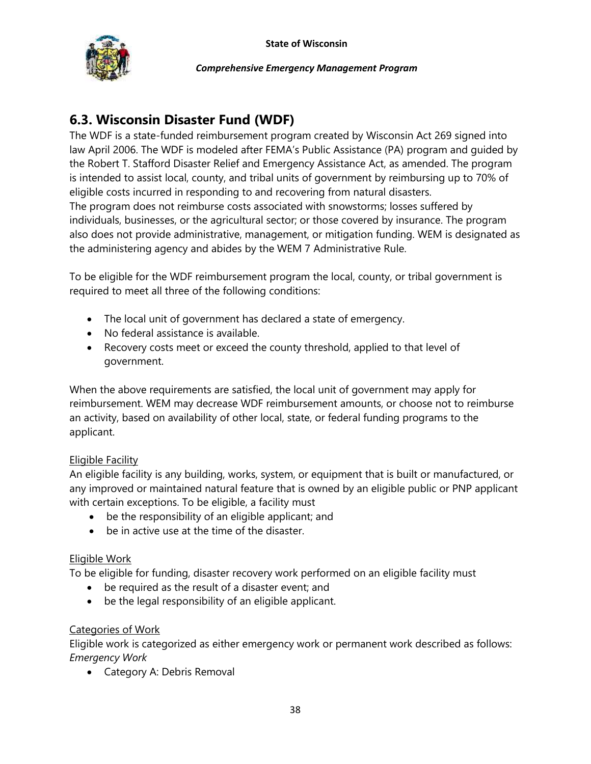## 6.3. Wisconsin Disaster Fund (WDF)

The WDF is a state-funded reimbursement program created by Wisconsin Act 269 signed into law April 2006. The WDF is modeled after FEMA's Public Assistance (PA) program and guided by the Robert T. Stafford Disaster Relief and Emergency Assistance Act, as amended. The program is intended to assist local, county, and tribal units of government by reimbursing up to 70% of eligible costs incurred in responding to and recovering from natural disasters.
The program does not reimburse costs associated with snowstorms; losses suffered by individuals, businesses, or the agricultural sector; or those covered by insurance. The program also does not provide administrative, management, or mitigation funding. WEM is designated as the administering agency and abides by the WEM 7 Administrative Rule.

To be eligible for the WDF reimbursement program the local, county, or tribal government is required to meet all three of the following conditions:

- The local unit of government has declared a state of emergency.
- No federal assistance is available.
- Recovery costs meet or exceed the county threshold, applied to that level of government.

When the above requirements are satisfied, the local unit of government may apply for reimbursement. WEM may decrease WDF reimbursement amounts, or choose not to reimburse an activity, based on availability of other local, state, or federal funding programs to the applicant.

<u>Eligible Facility</u>

An eligible facility is any building, works, system, or equipment that is built or manufactured, or any improved or maintained natural feature that is owned by an eligible public or PNP applicant with certain exceptions. To be eligible, a facility must

- be the responsibility of an eligible applicant; and
- be in active use at the time of the disaster.

<u>Eligible Work</u>

To be eligible for funding, disaster recovery work performed on an eligible facility must

- be required as the result of a disaster event; and
- be the legal responsibility of an eligible applicant.

<u>Categories of Work</u>

Eligible work is categorized as either emergency work or permanent work described as follows:
*Emergency Work*

- Category A: Debris Removal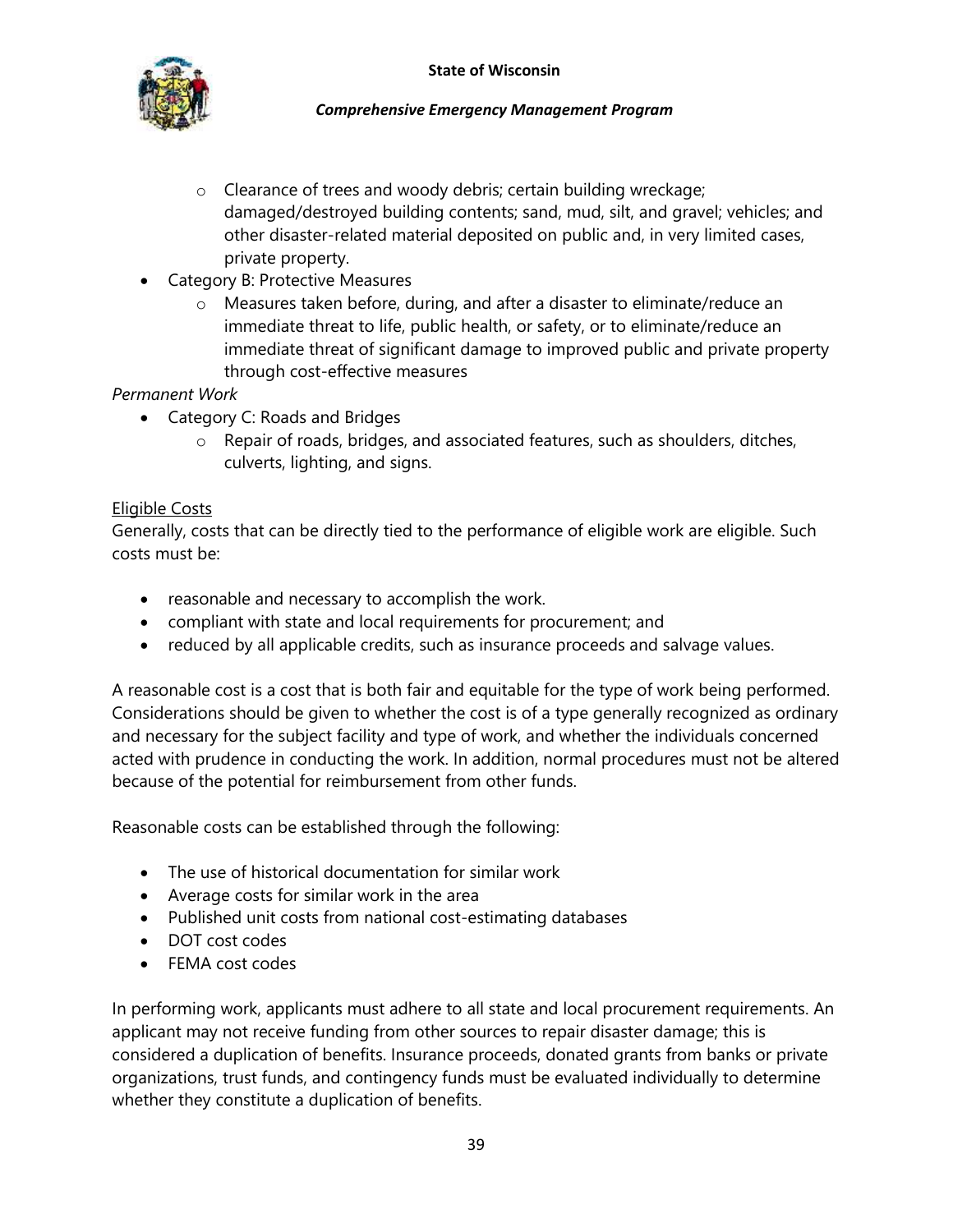- Clearance of trees and woody debris; certain building wreckage; damaged/destroyed building contents; sand, mud, silt, and gravel; vehicles; and other disaster-related material deposited on public and, in very limited cases, private property.
- Category B: Protective Measures
  - Measures taken before, during, and after a disaster to eliminate/reduce an immediate threat to life, public health, or safety, or to eliminate/reduce an immediate threat of significant damage to improved public and private property through cost-effective measures

*Permanent Work*

- Category C: Roads and Bridges
  - Repair of roads, bridges, and associated features, such as shoulders, ditches, culverts, lighting, and signs.

<u>Eligible Costs</u>

Generally, costs that can be directly tied to the performance of eligible work are eligible. Such costs must be:

- reasonable and necessary to accomplish the work.
- compliant with state and local requirements for procurement; and
- reduced by all applicable credits, such as insurance proceeds and salvage values.

A reasonable cost is a cost that is both fair and equitable for the type of work being performed. Considerations should be given to whether the cost is of a type generally recognized as ordinary and necessary for the subject facility and type of work, and whether the individuals concerned acted with prudence in conducting the work. In addition, normal procedures must not be altered because of the potential for reimbursement from other funds.

Reasonable costs can be established through the following:

- The use of historical documentation for similar work
- Average costs for similar work in the area
- Published unit costs from national cost-estimating databases
- DOT cost codes
- FEMA cost codes

In performing work, applicants must adhere to all state and local procurement requirements. An applicant may not receive funding from other sources to repair disaster damage; this is considered a duplication of benefits. Insurance proceeds, donated grants from banks or private organizations, trust funds, and contingency funds must be evaluated individually to determine whether they constitute a duplication of benefits.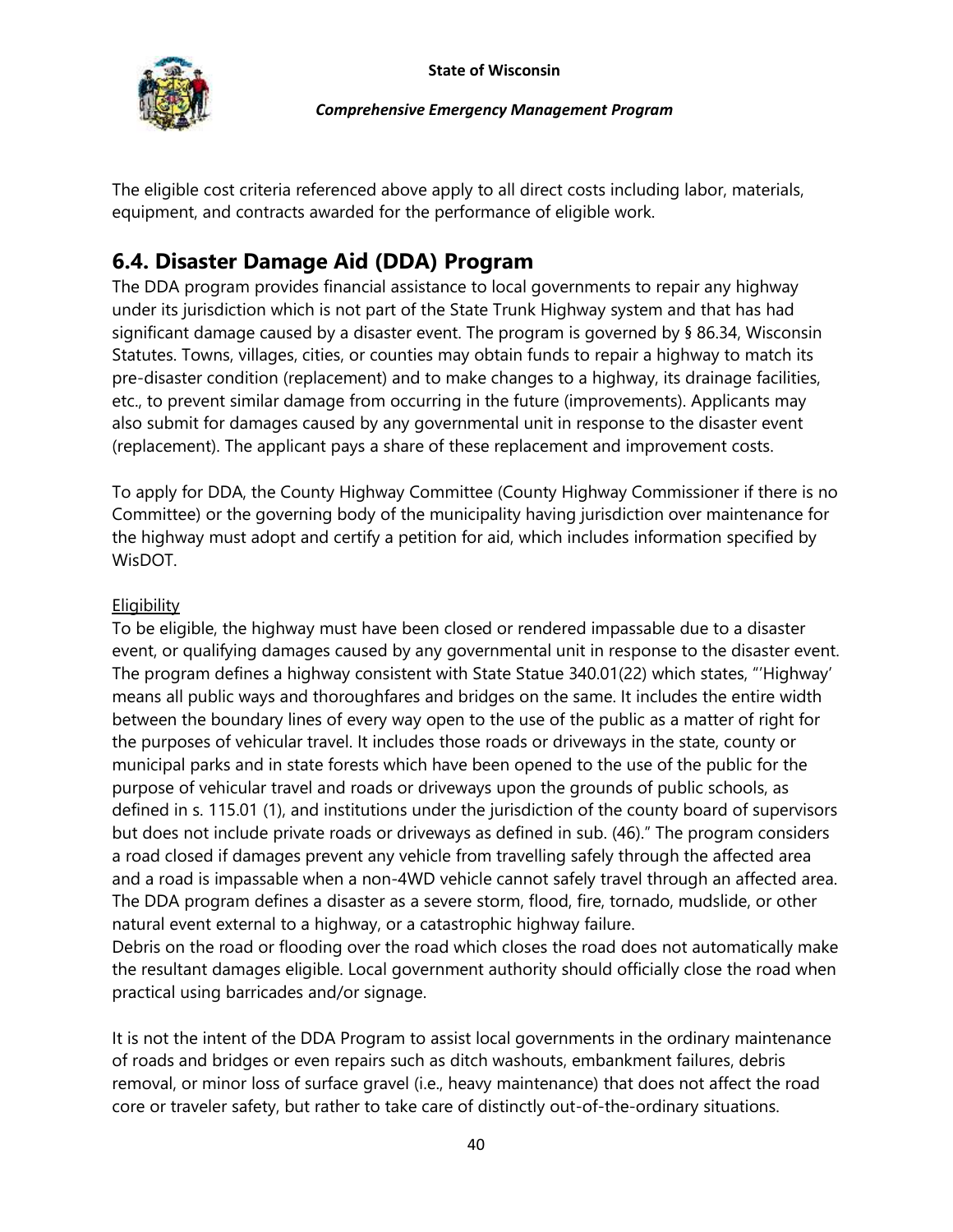The eligible cost criteria referenced above apply to all direct costs including labor, materials, equipment, and contracts awarded for the performance of eligible work.

## 6.4. Disaster Damage Aid (DDA) Program

The DDA program provides financial assistance to local governments to repair any highway under its jurisdiction which is not part of the State Trunk Highway system and that has had significant damage caused by a disaster event. The program is governed by § 86.34, Wisconsin Statutes. Towns, villages, cities, or counties may obtain funds to repair a highway to match its pre-disaster condition (replacement) and to make changes to a highway, its drainage facilities, etc., to prevent similar damage from occurring in the future (improvements). Applicants may also submit for damages caused by any governmental unit in response to the disaster event (replacement). The applicant pays a share of these replacement and improvement costs.

To apply for DDA, the County Highway Committee (County Highway Commissioner if there is no Committee) or the governing body of the municipality having jurisdiction over maintenance for the highway must adopt and certify a petition for aid, which includes information specified by WisDOT.

Eligibility

To be eligible, the highway must have been closed or rendered impassable due to a disaster event, or qualifying damages caused by any governmental unit in response to the disaster event. The program defines a highway consistent with State Statue 340.01(22) which states, "'Highway' means all public ways and thoroughfares and bridges on the same. It includes the entire width between the boundary lines of every way open to the use of the public as a matter of right for the purposes of vehicular travel. It includes those roads or driveways in the state, county or municipal parks and in state forests which have been opened to the use of the public for the purpose of vehicular travel and roads or driveways upon the grounds of public schools, as defined in s. 115.01 (1), and institutions under the jurisdiction of the county board of supervisors but does not include private roads or driveways as defined in sub. (46)." The program considers a road closed if damages prevent any vehicle from travelling safely through the affected area and a road is impassable when a non-4WD vehicle cannot safely travel through an affected area. The DDA program defines a disaster as a severe storm, flood, fire, tornado, mudslide, or other natural event external to a highway, or a catastrophic highway failure.

Debris on the road or flooding over the road which closes the road does not automatically make the resultant damages eligible. Local government authority should officially close the road when practical using barricades and/or signage.

It is not the intent of the DDA Program to assist local governments in the ordinary maintenance of roads and bridges or even repairs such as ditch washouts, embankment failures, debris removal, or minor loss of surface gravel (i.e., heavy maintenance) that does not affect the road core or traveler safety, but rather to take care of distinctly out-of-the-ordinary situations.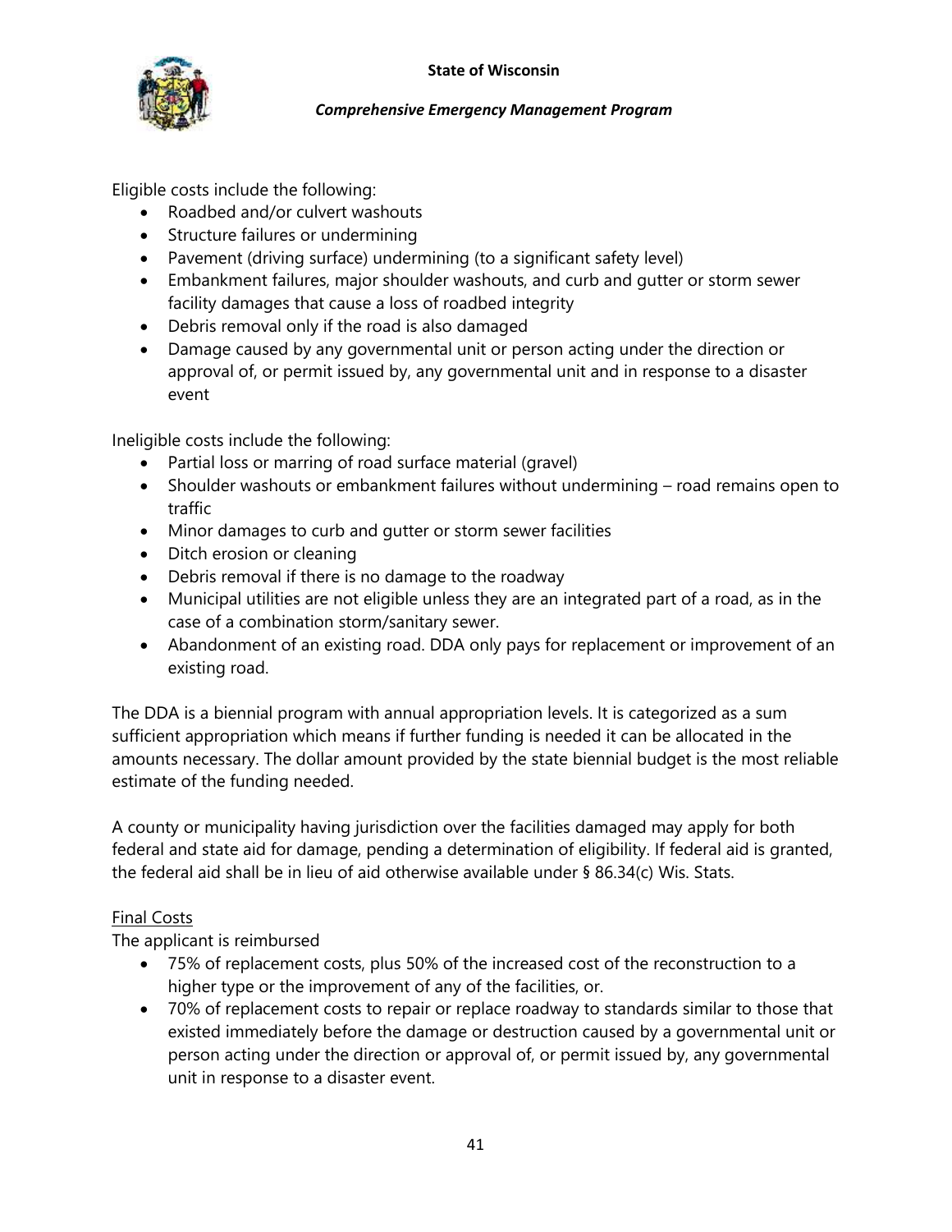Eligible costs include the following:

- Roadbed and/or culvert washouts
- Structure failures or undermining
- Pavement (driving surface) undermining (to a significant safety level)
- Embankment failures, major shoulder washouts, and curb and gutter or storm sewer facility damages that cause a loss of roadbed integrity
- Debris removal only if the road is also damaged
- Damage caused by any governmental unit or person acting under the direction or approval of, or permit issued by, any governmental unit and in response to a disaster event

Ineligible costs include the following:

- Partial loss or marring of road surface material (gravel)
- Shoulder washouts or embankment failures without undermining – road remains open to traffic
- Minor damages to curb and gutter or storm sewer facilities
- Ditch erosion or cleaning
- Debris removal if there is no damage to the roadway
- Municipal utilities are not eligible unless they are an integrated part of a road, as in the case of a combination storm/sanitary sewer.
- Abandonment of an existing road. DDA only pays for replacement or improvement of an existing road.

The DDA is a biennial program with annual appropriation levels. It is categorized as a sum sufficient appropriation which means if further funding is needed it can be allocated in the amounts necessary. The dollar amount provided by the state biennial budget is the most reliable estimate of the funding needed.

A county or municipality having jurisdiction over the facilities damaged may apply for both federal and state aid for damage, pending a determination of eligibility. If federal aid is granted, the federal aid shall be in lieu of aid otherwise available under § 86.34(c) Wis. Stats.

<u>Final Costs</u>

The applicant is reimbursed

- 75% of replacement costs, plus 50% of the increased cost of the reconstruction to a higher type or the improvement of any of the facilities, or.
- 70% of replacement costs to repair or replace roadway to standards similar to those that existed immediately before the damage or destruction caused by a governmental unit or person acting under the direction or approval of, or permit issued by, any governmental unit in response to a disaster event.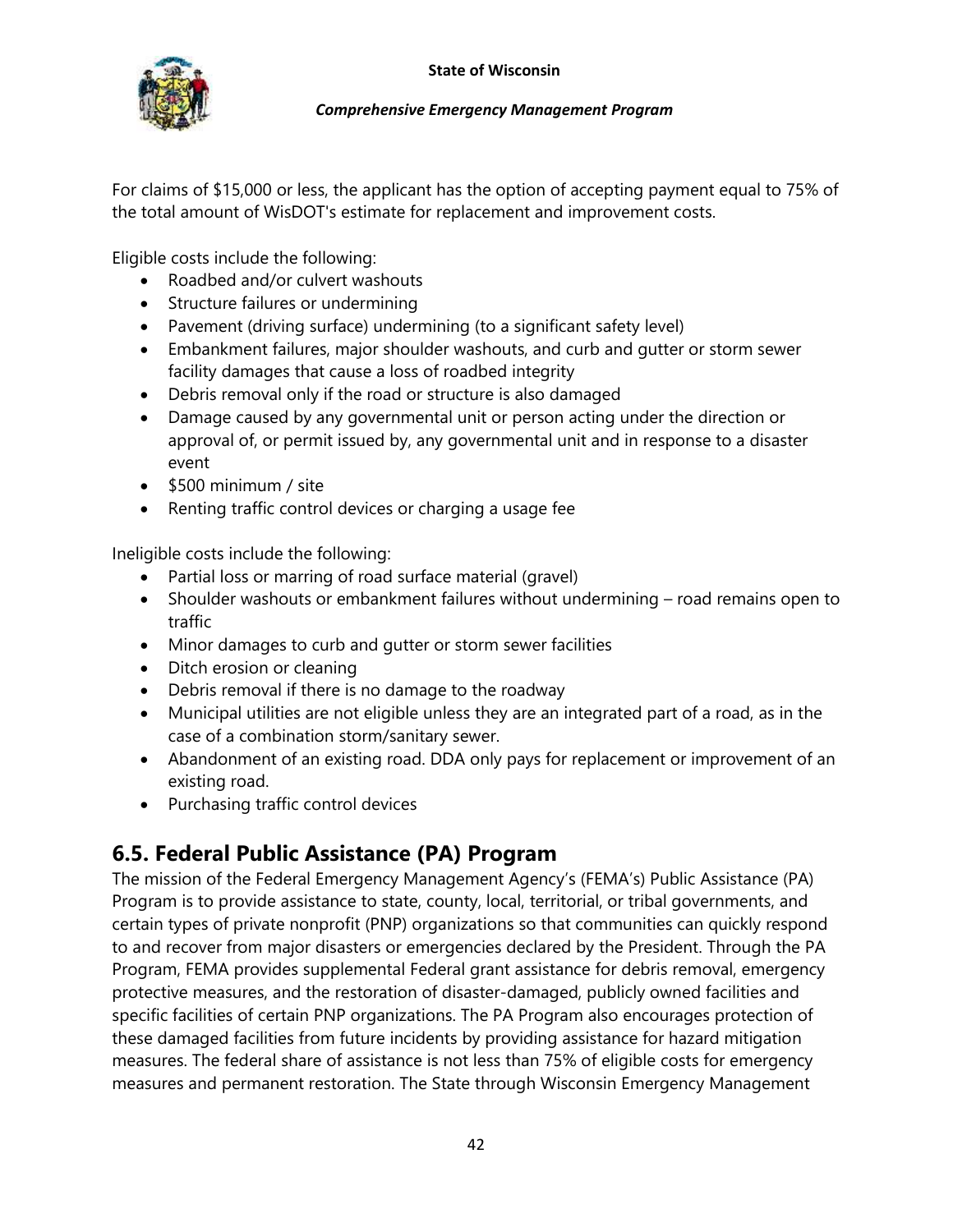For claims of $15,000 or less, the applicant has the option of accepting payment equal to 75% of the total amount of WisDOT's estimate for replacement and improvement costs.

Eligible costs include the following:

- Roadbed and/or culvert washouts
- Structure failures or undermining
- Pavement (driving surface) undermining (to a significant safety level)
- Embankment failures, major shoulder washouts, and curb and gutter or storm sewer facility damages that cause a loss of roadbed integrity
- Debris removal only if the road or structure is also damaged
- Damage caused by any governmental unit or person acting under the direction or approval of, or permit issued by, any governmental unit and in response to a disaster event
- $500 minimum / site
- Renting traffic control devices or charging a usage fee

Ineligible costs include the following:

- Partial loss or marring of road surface material (gravel)
- Shoulder washouts or embankment failures without undermining – road remains open to traffic
- Minor damages to curb and gutter or storm sewer facilities
- Ditch erosion or cleaning
- Debris removal if there is no damage to the roadway
- Municipal utilities are not eligible unless they are an integrated part of a road, as in the case of a combination storm/sanitary sewer.
- Abandonment of an existing road. DDA only pays for replacement or improvement of an existing road.
- Purchasing traffic control devices

## 6.5. Federal Public Assistance (PA) Program

The mission of the Federal Emergency Management Agency's (FEMA's) Public Assistance (PA) Program is to provide assistance to state, county, local, territorial, or tribal governments, and certain types of private nonprofit (PNP) organizations so that communities can quickly respond to and recover from major disasters or emergencies declared by the President. Through the PA Program, FEMA provides supplemental Federal grant assistance for debris removal, emergency protective measures, and the restoration of disaster-damaged, publicly owned facilities and specific facilities of certain PNP organizations. The PA Program also encourages protection of these damaged facilities from future incidents by providing assistance for hazard mitigation measures. The federal share of assistance is not less than 75% of eligible costs for emergency measures and permanent restoration. The State through Wisconsin Emergency Management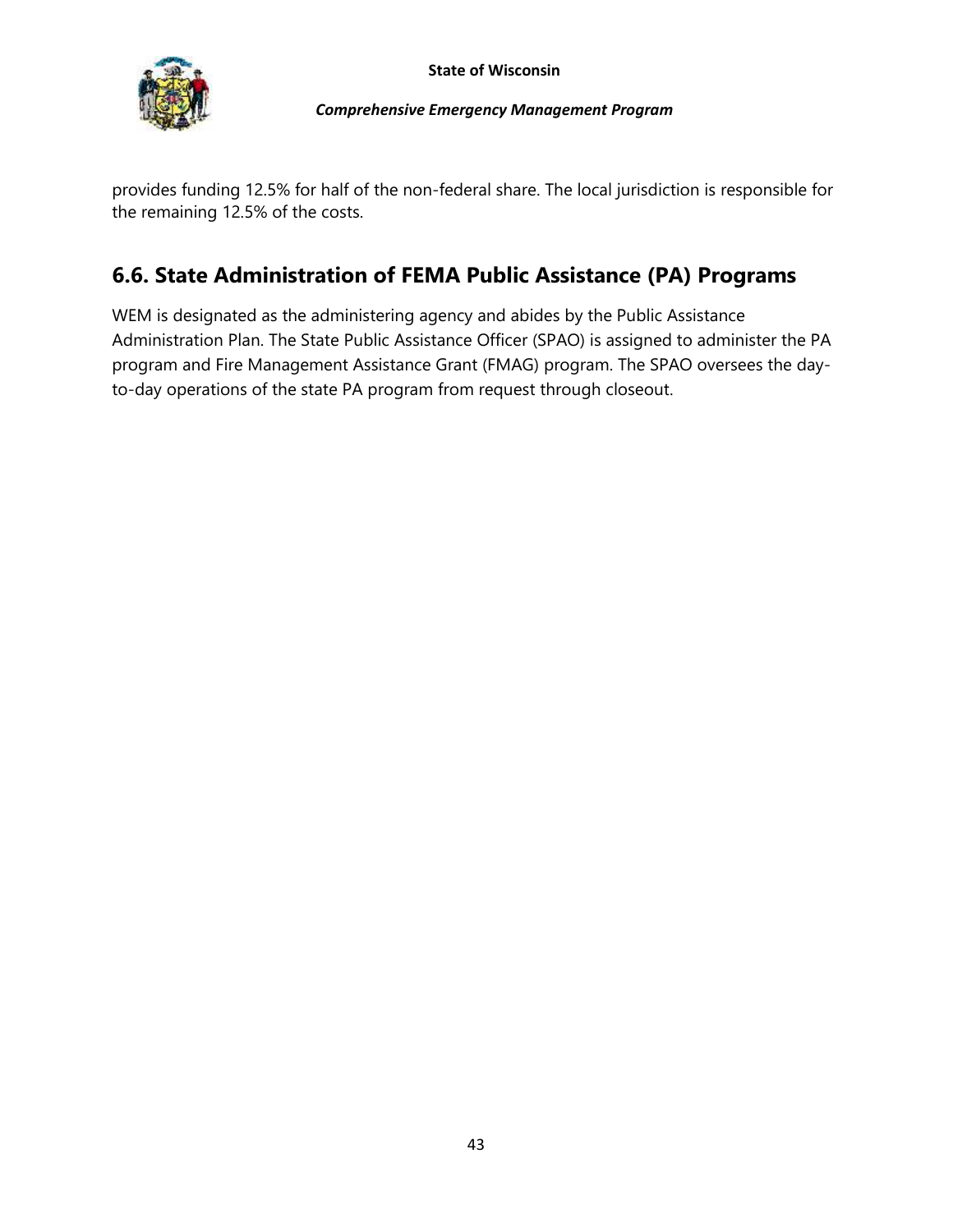provides funding 12.5% for half of the non-federal share. The local jurisdiction is responsible for the remaining 12.5% of the costs.

## 6.6. State Administration of FEMA Public Assistance (PA) Programs

WEM is designated as the administering agency and abides by the Public Assistance Administration Plan. The State Public Assistance Officer (SPAO) is assigned to administer the PA program and Fire Management Assistance Grant (FMAG) program. The SPAO oversees the day-to-day operations of the state PA program from request through closeout.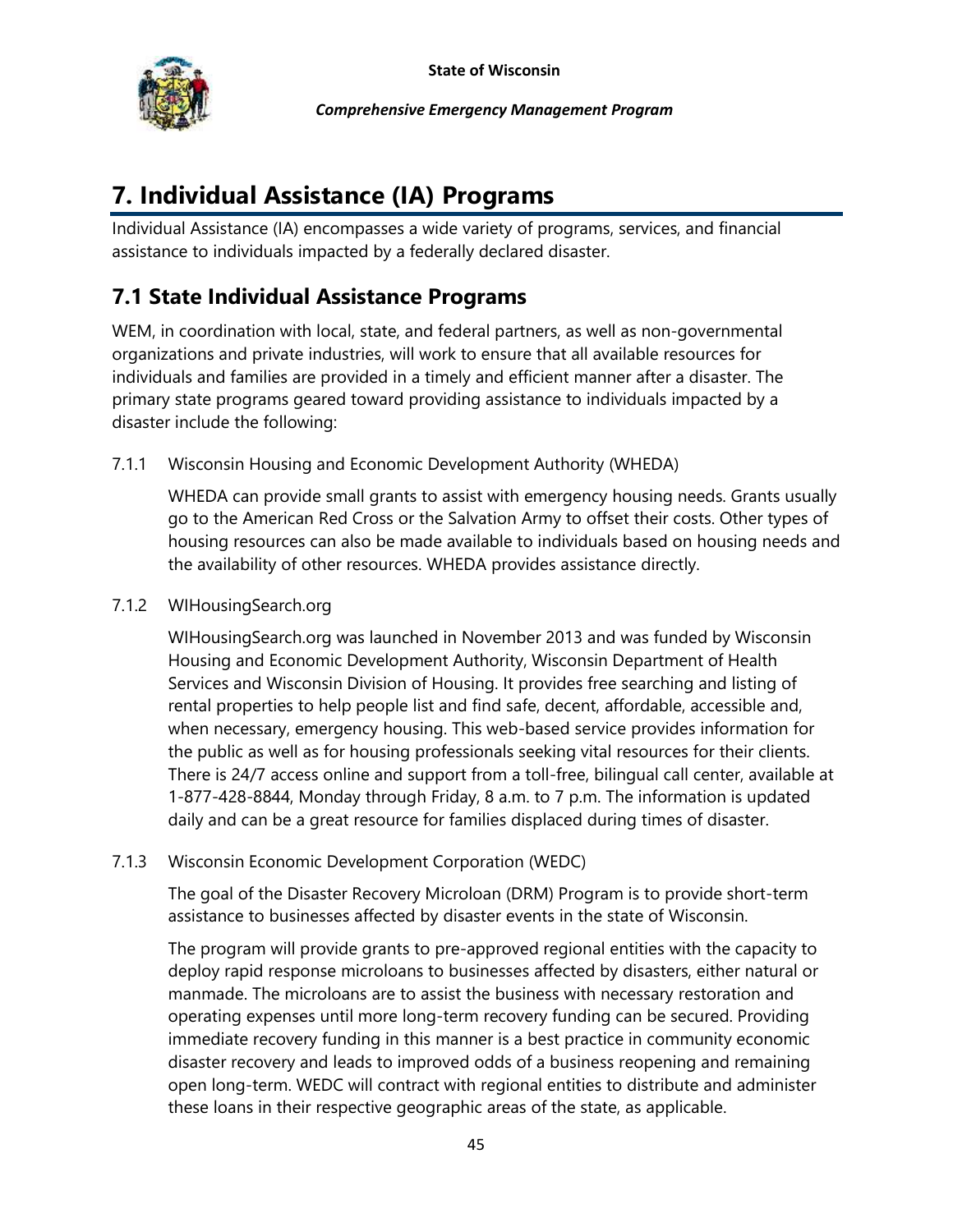# 7. Individual Assistance (IA) Programs

Individual Assistance (IA) encompasses a wide variety of programs, services, and financial assistance to individuals impacted by a federally declared disaster.

## 7.1 State Individual Assistance Programs

WEM, in coordination with local, state, and federal partners, as well as non-governmental organizations and private industries, will work to ensure that all available resources for individuals and families are provided in a timely and efficient manner after a disaster. The primary state programs geared toward providing assistance to individuals impacted by a disaster include the following:

7.1.1 Wisconsin Housing and Economic Development Authority (WHEDA)

WHEDA can provide small grants to assist with emergency housing needs. Grants usually go to the American Red Cross or the Salvation Army to offset their costs. Other types of housing resources can also be made available to individuals based on housing needs and the availability of other resources. WHEDA provides assistance directly.

7.1.2 WIHousingSearch.org

WIHousingSearch.org was launched in November 2013 and was funded by Wisconsin Housing and Economic Development Authority, Wisconsin Department of Health Services and Wisconsin Division of Housing. It provides free searching and listing of rental properties to help people list and find safe, decent, affordable, accessible and, when necessary, emergency housing. This web-based service provides information for the public as well as for housing professionals seeking vital resources for their clients. There is 24/7 access online and support from a toll-free, bilingual call center, available at 1-877-428-8844, Monday through Friday, 8 a.m. to 7 p.m. The information is updated daily and can be a great resource for families displaced during times of disaster.

7.1.3 Wisconsin Economic Development Corporation (WEDC)

The goal of the Disaster Recovery Microloan (DRM) Program is to provide short-term assistance to businesses affected by disaster events in the state of Wisconsin.

The program will provide grants to pre-approved regional entities with the capacity to deploy rapid response microloans to businesses affected by disasters, either natural or manmade. The microloans are to assist the business with necessary restoration and operating expenses until more long-term recovery funding can be secured. Providing immediate recovery funding in this manner is a best practice in community economic disaster recovery and leads to improved odds of a business reopening and remaining open long-term. WEDC will contract with regional entities to distribute and administer these loans in their respective geographic areas of the state, as applicable.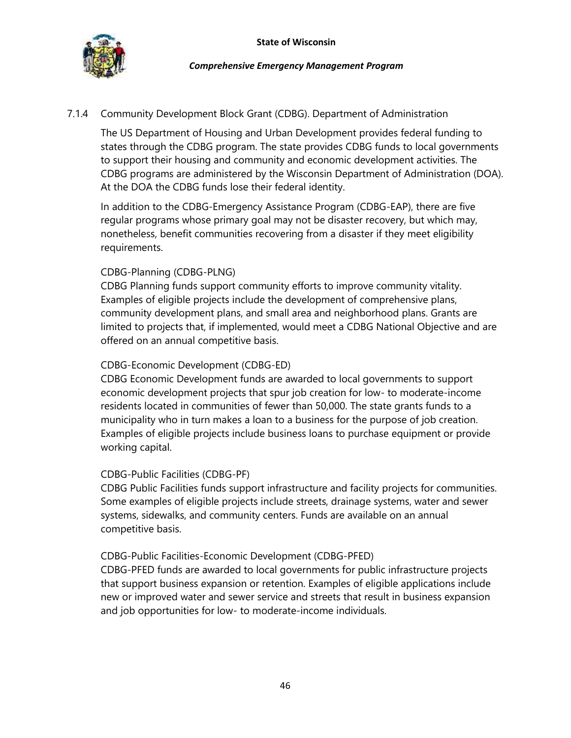### 7.1.4 Community Development Block Grant (CDBG). Department of Administration

The US Department of Housing and Urban Development provides federal funding to states through the CDBG program. The state provides CDBG funds to local governments to support their housing and community and economic development activities. The CDBG programs are administered by the Wisconsin Department of Administration (DOA). At the DOA the CDBG funds lose their federal identity.

In addition to the CDBG-Emergency Assistance Program (CDBG-EAP), there are five regular programs whose primary goal may not be disaster recovery, but which may, nonetheless, benefit communities recovering from a disaster if they meet eligibility requirements.

CDBG-Planning (CDBG-PLNG)
CDBG Planning funds support community efforts to improve community vitality. Examples of eligible projects include the development of comprehensive plans, community development plans, and small area and neighborhood plans. Grants are limited to projects that, if implemented, would meet a CDBG National Objective and are offered on an annual competitive basis.

CDBG-Economic Development (CDBG-ED)
CDBG Economic Development funds are awarded to local governments to support economic development projects that spur job creation for low- to moderate-income residents located in communities of fewer than 50,000. The state grants funds to a municipality who in turn makes a loan to a business for the purpose of job creation. Examples of eligible projects include business loans to purchase equipment or provide working capital.

CDBG-Public Facilities (CDBG-PF)
CDBG Public Facilities funds support infrastructure and facility projects for communities. Some examples of eligible projects include streets, drainage systems, water and sewer systems, sidewalks, and community centers. Funds are available on an annual competitive basis.

CDBG-Public Facilities-Economic Development (CDBG-PFED)
CDBG-PFED funds are awarded to local governments for public infrastructure projects that support business expansion or retention. Examples of eligible applications include new or improved water and sewer service and streets that result in business expansion and job opportunities for low- to moderate-income individuals.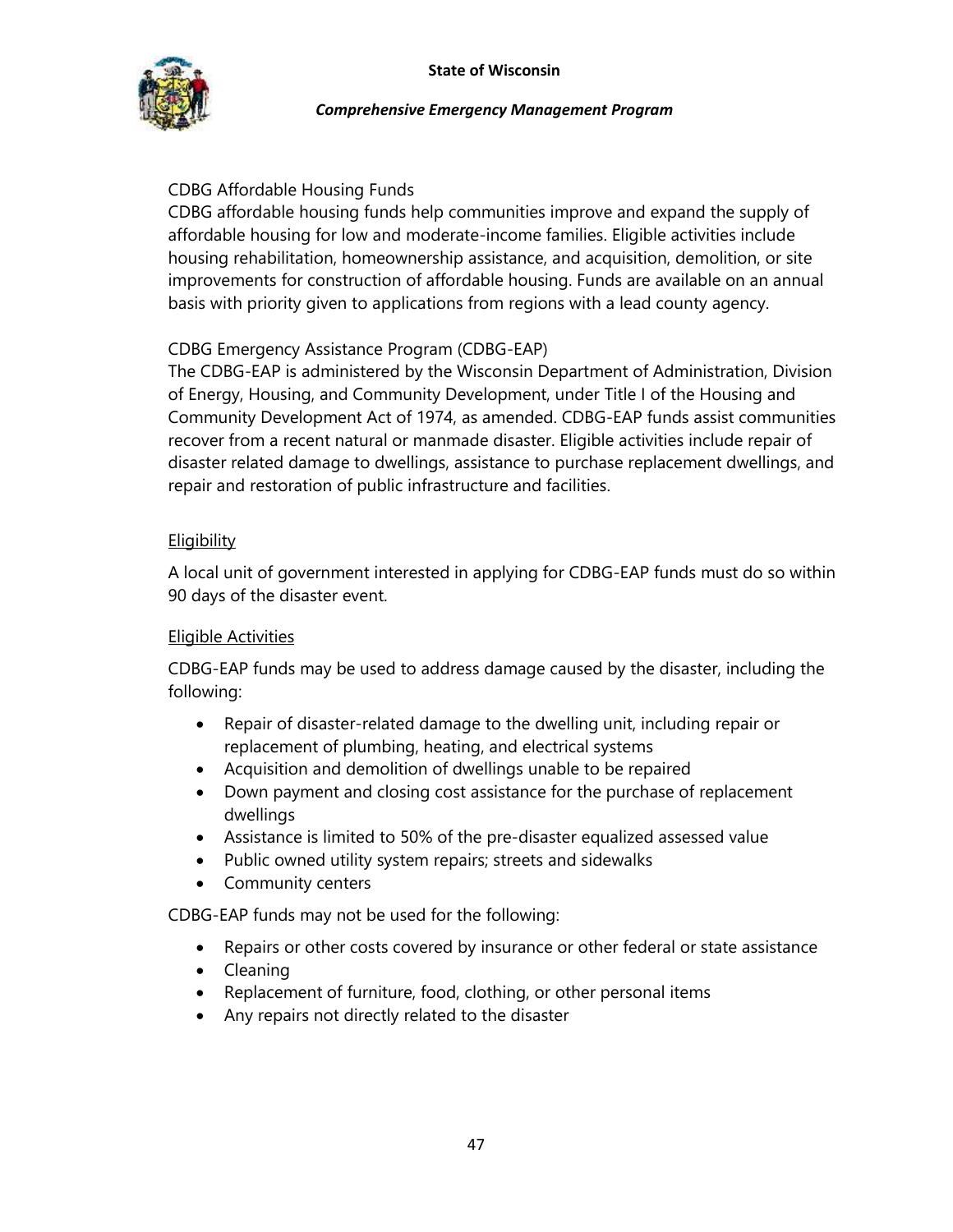CDBG Affordable Housing Funds

CDBG affordable housing funds help communities improve and expand the supply of affordable housing for low and moderate-income families. Eligible activities include housing rehabilitation, homeownership assistance, and acquisition, demolition, or site improvements for construction of affordable housing. Funds are available on an annual basis with priority given to applications from regions with a lead county agency.

CDBG Emergency Assistance Program (CDBG-EAP)

The CDBG-EAP is administered by the Wisconsin Department of Administration, Division of Energy, Housing, and Community Development, under Title I of the Housing and Community Development Act of 1974, as amended. CDBG-EAP funds assist communities recover from a recent natural or manmade disaster. Eligible activities include repair of disaster related damage to dwellings, assistance to purchase replacement dwellings, and repair and restoration of public infrastructure and facilities.

<u>Eligibility</u>

A local unit of government interested in applying for CDBG-EAP funds must do so within 90 days of the disaster event.

<u>Eligible Activities</u>

CDBG-EAP funds may be used to address damage caused by the disaster, including the following:

- Repair of disaster-related damage to the dwelling unit, including repair or replacement of plumbing, heating, and electrical systems
- Acquisition and demolition of dwellings unable to be repaired
- Down payment and closing cost assistance for the purchase of replacement dwellings
- Assistance is limited to 50% of the pre-disaster equalized assessed value
- Public owned utility system repairs; streets and sidewalks
- Community centers

CDBG-EAP funds may not be used for the following:

- Repairs or other costs covered by insurance or other federal or state assistance
- Cleaning
- Replacement of furniture, food, clothing, or other personal items
- Any repairs not directly related to the disaster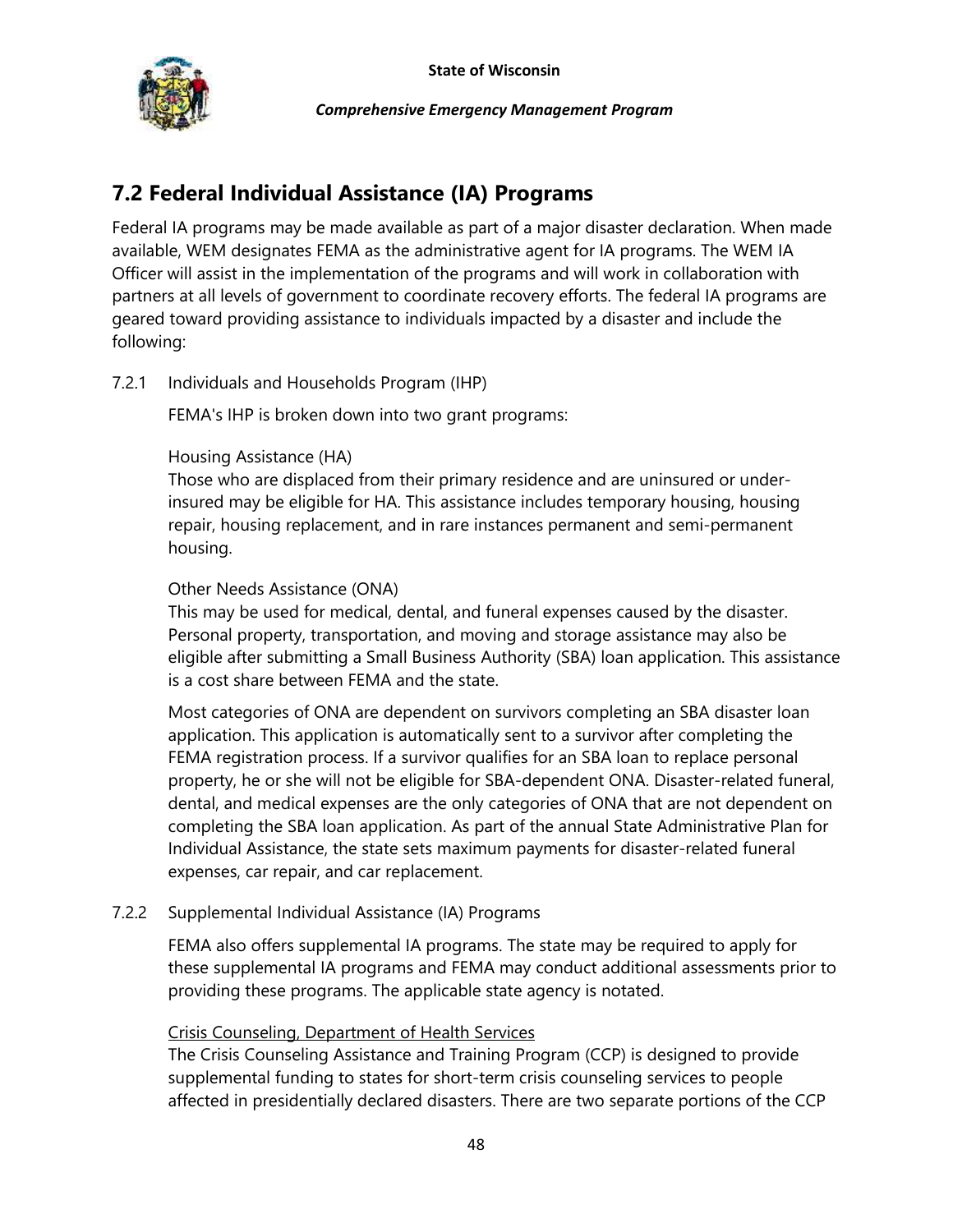## 7.2 Federal Individual Assistance (IA) Programs

Federal IA programs may be made available as part of a major disaster declaration. When made available, WEM designates FEMA as the administrative agent for IA programs. The WEM IA Officer will assist in the implementation of the programs and will work in collaboration with partners at all levels of government to coordinate recovery efforts. The federal IA programs are geared toward providing assistance to individuals impacted by a disaster and include the following:

### 7.2.1 Individuals and Households Program (IHP)

FEMA's IHP is broken down into two grant programs:

Housing Assistance (HA)
Those who are displaced from their primary residence and are uninsured or under-insured may be eligible for HA. This assistance includes temporary housing, housing repair, housing replacement, and in rare instances permanent and semi-permanent housing.

Other Needs Assistance (ONA)
This may be used for medical, dental, and funeral expenses caused by the disaster. Personal property, transportation, and moving and storage assistance may also be eligible after submitting a Small Business Authority (SBA) loan application. This assistance is a cost share between FEMA and the state.

Most categories of ONA are dependent on survivors completing an SBA disaster loan application. This application is automatically sent to a survivor after completing the FEMA registration process. If a survivor qualifies for an SBA loan to replace personal property, he or she will not be eligible for SBA-dependent ONA. Disaster-related funeral, dental, and medical expenses are the only categories of ONA that are not dependent on completing the SBA loan application. As part of the annual State Administrative Plan for Individual Assistance, the state sets maximum payments for disaster-related funeral expenses, car repair, and car replacement.

### 7.2.2 Supplemental Individual Assistance (IA) Programs

FEMA also offers supplemental IA programs. The state may be required to apply for these supplemental IA programs and FEMA may conduct additional assessments prior to providing these programs. The applicable state agency is notated.

Crisis Counseling, Department of Health Services
The Crisis Counseling Assistance and Training Program (CCP) is designed to provide supplemental funding to states for short-term crisis counseling services to people affected in presidentially declared disasters. There are two separate portions of the CCP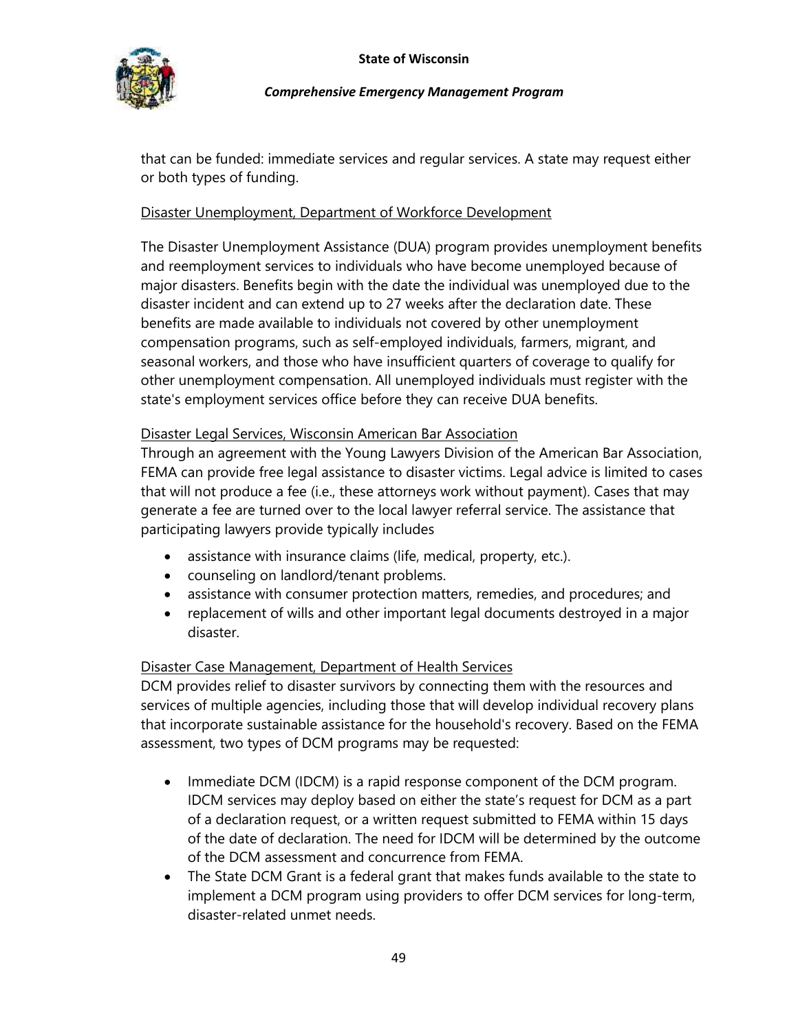that can be funded: immediate services and regular services. A state may request either or both types of funding.

<u>Disaster Unemployment, Department of Workforce Development</u>

The Disaster Unemployment Assistance (DUA) program provides unemployment benefits and reemployment services to individuals who have become unemployed because of major disasters. Benefits begin with the date the individual was unemployed due to the disaster incident and can extend up to 27 weeks after the declaration date. These benefits are made available to individuals not covered by other unemployment compensation programs, such as self-employed individuals, farmers, migrant, and seasonal workers, and those who have insufficient quarters of coverage to qualify for other unemployment compensation. All unemployed individuals must register with the state's employment services office before they can receive DUA benefits.

<u>Disaster Legal Services, Wisconsin American Bar Association</u>

Through an agreement with the Young Lawyers Division of the American Bar Association, FEMA can provide free legal assistance to disaster victims. Legal advice is limited to cases that will not produce a fee (i.e., these attorneys work without payment). Cases that may generate a fee are turned over to the local lawyer referral service. The assistance that participating lawyers provide typically includes

- assistance with insurance claims (life, medical, property, etc.).
- counseling on landlord/tenant problems.
- assistance with consumer protection matters, remedies, and procedures; and
- replacement of wills and other important legal documents destroyed in a major disaster.

<u>Disaster Case Management, Department of Health Services</u>

DCM provides relief to disaster survivors by connecting them with the resources and services of multiple agencies, including those that will develop individual recovery plans that incorporate sustainable assistance for the household's recovery. Based on the FEMA assessment, two types of DCM programs may be requested:

- Immediate DCM (IDCM) is a rapid response component of the DCM program. IDCM services may deploy based on either the state's request for DCM as a part of a declaration request, or a written request submitted to FEMA within 15 days of the date of declaration. The need for IDCM will be determined by the outcome of the DCM assessment and concurrence from FEMA.
- The State DCM Grant is a federal grant that makes funds available to the state to implement a DCM program using providers to offer DCM services for long-term, disaster-related unmet needs.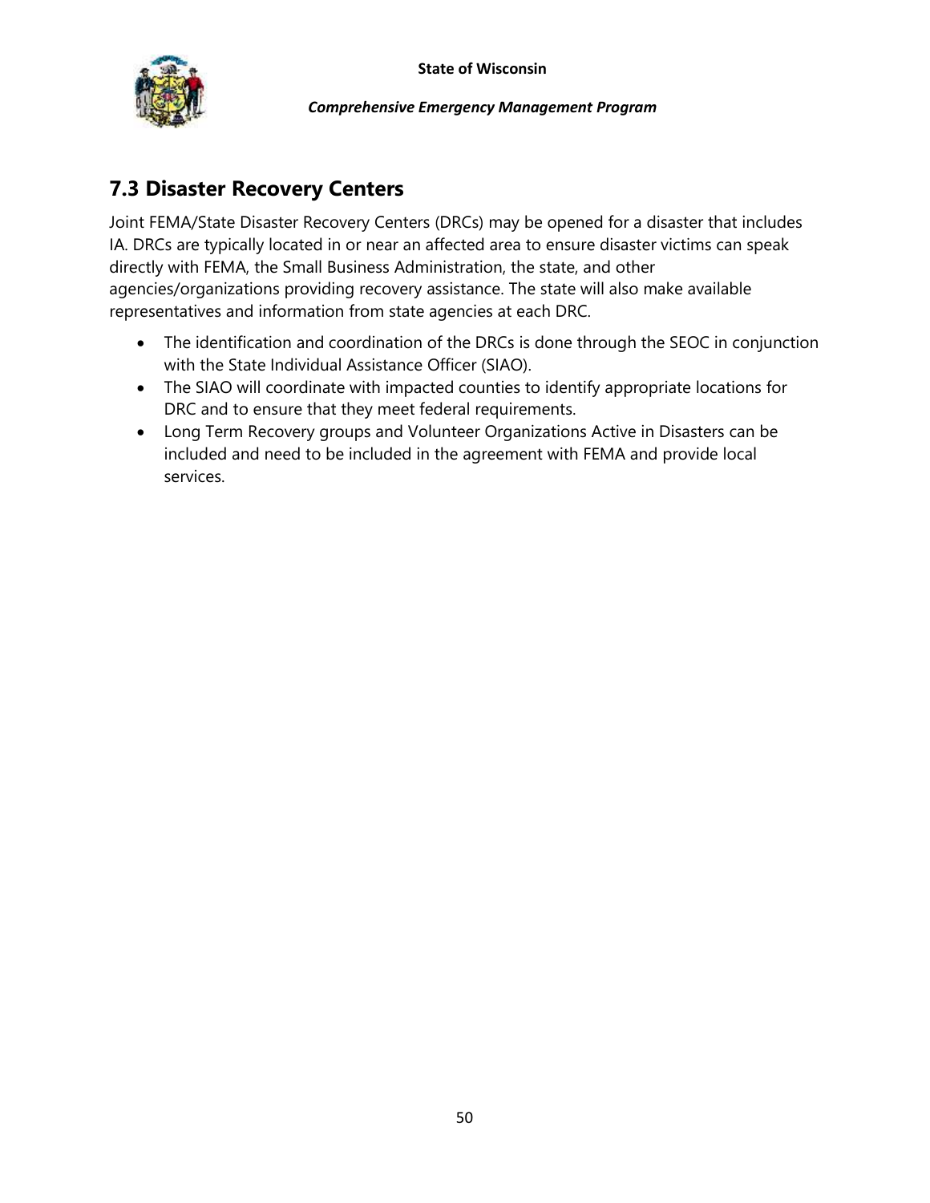## 7.3 Disaster Recovery Centers

Joint FEMA/State Disaster Recovery Centers (DRCs) may be opened for a disaster that includes IA. DRCs are typically located in or near an affected area to ensure disaster victims can speak directly with FEMA, the Small Business Administration, the state, and other agencies/organizations providing recovery assistance. The state will also make available representatives and information from state agencies at each DRC.

- The identification and coordination of the DRCs is done through the SEOC in conjunction with the State Individual Assistance Officer (SIAO).
- The SIAO will coordinate with impacted counties to identify appropriate locations for DRC and to ensure that they meet federal requirements.
- Long Term Recovery groups and Volunteer Organizations Active in Disasters can be included and need to be included in the agreement with FEMA and provide local services.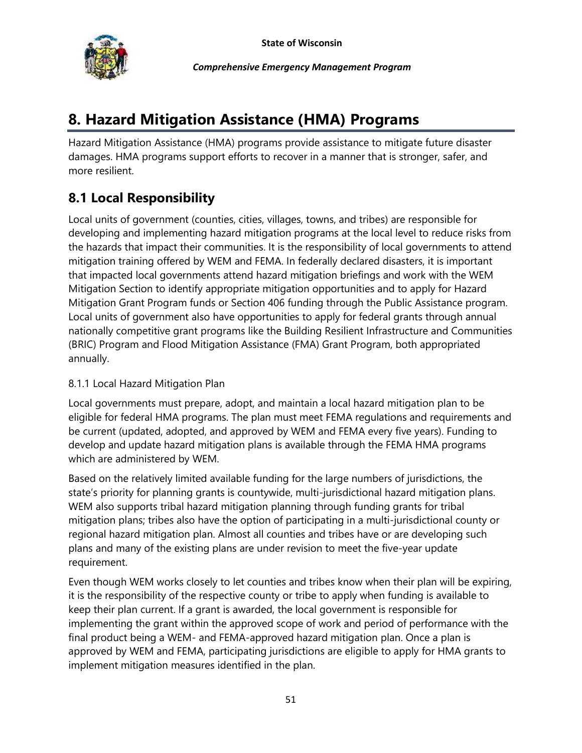# 8. Hazard Mitigation Assistance (HMA) Programs

Hazard Mitigation Assistance (HMA) programs provide assistance to mitigate future disaster damages. HMA programs support efforts to recover in a manner that is stronger, safer, and more resilient.

## 8.1 Local Responsibility

Local units of government (counties, cities, villages, towns, and tribes) are responsible for developing and implementing hazard mitigation programs at the local level to reduce risks from the hazards that impact their communities. It is the responsibility of local governments to attend mitigation training offered by WEM and FEMA. In federally declared disasters, it is important that impacted local governments attend hazard mitigation briefings and work with the WEM Mitigation Section to identify appropriate mitigation opportunities and to apply for Hazard Mitigation Grant Program funds or Section 406 funding through the Public Assistance program. Local units of government also have opportunities to apply for federal grants through annual nationally competitive grant programs like the Building Resilient Infrastructure and Communities (BRIC) Program and Flood Mitigation Assistance (FMA) Grant Program, both appropriated annually.

### 8.1.1 Local Hazard Mitigation Plan

Local governments must prepare, adopt, and maintain a local hazard mitigation plan to be eligible for federal HMA programs. The plan must meet FEMA regulations and requirements and be current (updated, adopted, and approved by WEM and FEMA every five years). Funding to develop and update hazard mitigation plans is available through the FEMA HMA programs which are administered by WEM.

Based on the relatively limited available funding for the large numbers of jurisdictions, the state's priority for planning grants is countywide, multi-jurisdictional hazard mitigation plans. WEM also supports tribal hazard mitigation planning through funding grants for tribal mitigation plans; tribes also have the option of participating in a multi-jurisdictional county or regional hazard mitigation plan. Almost all counties and tribes have or are developing such plans and many of the existing plans are under revision to meet the five-year update requirement.

Even though WEM works closely to let counties and tribes know when their plan will be expiring, it is the responsibility of the respective county or tribe to apply when funding is available to keep their plan current. If a grant is awarded, the local government is responsible for implementing the grant within the approved scope of work and period of performance with the final product being a WEM- and FEMA-approved hazard mitigation plan. Once a plan is approved by WEM and FEMA, participating jurisdictions are eligible to apply for HMA grants to implement mitigation measures identified in the plan.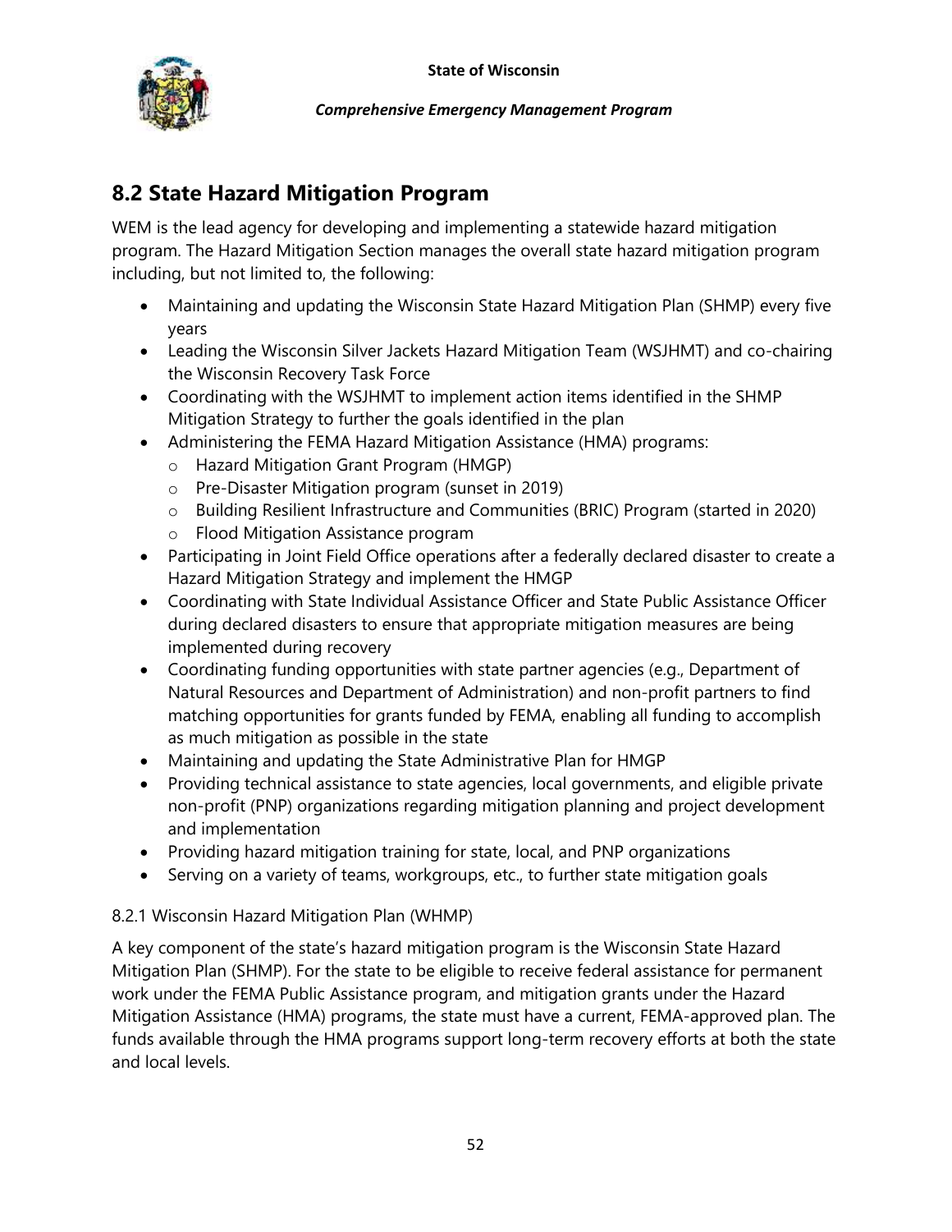## 8.2 State Hazard Mitigation Program

WEM is the lead agency for developing and implementing a statewide hazard mitigation program. The Hazard Mitigation Section manages the overall state hazard mitigation program including, but not limited to, the following:

- Maintaining and updating the Wisconsin State Hazard Mitigation Plan (SHMP) every five years
- Leading the Wisconsin Silver Jackets Hazard Mitigation Team (WSJHMT) and co-chairing the Wisconsin Recovery Task Force
- Coordinating with the WSJHMT to implement action items identified in the SHMP Mitigation Strategy to further the goals identified in the plan
- Administering the FEMA Hazard Mitigation Assistance (HMA) programs:
    - Hazard Mitigation Grant Program (HMGP)
    - Pre-Disaster Mitigation program (sunset in 2019)
    - Building Resilient Infrastructure and Communities (BRIC) Program (started in 2020)
    - Flood Mitigation Assistance program
- Participating in Joint Field Office operations after a federally declared disaster to create a Hazard Mitigation Strategy and implement the HMGP
- Coordinating with State Individual Assistance Officer and State Public Assistance Officer during declared disasters to ensure that appropriate mitigation measures are being implemented during recovery
- Coordinating funding opportunities with state partner agencies (e.g., Department of Natural Resources and Department of Administration) and non-profit partners to find matching opportunities for grants funded by FEMA, enabling all funding to accomplish as much mitigation as possible in the state
- Maintaining and updating the State Administrative Plan for HMGP
- Providing technical assistance to state agencies, local governments, and eligible private non-profit (PNP) organizations regarding mitigation planning and project development and implementation
- Providing hazard mitigation training for state, local, and PNP organizations
- Serving on a variety of teams, workgroups, etc., to further state mitigation goals

### 8.2.1 Wisconsin Hazard Mitigation Plan (WHMP)

A key component of the state's hazard mitigation program is the Wisconsin State Hazard Mitigation Plan (SHMP). For the state to be eligible to receive federal assistance for permanent work under the FEMA Public Assistance program, and mitigation grants under the Hazard Mitigation Assistance (HMA) programs, the state must have a current, FEMA-approved plan. The funds available through the HMA programs support long-term recovery efforts at both the state and local levels.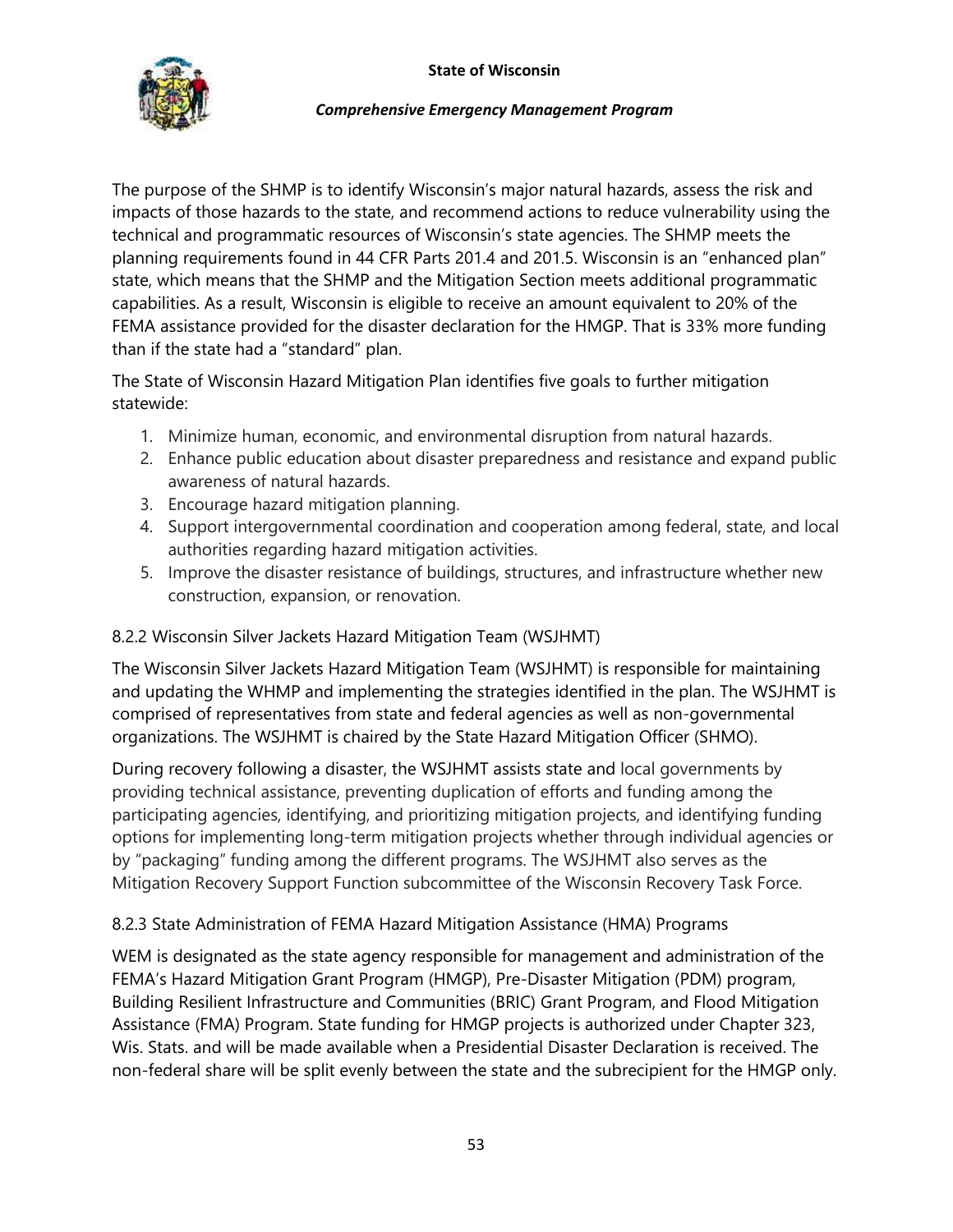The purpose of the SHMP is to identify Wisconsin's major natural hazards, assess the risk and impacts of those hazards to the state, and recommend actions to reduce vulnerability using the technical and programmatic resources of Wisconsin's state agencies. The SHMP meets the planning requirements found in 44 CFR Parts 201.4 and 201.5. Wisconsin is an "enhanced plan" state, which means that the SHMP and the Mitigation Section meets additional programmatic capabilities. As a result, Wisconsin is eligible to receive an amount equivalent to 20% of the FEMA assistance provided for the disaster declaration for the HMGP. That is 33% more funding than if the state had a "standard" plan.

The State of Wisconsin Hazard Mitigation Plan identifies five goals to further mitigation statewide:

1. Minimize human, economic, and environmental disruption from natural hazards.
2. Enhance public education about disaster preparedness and resistance and expand public awareness of natural hazards.
3. Encourage hazard mitigation planning.
4. Support intergovernmental coordination and cooperation among federal, state, and local authorities regarding hazard mitigation activities.
5. Improve the disaster resistance of buildings, structures, and infrastructure whether new construction, expansion, or renovation.

### 8.2.2 Wisconsin Silver Jackets Hazard Mitigation Team (WSJHMT)

The Wisconsin Silver Jackets Hazard Mitigation Team (WSJHMT) is responsible for maintaining and updating the WHMP and implementing the strategies identified in the plan. The WSJHMT is comprised of representatives from state and federal agencies as well as non-governmental organizations. The WSJHMT is chaired by the State Hazard Mitigation Officer (SHMO).

During recovery following a disaster, the WSJHMT assists state and local governments by providing technical assistance, preventing duplication of efforts and funding among the participating agencies, identifying, and prioritizing mitigation projects, and identifying funding options for implementing long-term mitigation projects whether through individual agencies or by "packaging" funding among the different programs. The WSJHMT also serves as the Mitigation Recovery Support Function subcommittee of the Wisconsin Recovery Task Force.

### 8.2.3 State Administration of FEMA Hazard Mitigation Assistance (HMA) Programs

WEM is designated as the state agency responsible for management and administration of the FEMA's Hazard Mitigation Grant Program (HMGP), Pre-Disaster Mitigation (PDM) program, Building Resilient Infrastructure and Communities (BRIC) Grant Program, and Flood Mitigation Assistance (FMA) Program. State funding for HMGP projects is authorized under Chapter 323, Wis. Stats. and will be made available when a Presidential Disaster Declaration is received. The non-federal share will be split evenly between the state and the subrecipient for the HMGP only.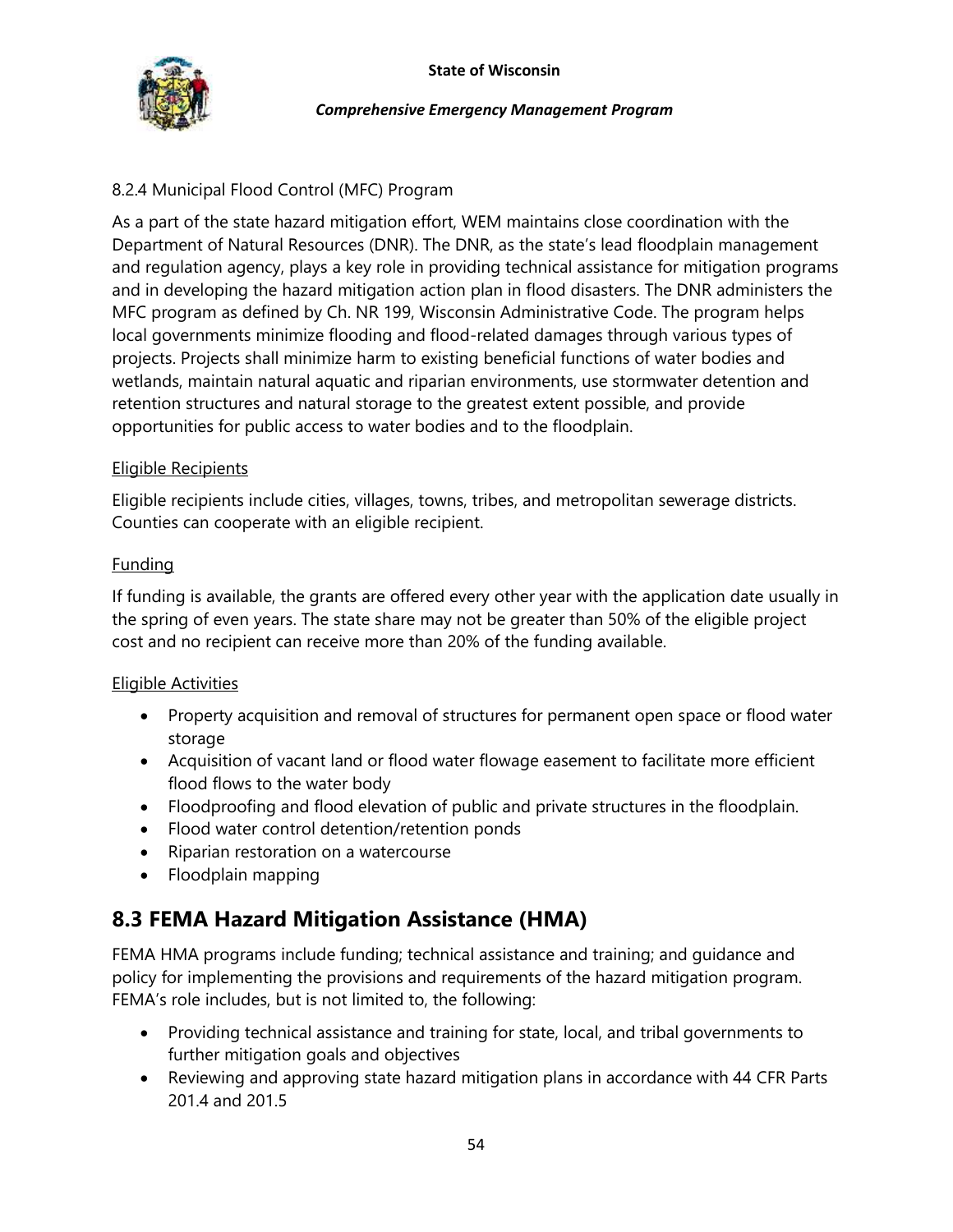### 8.2.4 Municipal Flood Control (MFC) Program

As a part of the state hazard mitigation effort, WEM maintains close coordination with the Department of Natural Resources (DNR). The DNR, as the state's lead floodplain management and regulation agency, plays a key role in providing technical assistance for mitigation programs and in developing the hazard mitigation action plan in flood disasters. The DNR administers the MFC program as defined by Ch. NR 199, Wisconsin Administrative Code. The program helps local governments minimize flooding and flood-related damages through various types of projects. Projects shall minimize harm to existing beneficial functions of water bodies and wetlands, maintain natural aquatic and riparian environments, use stormwater detention and retention structures and natural storage to the greatest extent possible, and provide opportunities for public access to water bodies and to the floodplain.

<u>Eligible Recipients</u>

Eligible recipients include cities, villages, towns, tribes, and metropolitan sewerage districts. Counties can cooperate with an eligible recipient.

<u>Funding</u>

If funding is available, the grants are offered every other year with the application date usually in the spring of even years. The state share may not be greater than 50% of the eligible project cost and no recipient can receive more than 20% of the funding available.

<u>Eligible Activities</u>

- Property acquisition and removal of structures for permanent open space or flood water storage
- Acquisition of vacant land or flood water flowage easement to facilitate more efficient flood flows to the water body
- Floodproofing and flood elevation of public and private structures in the floodplain.
- Flood water control detention/retention ponds
- Riparian restoration on a watercourse
- Floodplain mapping

## 8.3 FEMA Hazard Mitigation Assistance (HMA)

FEMA HMA programs include funding; technical assistance and training; and guidance and policy for implementing the provisions and requirements of the hazard mitigation program. FEMA's role includes, but is not limited to, the following:

- Providing technical assistance and training for state, local, and tribal governments to further mitigation goals and objectives
- Reviewing and approving state hazard mitigation plans in accordance with 44 CFR Parts 201.4 and 201.5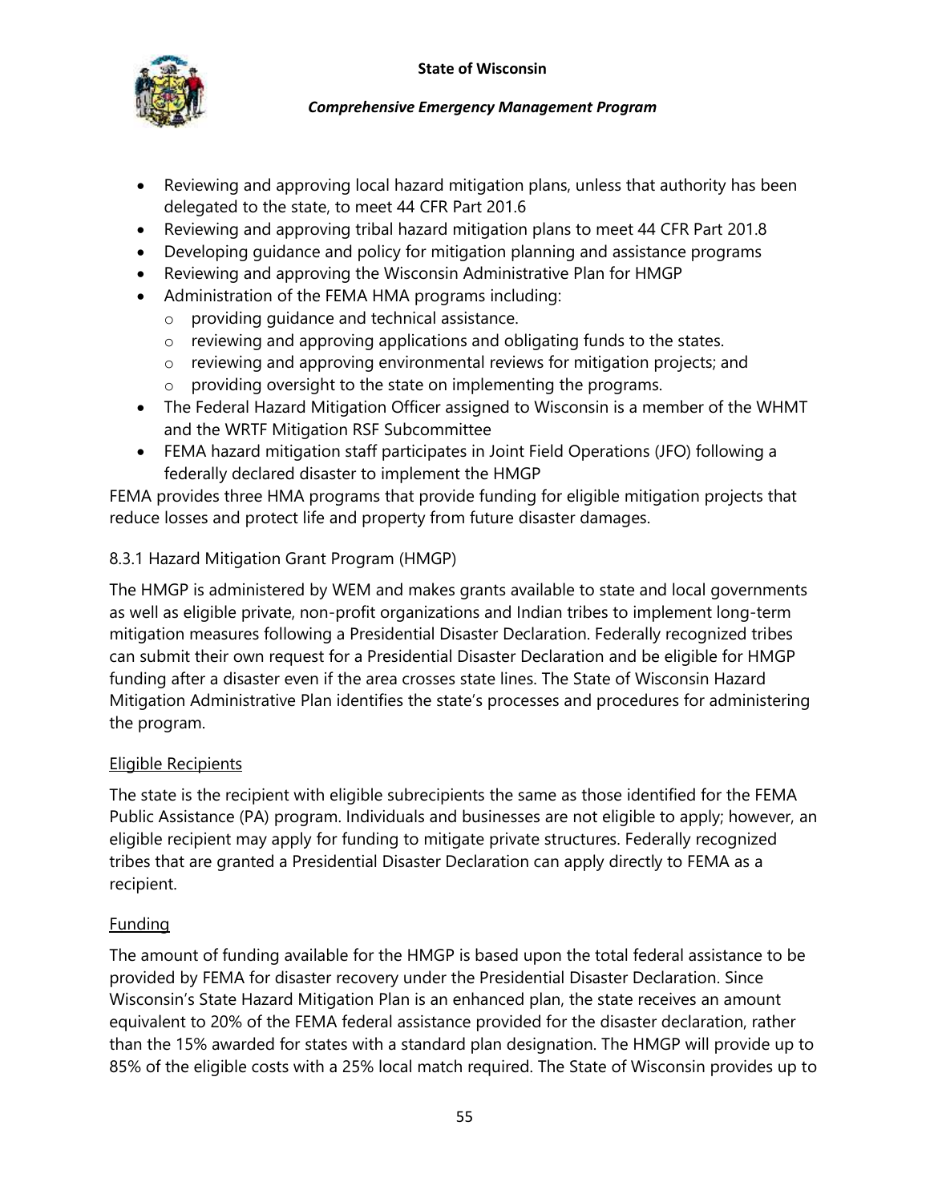- Reviewing and approving local hazard mitigation plans, unless that authority has been delegated to the state, to meet 44 CFR Part 201.6
- Reviewing and approving tribal hazard mitigation plans to meet 44 CFR Part 201.8
- Developing guidance and policy for mitigation planning and assistance programs
- Reviewing and approving the Wisconsin Administrative Plan for HMGP
- Administration of the FEMA HMA programs including:
  - providing guidance and technical assistance.
  - reviewing and approving applications and obligating funds to the states.
  - reviewing and approving environmental reviews for mitigation projects; and
  - providing oversight to the state on implementing the programs.
- The Federal Hazard Mitigation Officer assigned to Wisconsin is a member of the WHMT and the WRTF Mitigation RSF Subcommittee
- FEMA hazard mitigation staff participates in Joint Field Operations (JFO) following a federally declared disaster to implement the HMGP

FEMA provides three HMA programs that provide funding for eligible mitigation projects that reduce losses and protect life and property from future disaster damages.

### 8.3.1 Hazard Mitigation Grant Program (HMGP)

The HMGP is administered by WEM and makes grants available to state and local governments as well as eligible private, non-profit organizations and Indian tribes to implement long-term mitigation measures following a Presidential Disaster Declaration. Federally recognized tribes can submit their own request for a Presidential Disaster Declaration and be eligible for HMGP funding after a disaster even if the area crosses state lines. The State of Wisconsin Hazard Mitigation Administrative Plan identifies the state's processes and procedures for administering the program.

<u>Eligible Recipients</u>

The state is the recipient with eligible subrecipients the same as those identified for the FEMA Public Assistance (PA) program. Individuals and businesses are not eligible to apply; however, an eligible recipient may apply for funding to mitigate private structures. Federally recognized tribes that are granted a Presidential Disaster Declaration can apply directly to FEMA as a recipient.

<u>Funding</u>

The amount of funding available for the HMGP is based upon the total federal assistance to be provided by FEMA for disaster recovery under the Presidential Disaster Declaration. Since Wisconsin's State Hazard Mitigation Plan is an enhanced plan, the state receives an amount equivalent to 20% of the FEMA federal assistance provided for the disaster declaration, rather than the 15% awarded for states with a standard plan designation. The HMGP will provide up to 85% of the eligible costs with a 25% local match required. The State of Wisconsin provides up to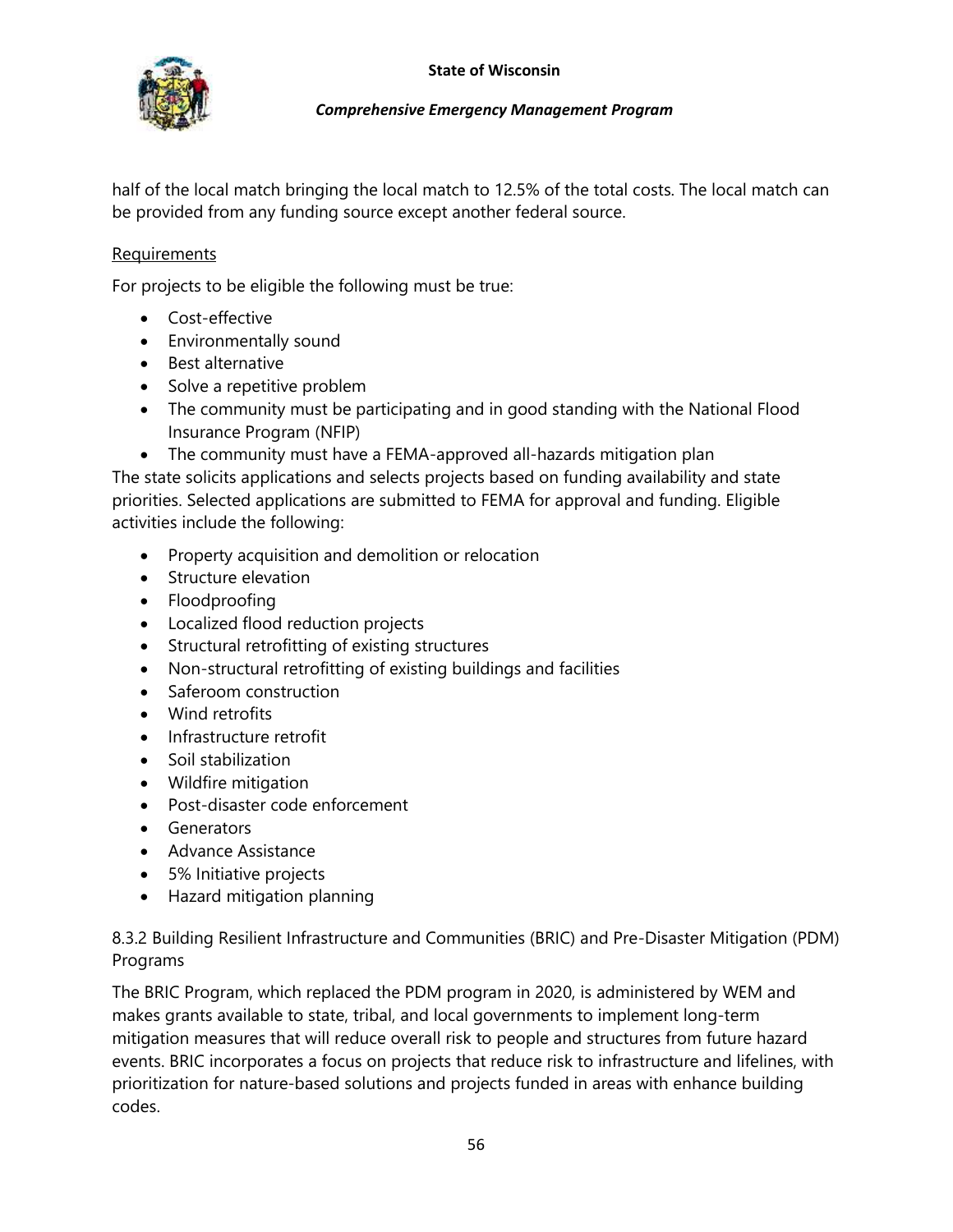half of the local match bringing the local match to 12.5% of the total costs. The local match can be provided from any funding source except another federal source.

Requirements

For projects to be eligible the following must be true:

- Cost-effective
- Environmentally sound
- Best alternative
- Solve a repetitive problem
- The community must be participating and in good standing with the National Flood Insurance Program (NFIP)
- The community must have a FEMA-approved all-hazards mitigation plan

The state solicits applications and selects projects based on funding availability and state priorities. Selected applications are submitted to FEMA for approval and funding. Eligible activities include the following:

- Property acquisition and demolition or relocation
- Structure elevation
- Floodproofing
- Localized flood reduction projects
- Structural retrofitting of existing structures
- Non-structural retrofitting of existing buildings and facilities
- Saferoom construction
- Wind retrofits
- Infrastructure retrofit
- Soil stabilization
- Wildfire mitigation
- Post-disaster code enforcement
- Generators
- Advance Assistance
- 5% Initiative projects
- Hazard mitigation planning

8.3.2 Building Resilient Infrastructure and Communities (BRIC) and Pre-Disaster Mitigation (PDM) Programs

The BRIC Program, which replaced the PDM program in 2020, is administered by WEM and makes grants available to state, tribal, and local governments to implement long-term mitigation measures that will reduce overall risk to people and structures from future hazard events. BRIC incorporates a focus on projects that reduce risk to infrastructure and lifelines, with prioritization for nature-based solutions and projects funded in areas with enhance building codes.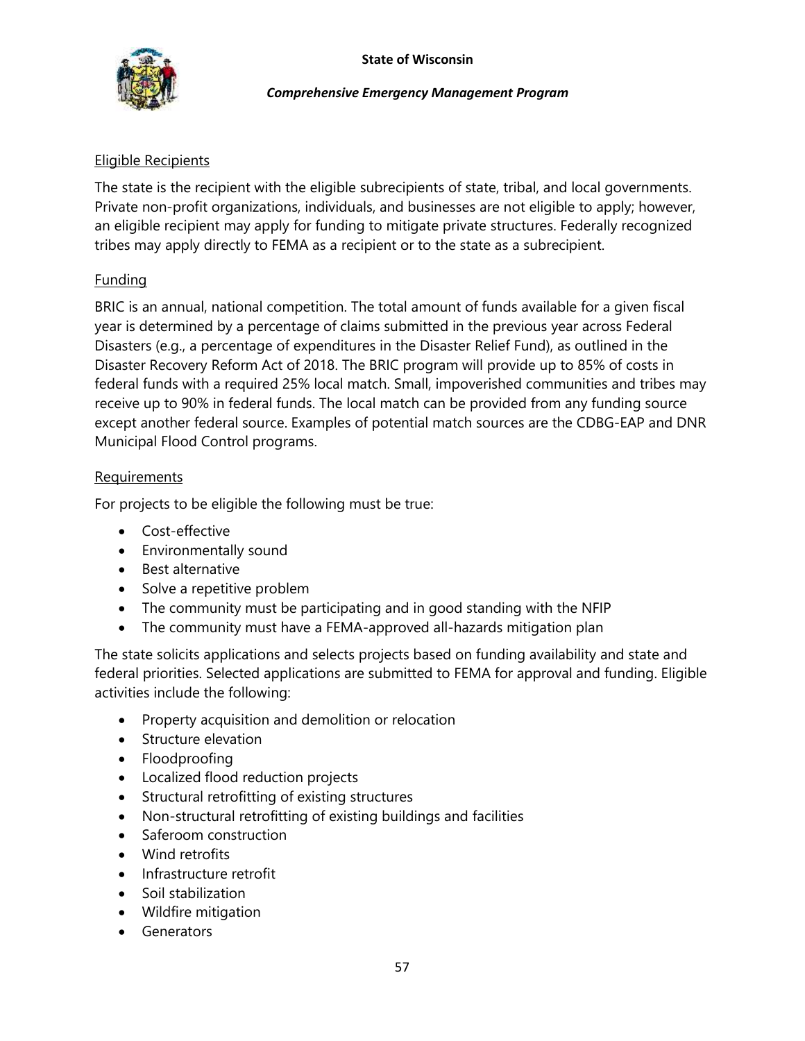Eligible Recipients

The state is the recipient with the eligible subrecipients of state, tribal, and local governments. Private non-profit organizations, individuals, and businesses are not eligible to apply; however, an eligible recipient may apply for funding to mitigate private structures. Federally recognized tribes may apply directly to FEMA as a recipient or to the state as a subrecipient.

Funding

BRIC is an annual, national competition. The total amount of funds available for a given fiscal year is determined by a percentage of claims submitted in the previous year across Federal Disasters (e.g., a percentage of expenditures in the Disaster Relief Fund), as outlined in the Disaster Recovery Reform Act of 2018. The BRIC program will provide up to 85% of costs in federal funds with a required 25% local match. Small, impoverished communities and tribes may receive up to 90% in federal funds. The local match can be provided from any funding source except another federal source. Examples of potential match sources are the CDBG-EAP and DNR Municipal Flood Control programs.

Requirements

For projects to be eligible the following must be true:

- Cost-effective
- Environmentally sound
- Best alternative
- Solve a repetitive problem
- The community must be participating and in good standing with the NFIP
- The community must have a FEMA-approved all-hazards mitigation plan

The state solicits applications and selects projects based on funding availability and state and federal priorities. Selected applications are submitted to FEMA for approval and funding. Eligible activities include the following:

- Property acquisition and demolition or relocation
- Structure elevation
- Floodproofing
- Localized flood reduction projects
- Structural retrofitting of existing structures
- Non-structural retrofitting of existing buildings and facilities
- Saferoom construction
- Wind retrofits
- Infrastructure retrofit
- Soil stabilization
- Wildfire mitigation
- Generators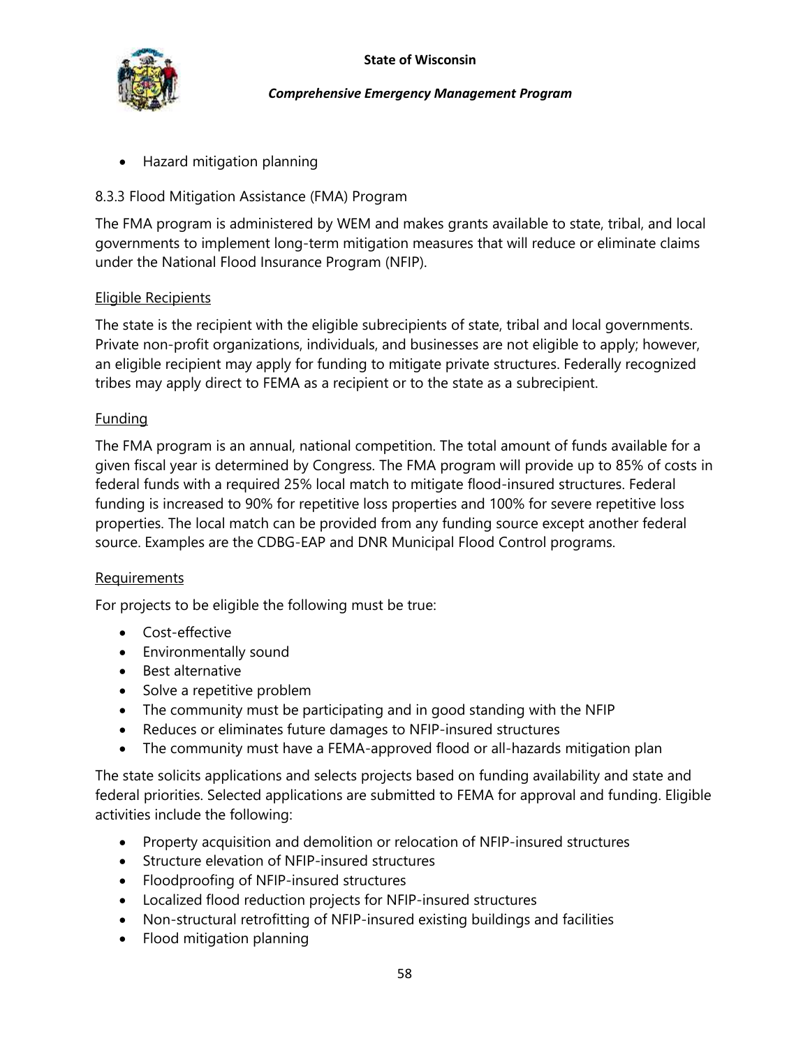- Hazard mitigation planning

### 8.3.3 Flood Mitigation Assistance (FMA) Program

The FMA program is administered by WEM and makes grants available to state, tribal, and local governments to implement long-term mitigation measures that will reduce or eliminate claims under the National Flood Insurance Program (NFIP).

#### Eligible Recipients

The state is the recipient with the eligible subrecipients of state, tribal and local governments. Private non-profit organizations, individuals, and businesses are not eligible to apply; however, an eligible recipient may apply for funding to mitigate private structures. Federally recognized tribes may apply direct to FEMA as a recipient or to the state as a subrecipient.

#### Funding

The FMA program is an annual, national competition. The total amount of funds available for a given fiscal year is determined by Congress. The FMA program will provide up to 85% of costs in federal funds with a required 25% local match to mitigate flood-insured structures. Federal funding is increased to 90% for repetitive loss properties and 100% for severe repetitive loss properties. The local match can be provided from any funding source except another federal source. Examples are the CDBG-EAP and DNR Municipal Flood Control programs.

#### Requirements

For projects to be eligible the following must be true:

- Cost-effective
- Environmentally sound
- Best alternative
- Solve a repetitive problem
- The community must be participating and in good standing with the NFIP
- Reduces or eliminates future damages to NFIP-insured structures
- The community must have a FEMA-approved flood or all-hazards mitigation plan

The state solicits applications and selects projects based on funding availability and state and federal priorities. Selected applications are submitted to FEMA for approval and funding. Eligible activities include the following:

- Property acquisition and demolition or relocation of NFIP-insured structures
- Structure elevation of NFIP-insured structures
- Floodproofing of NFIP-insured structures
- Localized flood reduction projects for NFIP-insured structures
- Non-structural retrofitting of NFIP-insured existing buildings and facilities
- Flood mitigation planning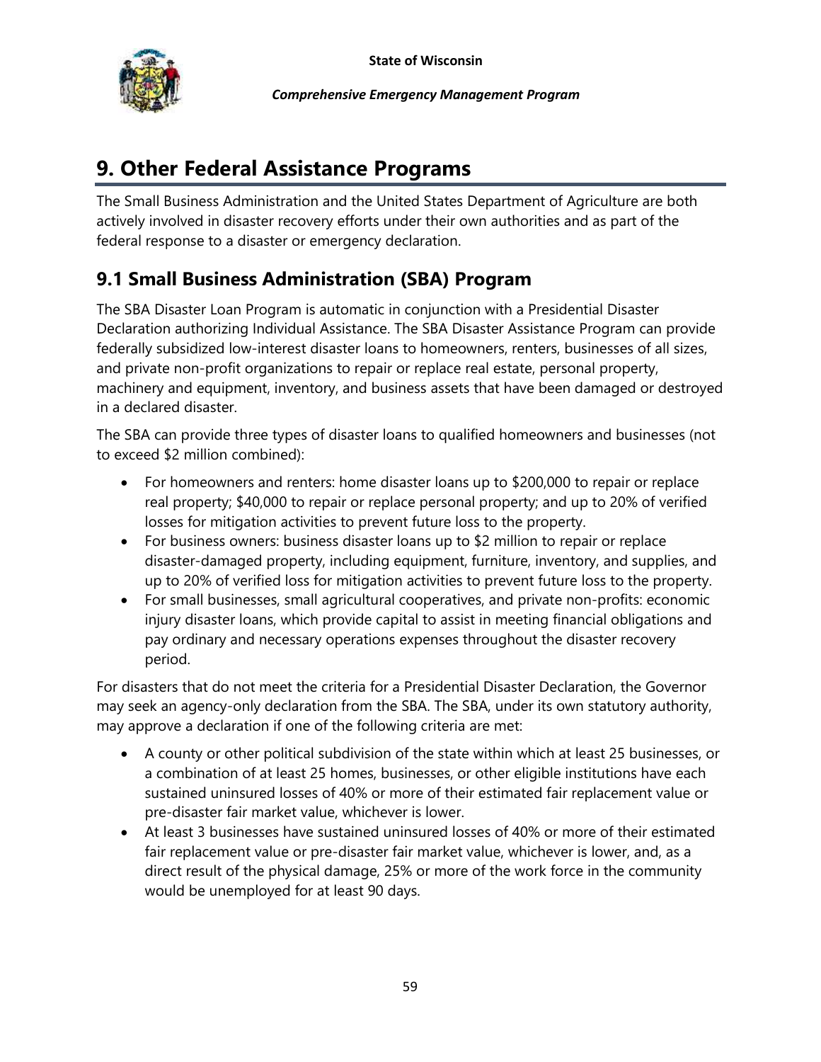# 9. Other Federal Assistance Programs

The Small Business Administration and the United States Department of Agriculture are both actively involved in disaster recovery efforts under their own authorities and as part of the federal response to a disaster or emergency declaration.

## 9.1 Small Business Administration (SBA) Program

The SBA Disaster Loan Program is automatic in conjunction with a Presidential Disaster Declaration authorizing Individual Assistance. The SBA Disaster Assistance Program can provide federally subsidized low-interest disaster loans to homeowners, renters, businesses of all sizes, and private non-profit organizations to repair or replace real estate, personal property, machinery and equipment, inventory, and business assets that have been damaged or destroyed in a declared disaster.

The SBA can provide three types of disaster loans to qualified homeowners and businesses (not to exceed $2 million combined):

- For homeowners and renters: home disaster loans up to $200,000 to repair or replace real property; $40,000 to repair or replace personal property; and up to 20% of verified losses for mitigation activities to prevent future loss to the property.
- For business owners: business disaster loans up to $2 million to repair or replace disaster-damaged property, including equipment, furniture, inventory, and supplies, and up to 20% of verified loss for mitigation activities to prevent future loss to the property.
- For small businesses, small agricultural cooperatives, and private non-profits: economic injury disaster loans, which provide capital to assist in meeting financial obligations and pay ordinary and necessary operations expenses throughout the disaster recovery period.

For disasters that do not meet the criteria for a Presidential Disaster Declaration, the Governor may seek an agency-only declaration from the SBA. The SBA, under its own statutory authority, may approve a declaration if one of the following criteria are met:

- A county or other political subdivision of the state within which at least 25 businesses, or a combination of at least 25 homes, businesses, or other eligible institutions have each sustained uninsured losses of 40% or more of their estimated fair replacement value or pre-disaster fair market value, whichever is lower.
- At least 3 businesses have sustained uninsured losses of 40% or more of their estimated fair replacement value or pre-disaster fair market value, whichever is lower, and, as a direct result of the physical damage, 25% or more of the work force in the community would be unemployed for at least 90 days.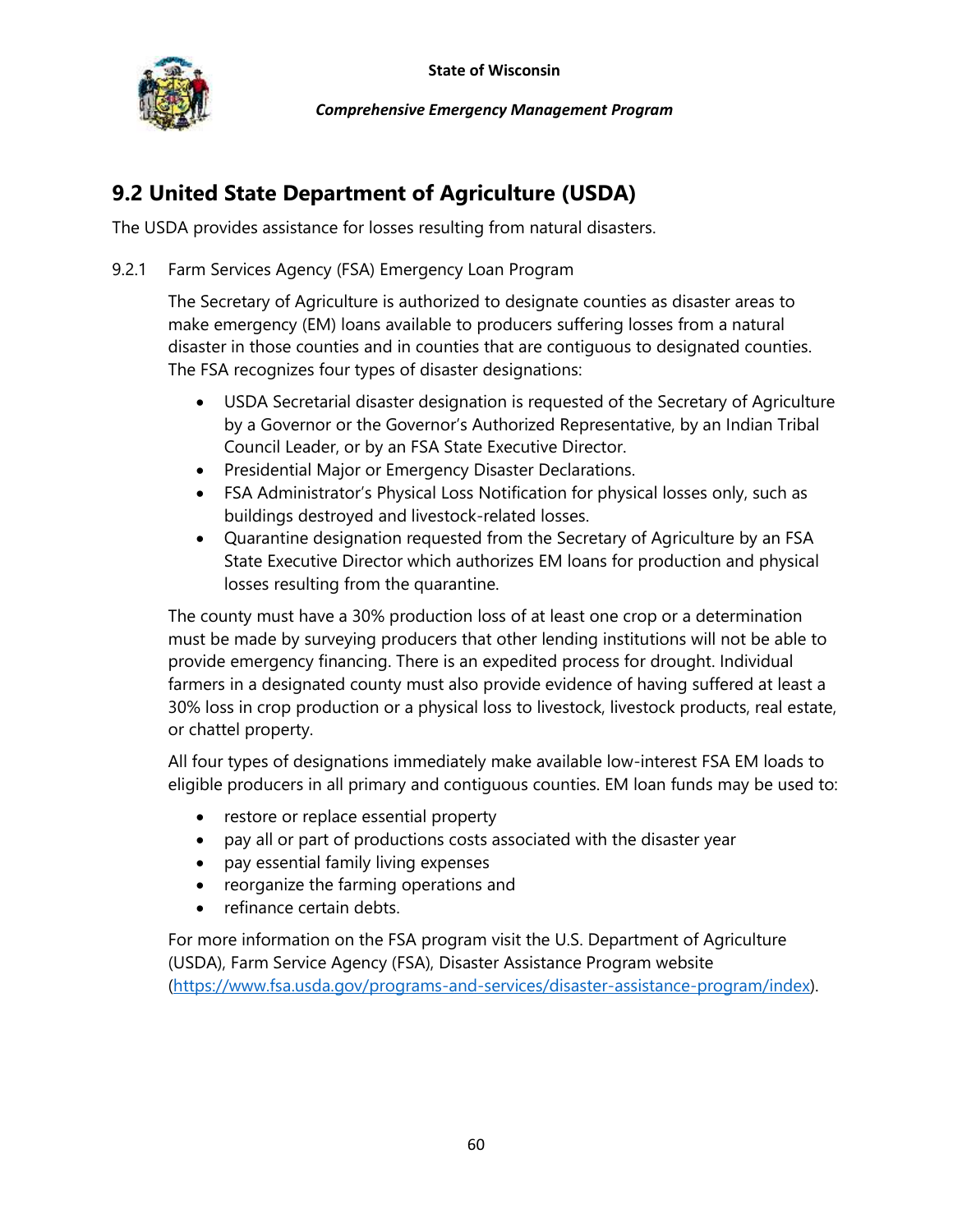## 9.2 United State Department of Agriculture (USDA)

The USDA provides assistance for losses resulting from natural disasters.

9.2.1 Farm Services Agency (FSA) Emergency Loan Program

The Secretary of Agriculture is authorized to designate counties as disaster areas to make emergency (EM) loans available to producers suffering losses from a natural disaster in those counties and in counties that are contiguous to designated counties. The FSA recognizes four types of disaster designations:

- USDA Secretarial disaster designation is requested of the Secretary of Agriculture by a Governor or the Governor's Authorized Representative, by an Indian Tribal Council Leader, or by an FSA State Executive Director.
- Presidential Major or Emergency Disaster Declarations.
- FSA Administrator's Physical Loss Notification for physical losses only, such as buildings destroyed and livestock-related losses.
- Quarantine designation requested from the Secretary of Agriculture by an FSA State Executive Director which authorizes EM loans for production and physical losses resulting from the quarantine.

The county must have a 30% production loss of at least one crop or a determination must be made by surveying producers that other lending institutions will not be able to provide emergency financing. There is an expedited process for drought. Individual farmers in a designated county must also provide evidence of having suffered at least a 30% loss in crop production or a physical loss to livestock, livestock products, real estate, or chattel property.

All four types of designations immediately make available low-interest FSA EM loads to eligible producers in all primary and contiguous counties. EM loan funds may be used to:

- restore or replace essential property
- pay all or part of productions costs associated with the disaster year
- pay essential family living expenses
- reorganize the farming operations and
- refinance certain debts.

For more information on the FSA program visit the U.S. Department of Agriculture (USDA), Farm Service Agency (FSA), Disaster Assistance Program website ([https://www.fsa.usda.gov/programs-and-services/disaster-assistance-program/index](https://www.fsa.usda.gov/programs-and-services/disaster-assistance-program/index)).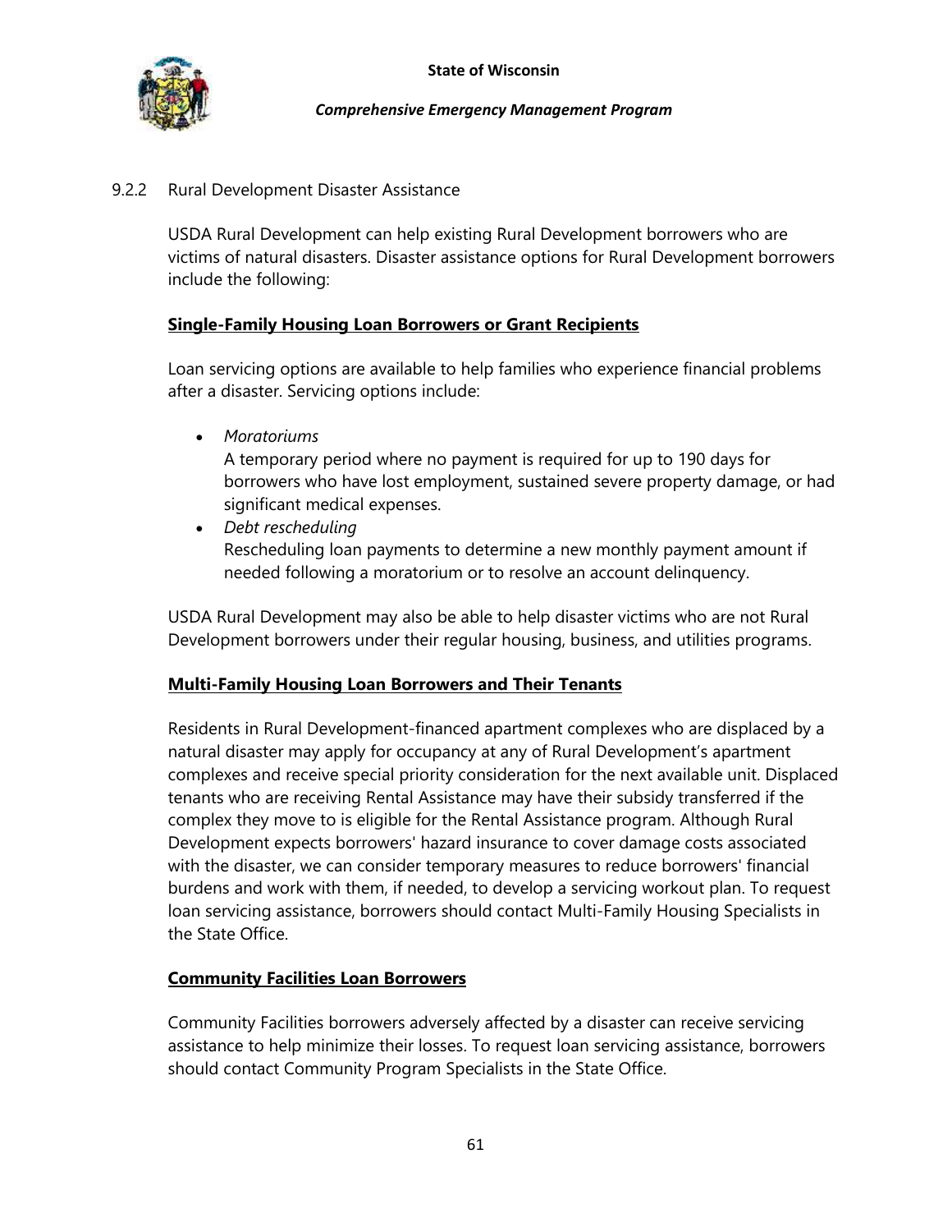### 9.2.2 Rural Development Disaster Assistance

USDA Rural Development can help existing Rural Development borrowers who are victims of natural disasters. Disaster assistance options for Rural Development borrowers include the following:

**Single-Family Housing Loan Borrowers or Grant Recipients**

Loan servicing options are available to help families who experience financial problems after a disaster. Servicing options include:

- *Moratoriums*
  A temporary period where no payment is required for up to 190 days for borrowers who have lost employment, sustained severe property damage, or had significant medical expenses.
- *Debt rescheduling*
  Rescheduling loan payments to determine a new monthly payment amount if needed following a moratorium or to resolve an account delinquency.

USDA Rural Development may also be able to help disaster victims who are not Rural Development borrowers under their regular housing, business, and utilities programs.

**Multi-Family Housing Loan Borrowers and Their Tenants**

Residents in Rural Development-financed apartment complexes who are displaced by a natural disaster may apply for occupancy at any of Rural Development's apartment complexes and receive special priority consideration for the next available unit. Displaced tenants who are receiving Rental Assistance may have their subsidy transferred if the complex they move to is eligible for the Rental Assistance program. Although Rural Development expects borrowers' hazard insurance to cover damage costs associated with the disaster, we can consider temporary measures to reduce borrowers' financial burdens and work with them, if needed, to develop a servicing workout plan. To request loan servicing assistance, borrowers should contact Multi-Family Housing Specialists in the State Office.

**Community Facilities Loan Borrowers**

Community Facilities borrowers adversely affected by a disaster can receive servicing assistance to help minimize their losses. To request loan servicing assistance, borrowers should contact Community Program Specialists in the State Office.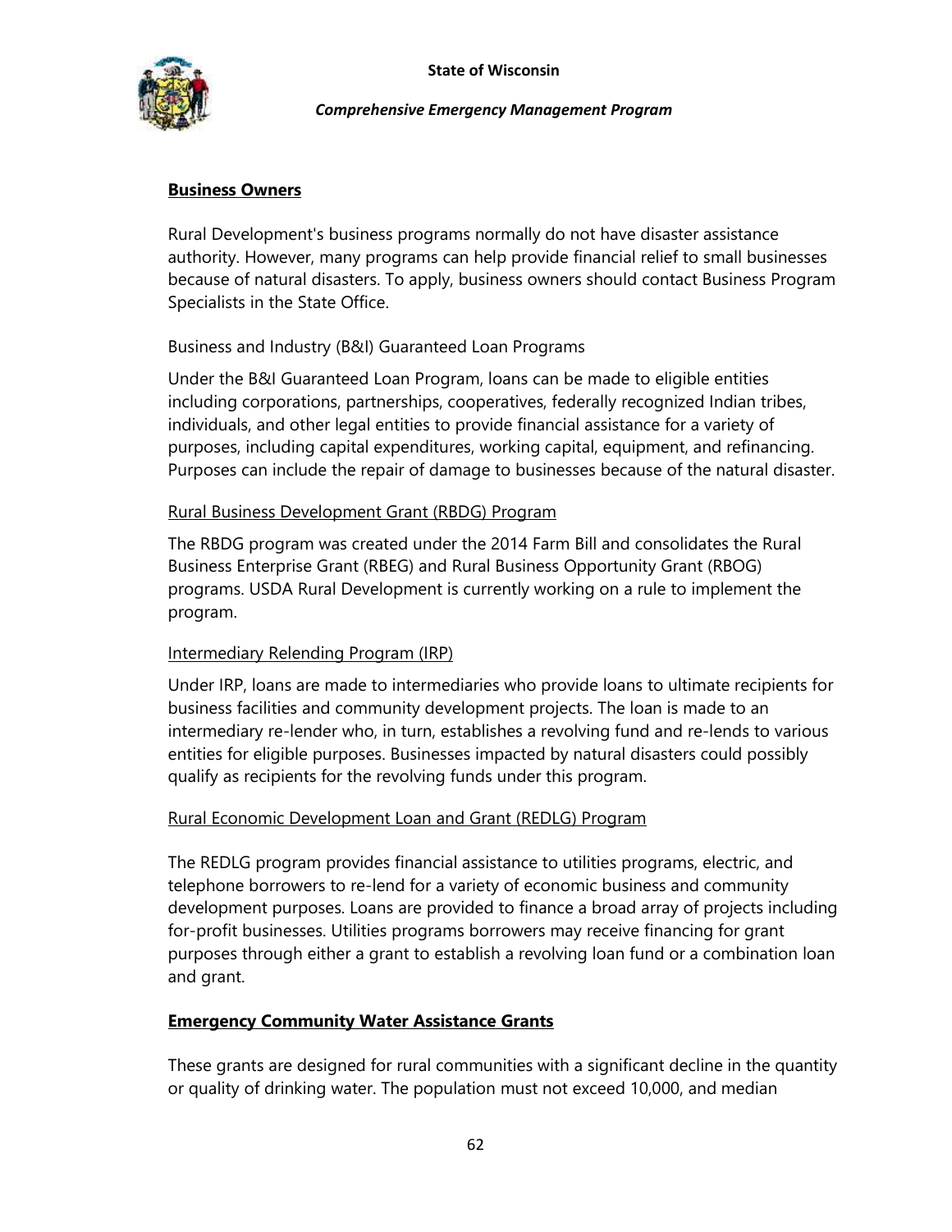**Business Owners**

Rural Development's business programs normally do not have disaster assistance authority. However, many programs can help provide financial relief to small businesses because of natural disasters. To apply, business owners should contact Business Program Specialists in the State Office.

Business and Industry (B&I) Guaranteed Loan Programs

Under the B&I Guaranteed Loan Program, loans can be made to eligible entities including corporations, partnerships, cooperatives, federally recognized Indian tribes, individuals, and other legal entities to provide financial assistance for a variety of purposes, including capital expenditures, working capital, equipment, and refinancing. Purposes can include the repair of damage to businesses because of the natural disaster.

<u>Rural Business Development Grant (RBDG) Program</u>

The RBDG program was created under the 2014 Farm Bill and consolidates the Rural Business Enterprise Grant (RBEG) and Rural Business Opportunity Grant (RBOG) programs. USDA Rural Development is currently working on a rule to implement the program.

<u>Intermediary Relending Program (IRP)</u>

Under IRP, loans are made to intermediaries who provide loans to ultimate recipients for business facilities and community development projects. The loan is made to an intermediary re-lender who, in turn, establishes a revolving fund and re-lends to various entities for eligible purposes. Businesses impacted by natural disasters could possibly qualify as recipients for the revolving funds under this program.

<u>Rural Economic Development Loan and Grant (REDLG) Program</u>

The REDLG program provides financial assistance to utilities programs, electric, and telephone borrowers to re-lend for a variety of economic business and community development purposes. Loans are provided to finance a broad array of projects including for-profit businesses. Utilities programs borrowers may receive financing for grant purposes through either a grant to establish a revolving loan fund or a combination loan and grant.

**Emergency Community Water Assistance Grants**

These grants are designed for rural communities with a significant decline in the quantity or quality of drinking water. The population must not exceed 10,000, and median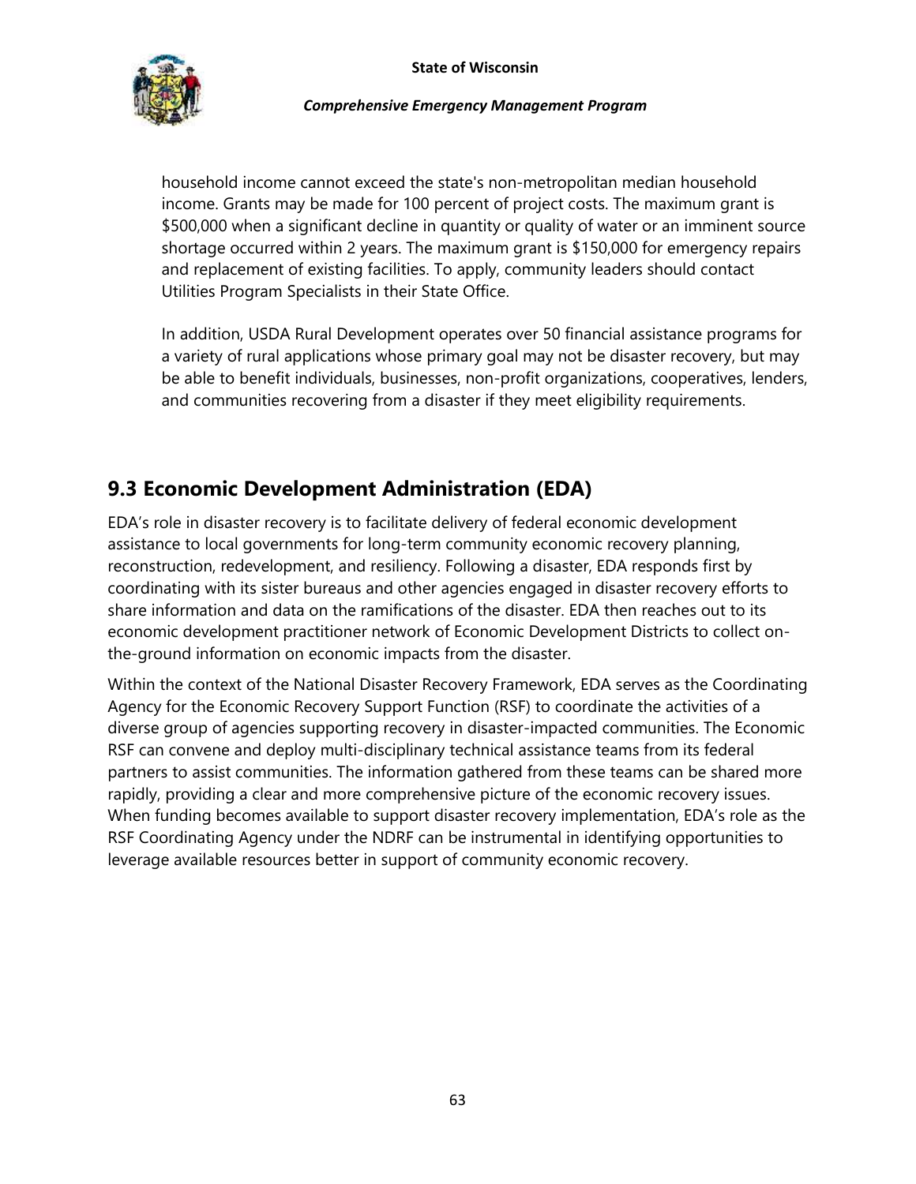household income cannot exceed the state's non-metropolitan median household income. Grants may be made for 100 percent of project costs. The maximum grant is $500,000 when a significant decline in quantity or quality of water or an imminent source shortage occurred within 2 years. The maximum grant is $150,000 for emergency repairs and replacement of existing facilities. To apply, community leaders should contact Utilities Program Specialists in their State Office.

In addition, USDA Rural Development operates over 50 financial assistance programs for a variety of rural applications whose primary goal may not be disaster recovery, but may be able to benefit individuals, businesses, non-profit organizations, cooperatives, lenders, and communities recovering from a disaster if they meet eligibility requirements.

## 9.3 Economic Development Administration (EDA)

EDA's role in disaster recovery is to facilitate delivery of federal economic development assistance to local governments for long-term community economic recovery planning, reconstruction, redevelopment, and resiliency. Following a disaster, EDA responds first by coordinating with its sister bureaus and other agencies engaged in disaster recovery efforts to share information and data on the ramifications of the disaster. EDA then reaches out to its economic development practitioner network of Economic Development Districts to collect on-the-ground information on economic impacts from the disaster.

Within the context of the National Disaster Recovery Framework, EDA serves as the Coordinating Agency for the Economic Recovery Support Function (RSF) to coordinate the activities of a diverse group of agencies supporting recovery in disaster-impacted communities. The Economic RSF can convene and deploy multi-disciplinary technical assistance teams from its federal partners to assist communities. The information gathered from these teams can be shared more rapidly, providing a clear and more comprehensive picture of the economic recovery issues. When funding becomes available to support disaster recovery implementation, EDA's role as the RSF Coordinating Agency under the NDRF can be instrumental in identifying opportunities to leverage available resources better in support of community economic recovery.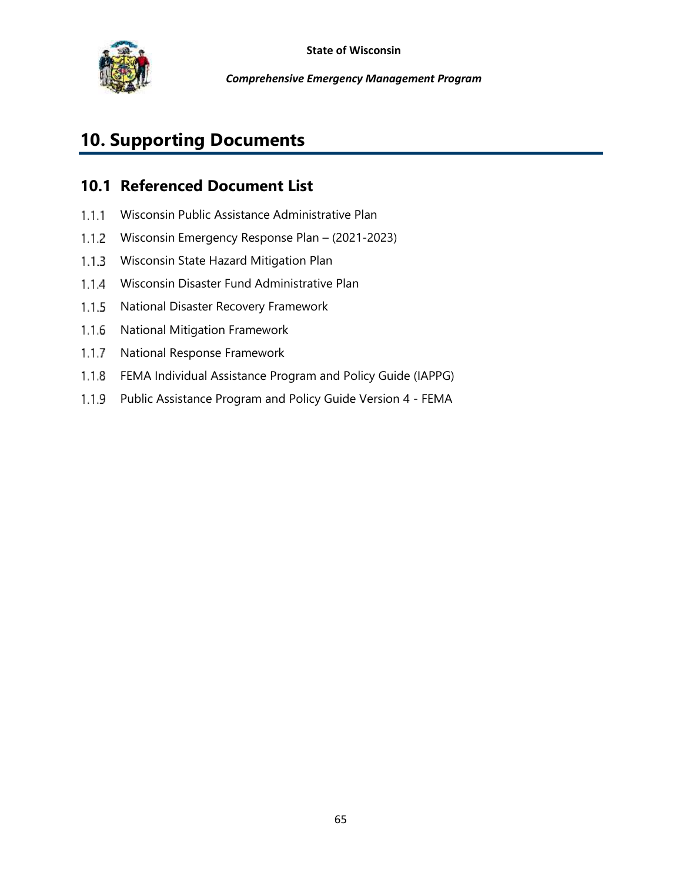# 10. Supporting Documents

## 10.1 Referenced Document List

1.1.1 Wisconsin Public Assistance Administrative Plan

1.1.2 Wisconsin Emergency Response Plan – (2021-2023)

1.1.3 Wisconsin State Hazard Mitigation Plan

1.1.4 Wisconsin Disaster Fund Administrative Plan

1.1.5 National Disaster Recovery Framework

1.1.6 National Mitigation Framework

1.1.7 National Response Framework

1.1.8 FEMA Individual Assistance Program and Policy Guide (IAPPG)

1.1.9 Public Assistance Program and Policy Guide Version 4 - FEMA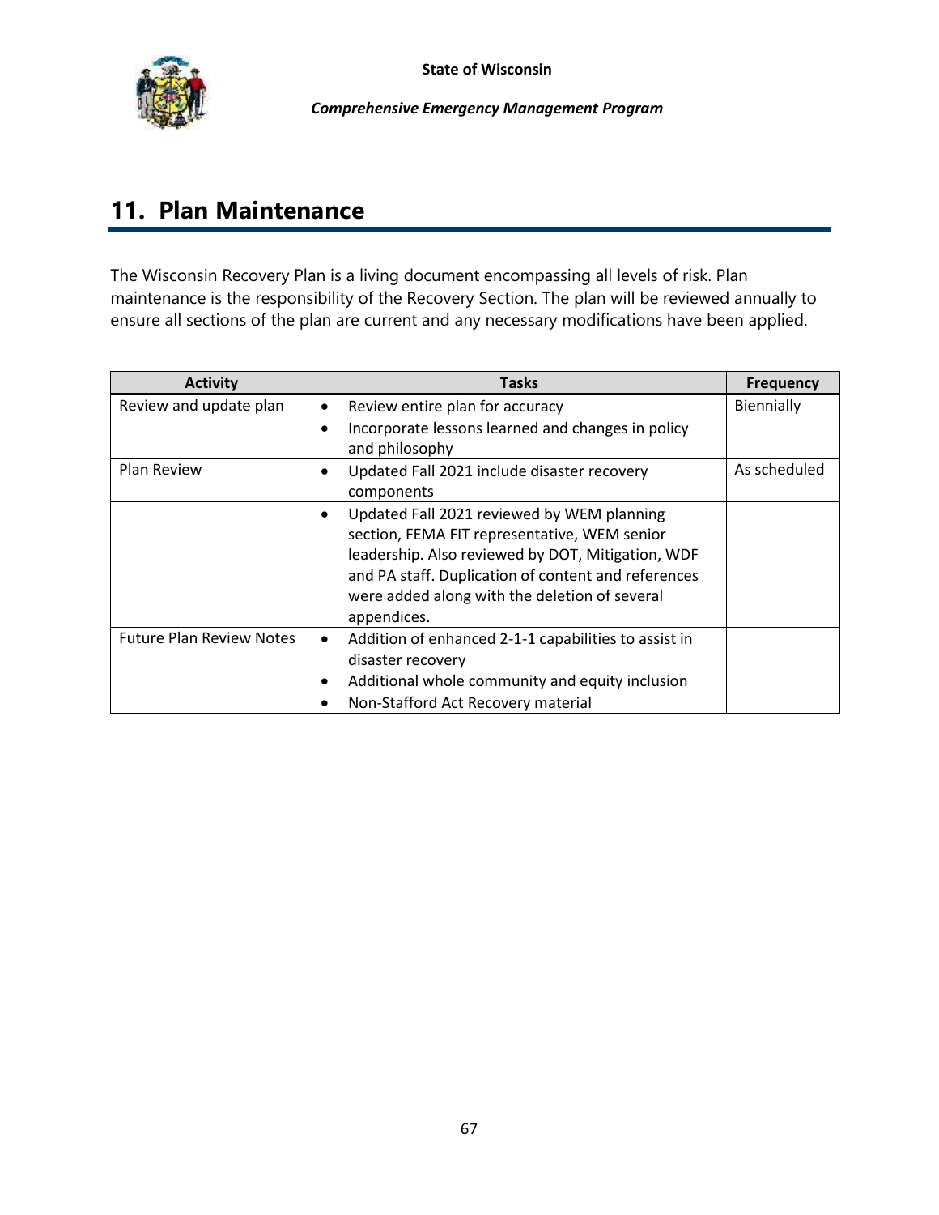## 11. Plan Maintenance

The Wisconsin Recovery Plan is a living document encompassing all levels of risk. Plan maintenance is the responsibility of the Recovery Section. The plan will be reviewed annually to ensure all sections of the plan are current and any necessary modifications have been applied.

| Activity | Tasks | Frequency |
|---|---|---|
| Review and update plan | • Review entire plan for accuracy<br>• Incorporate lessons learned and changes in policy and philosophy | Biennially |
| Plan Review | • Updated Fall 2021 include disaster recovery components | As scheduled |
| | • Updated Fall 2021 reviewed by WEM planning section, FEMA FIT representative, WEM senior leadership. Also reviewed by DOT, Mitigation, WDF and PA staff. Duplication of content and references were added along with the deletion of several appendices. | |
| Future Plan Review Notes | • Addition of enhanced 2-1-1 capabilities to assist in disaster recovery<br>• Additional whole community and equity inclusion<br>• Non-Stafford Act Recovery material | |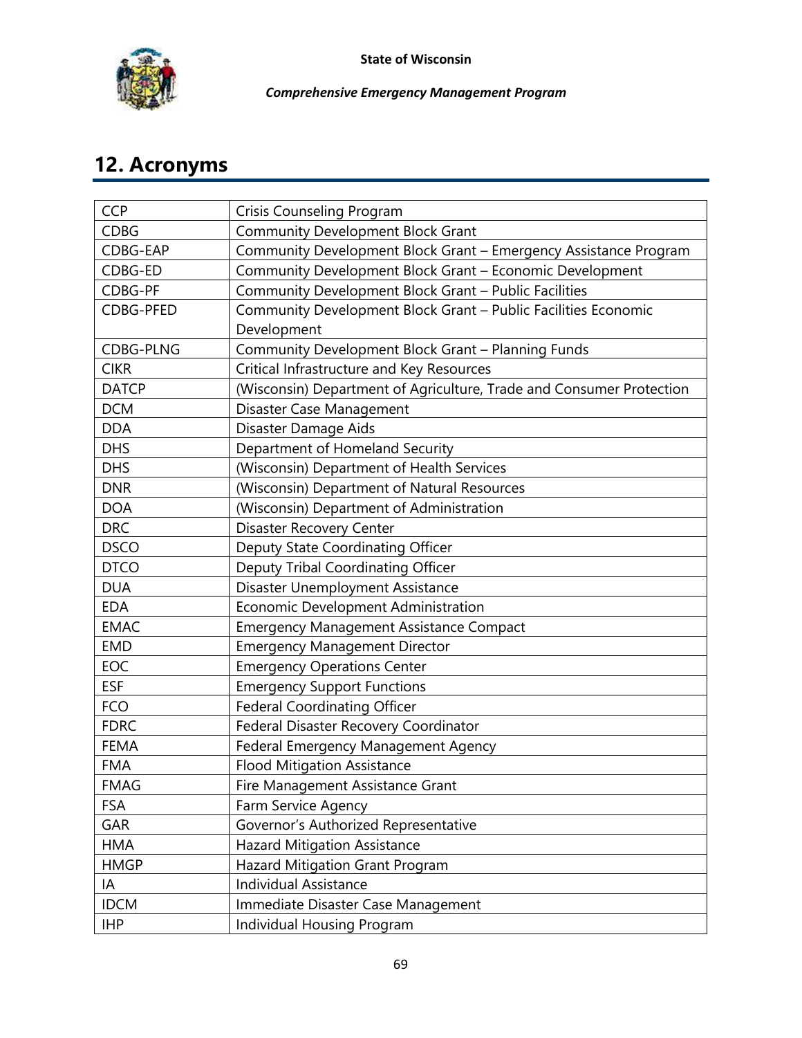## 12. Acronyms

| | |
|---|---|
| CCP | Crisis Counseling Program |
| CDBG | Community Development Block Grant |
| CDBG-EAP | Community Development Block Grant – Emergency Assistance Program |
| CDBG-ED | Community Development Block Grant – Economic Development |
| CDBG-PF | Community Development Block Grant – Public Facilities |
| CDBG-PFED | Community Development Block Grant – Public Facilities Economic Development |
| CDBG-PLNG | Community Development Block Grant – Planning Funds |
| CIKR | Critical Infrastructure and Key Resources |
| DATCP | (Wisconsin) Department of Agriculture, Trade and Consumer Protection |
| DCM | Disaster Case Management |
| DDA | Disaster Damage Aids |
| DHS | Department of Homeland Security |
| DHS | (Wisconsin) Department of Health Services |
| DNR | (Wisconsin) Department of Natural Resources |
| DOA | (Wisconsin) Department of Administration |
| DRC | Disaster Recovery Center |
| DSCO | Deputy State Coordinating Officer |
| DTCO | Deputy Tribal Coordinating Officer |
| DUA | Disaster Unemployment Assistance |
| EDA | Economic Development Administration |
| EMAC | Emergency Management Assistance Compact |
| EMD | Emergency Management Director |
| EOC | Emergency Operations Center |
| ESF | Emergency Support Functions |
| FCO | Federal Coordinating Officer |
| FDRC | Federal Disaster Recovery Coordinator |
| FEMA | Federal Emergency Management Agency |
| FMA | Flood Mitigation Assistance |
| FMAG | Fire Management Assistance Grant |
| FSA | Farm Service Agency |
| GAR | Governor's Authorized Representative |
| HMA | Hazard Mitigation Assistance |
| HMGP | Hazard Mitigation Grant Program |
| IA | Individual Assistance |
| IDCM | Immediate Disaster Case Management |
| IHP | Individual Housing Program |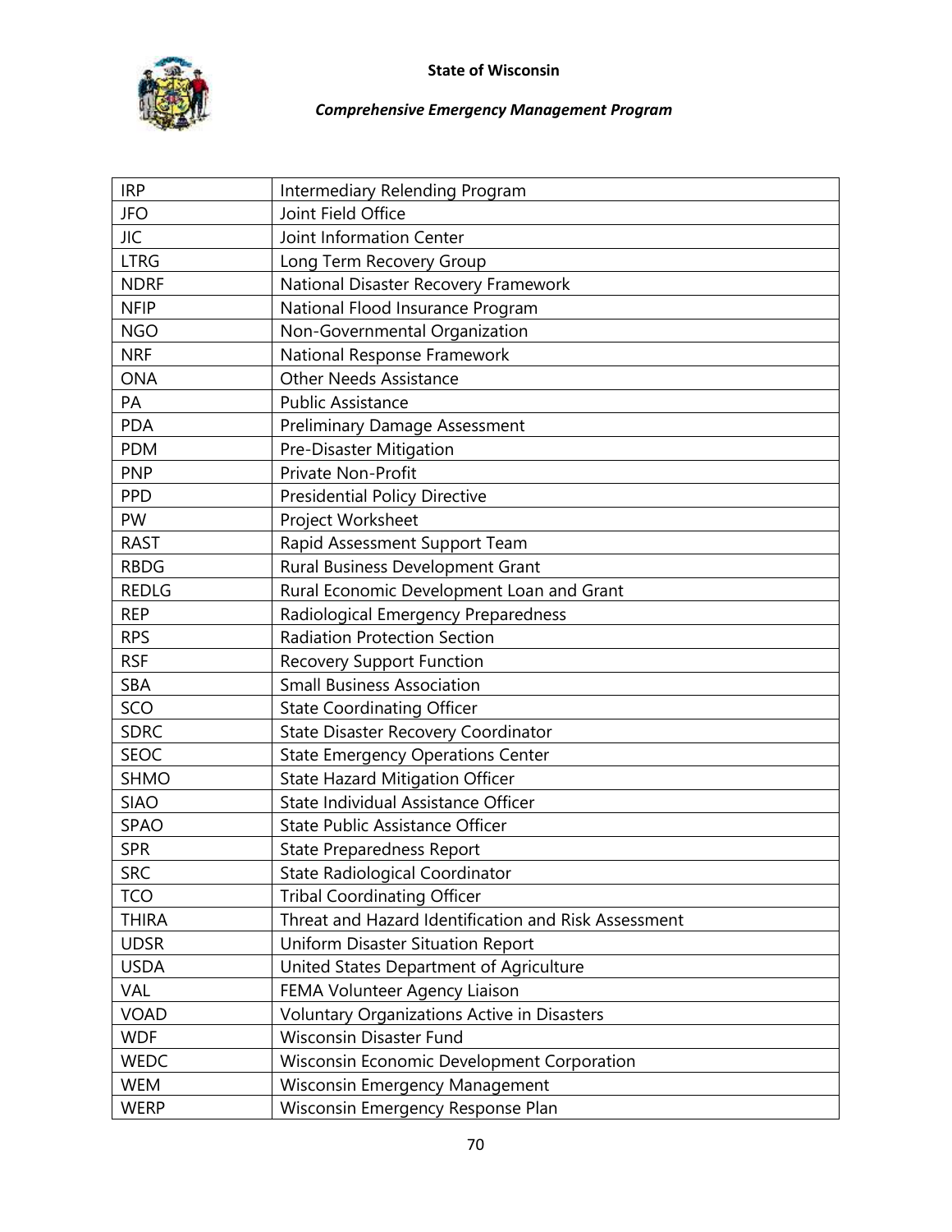| IRP | Intermediary Relending Program |
|---|---|
| JFO | Joint Field Office |
| JIC | Joint Information Center |
| LTRG | Long Term Recovery Group |
| NDRF | National Disaster Recovery Framework |
| NFIP | National Flood Insurance Program |
| NGO | Non-Governmental Organization |
| NRF | National Response Framework |
| ONA | Other Needs Assistance |
| PA | Public Assistance |
| PDA | Preliminary Damage Assessment |
| PDM | Pre-Disaster Mitigation |
| PNP | Private Non-Profit |
| PPD | Presidential Policy Directive |
| PW | Project Worksheet |
| RAST | Rapid Assessment Support Team |
| RBDG | Rural Business Development Grant |
| REDLG | Rural Economic Development Loan and Grant |
| REP | Radiological Emergency Preparedness |
| RPS | Radiation Protection Section |
| RSF | Recovery Support Function |
| SBA | Small Business Association |
| SCO | State Coordinating Officer |
| SDRC | State Disaster Recovery Coordinator |
| SEOC | State Emergency Operations Center |
| SHMO | State Hazard Mitigation Officer |
| SIAO | State Individual Assistance Officer |
| SPAO | State Public Assistance Officer |
| SPR | State Preparedness Report |
| SRC | State Radiological Coordinator |
| TCO | Tribal Coordinating Officer |
| THIRA | Threat and Hazard Identification and Risk Assessment |
| UDSR | Uniform Disaster Situation Report |
| USDA | United States Department of Agriculture |
| VAL | FEMA Volunteer Agency Liaison |
| VOAD | Voluntary Organizations Active in Disasters |
| WDF | Wisconsin Disaster Fund |
| WEDC | Wisconsin Economic Development Corporation |
| WEM | Wisconsin Emergency Management |
| WERP | Wisconsin Emergency Response Plan |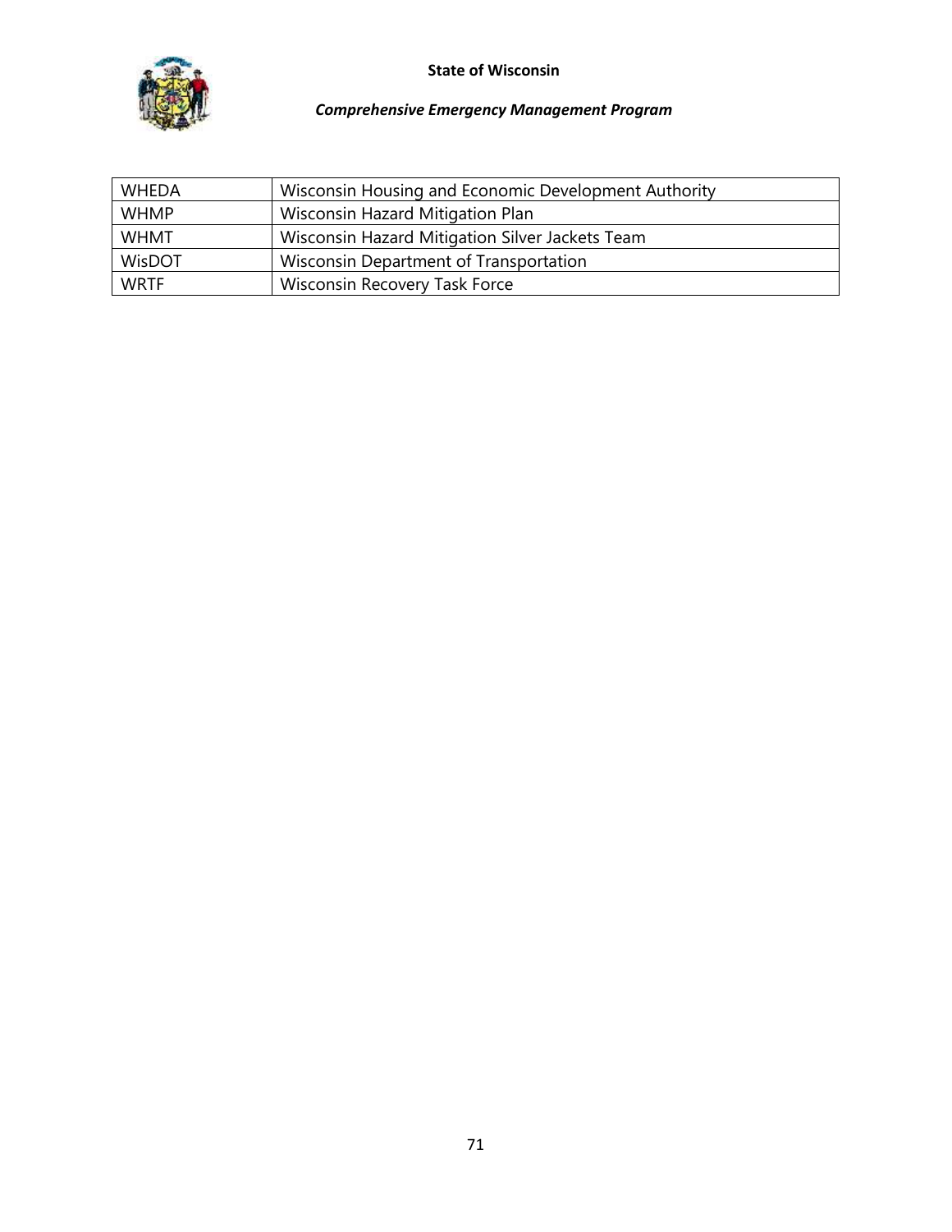| | |
|---|---|
| WHEDA | Wisconsin Housing and Economic Development Authority |
| WHMP | Wisconsin Hazard Mitigation Plan |
| WHMT | Wisconsin Hazard Mitigation Silver Jackets Team |
| WisDOT | Wisconsin Department of Transportation |
| WRTF | Wisconsin Recovery Task Force |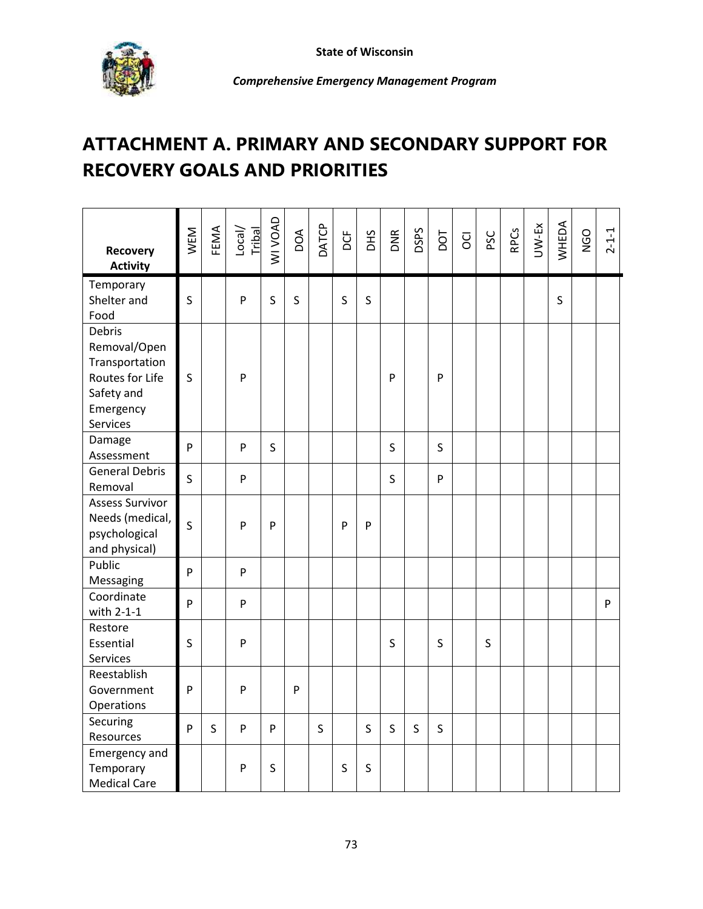# ATTACHMENT A. PRIMARY AND SECONDARY SUPPORT FOR RECOVERY GOALS AND PRIORITIES

| Recovery Activity | WEM | FEMA | Local/ Tribal | WI VOAD | DOA | DATCP | DCF | DHS | DNR | DSPS | DOT | OCI | PSC | RPCs | UW-Ex | WHEDA | NGO | 2-1-1 |
|---|---|---|---|---|---|---|---|---|---|---|---|---|---|---|---|---|---|---|
| Temporary Shelter and Food | S | | P | S | S | | S | S | | | | | | | | S | | |
| Debris Removal/Open Transportation Routes for Life Safety and Emergency Services | S | | P | | | | | | P | | P | | | | | | | |
| Damage Assessment | P | | P | S | | | | | S | | S | | | | | | | |
| General Debris Removal | S | | P | | | | | | S | | P | | | | | | | |
| Assess Survivor Needs (medical, psychological and physical) | S | | P | P | | | P | P | | | | | | | | | | |
| Public Messaging | P | | P | | | | | | | | | | | | | | | |
| Coordinate with 2-1-1 | P | | P | | | | | | | | | | | | | | | P |
| Restore Essential Services | S | | P | | | | | | S | | S | | S | | | | | |
| Reestablish Government Operations | P | | P | | P | | | | | | | | | | | | | |
| Securing Resources | P | S | P | P | | S | | S | S | S | S | | | | | | | |
| Emergency and Temporary Medical Care | | | P | S | | | S | S | | | | | | | | | | |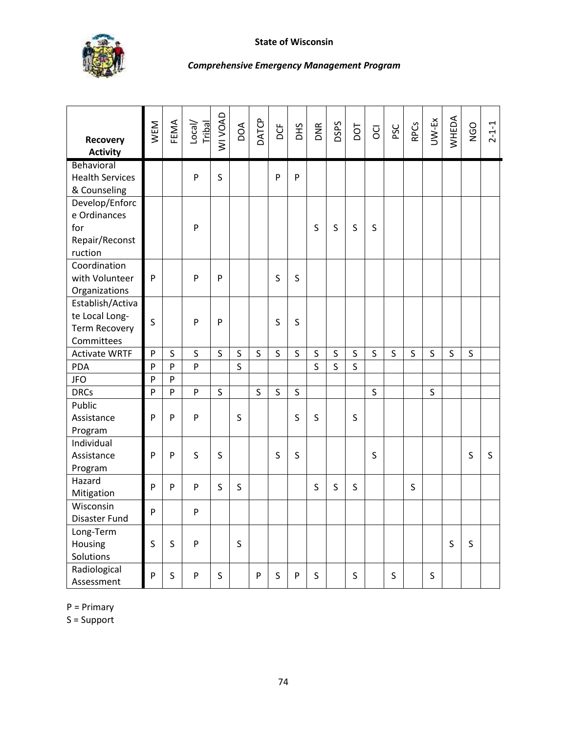| Recovery Activity | WEM | FEMA | Local/ Tribal | WI VOAD | DOA | DATCP | DCF | DHS | DNR | DSPS | DOT | OCI | PSC | RPCs | UW-Ex | WHEDA | NGO | 2-1-1 |
|---|---|---|---|---|---|---|---|---|---|---|---|---|---|---|---|---|---|---|
| Behavioral Health Services & Counseling | | | P | S | | | P | P | | | | | | | | | | |
| Develop/Enforce Ordinances for Repair/Reconstruction | | | P | | | | | | S | S | S | S | | | | | | |
| Coordination with Volunteer Organizations | P | | P | P | | | S | S | | | | | | | | | | |
| Establish/Activate Local Long-Term Recovery Committees | S | | P | P | | | S | S | | | | | | | | | | |
| Activate WRTF | P | S | S | S | S | S | S | S | S | S | S | S | S | S | S | S | S | |
| PDA | P | P | P | | S | | | | S | S | S | | | | | | | |
| JFO | P | P | | | | | | | | | | | | | | | | |
| DRCs | P | P | P | S | | S | S | S | | | | S | | | S | | | |
| Public Assistance Program | P | P | P | | S | | | S | S | | S | | | | | | | |
| Individual Assistance Program | P | P | S | S | | | S | S | | | | S | | | | | S | S |
| Hazard Mitigation | P | P | P | S | S | | | | S | S | S | | | S | | | | |
| Wisconsin Disaster Fund | P | | P | | | | | | | | | | | | | | | |
| Long-Term Housing Solutions | S | S | P | | S | | | | | | | | | | | S | S | |
| Radiological Assessment | P | S | P | S | | P | S | P | S | | S | | S | | S | | | |

P = Primary
S = Support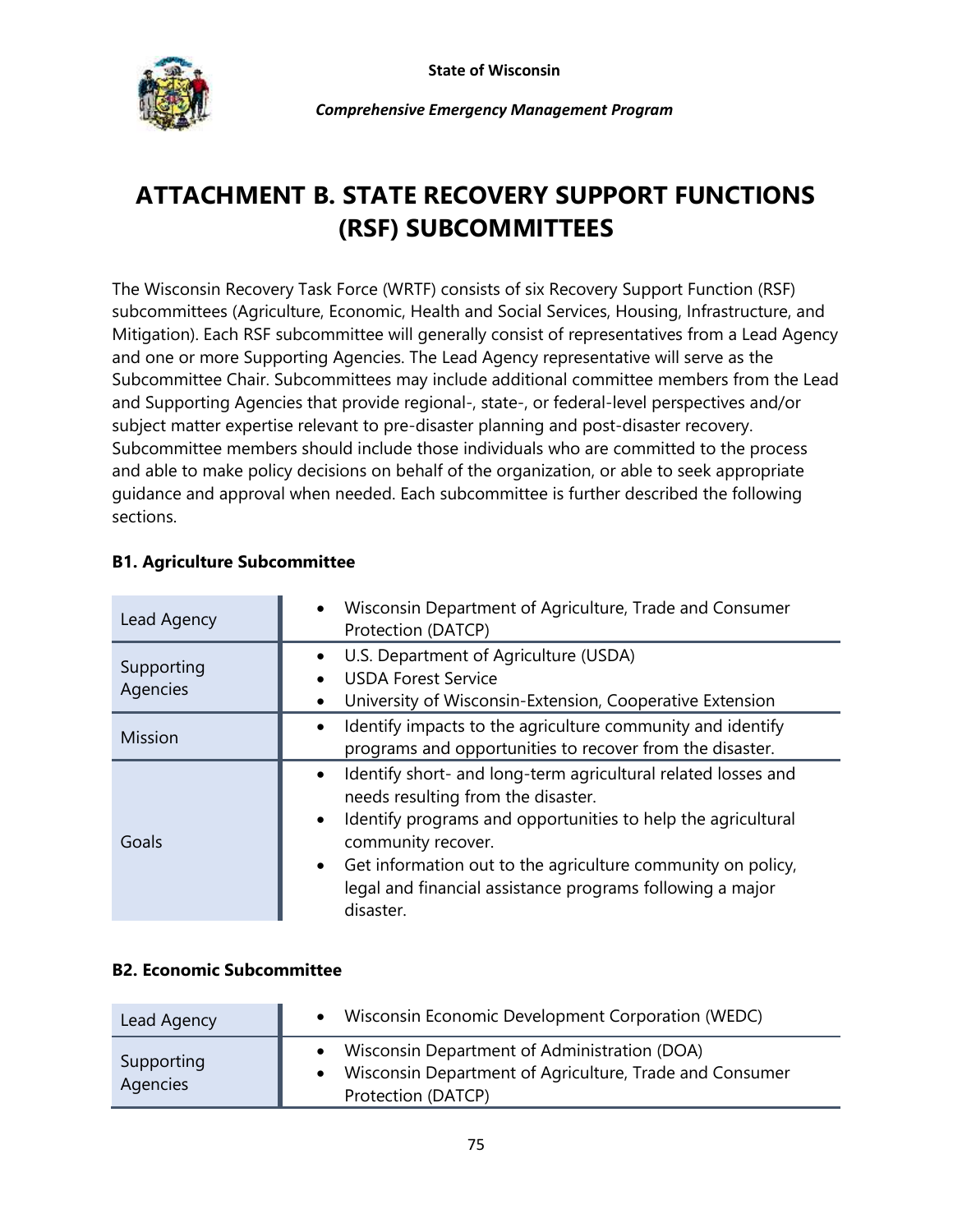# ATTACHMENT B. STATE RECOVERY SUPPORT FUNCTIONS (RSF) SUBCOMMITTEES

The Wisconsin Recovery Task Force (WRTF) consists of six Recovery Support Function (RSF) subcommittees (Agriculture, Economic, Health and Social Services, Housing, Infrastructure, and Mitigation). Each RSF subcommittee will generally consist of representatives from a Lead Agency and one or more Supporting Agencies. The Lead Agency representative will serve as the Subcommittee Chair. Subcommittees may include additional committee members from the Lead and Supporting Agencies that provide regional-, state-, or federal-level perspectives and/or subject matter expertise relevant to pre-disaster planning and post-disaster recovery. Subcommittee members should include those individuals who are committed to the process and able to make policy decisions on behalf of the organization, or able to seek appropriate guidance and approval when needed. Each subcommittee is further described the following sections.

### B1. Agriculture Subcommittee

| | |
|---|---|
| Lead Agency | • Wisconsin Department of Agriculture, Trade and Consumer Protection (DATCP) |
| Supporting Agencies | • U.S. Department of Agriculture (USDA)<br>• USDA Forest Service<br>• University of Wisconsin-Extension, Cooperative Extension |
| Mission | • Identify impacts to the agriculture community and identify programs and opportunities to recover from the disaster. |
| Goals | • Identify short- and long-term agricultural related losses and needs resulting from the disaster.<br>• Identify programs and opportunities to help the agricultural community recover.<br>• Get information out to the agriculture community on policy, legal and financial assistance programs following a major disaster. |

### B2. Economic Subcommittee

| | |
|---|---|
| Lead Agency | • Wisconsin Economic Development Corporation (WEDC) |
| Supporting Agencies | • Wisconsin Department of Administration (DOA)<br>• Wisconsin Department of Agriculture, Trade and Consumer Protection (DATCP) |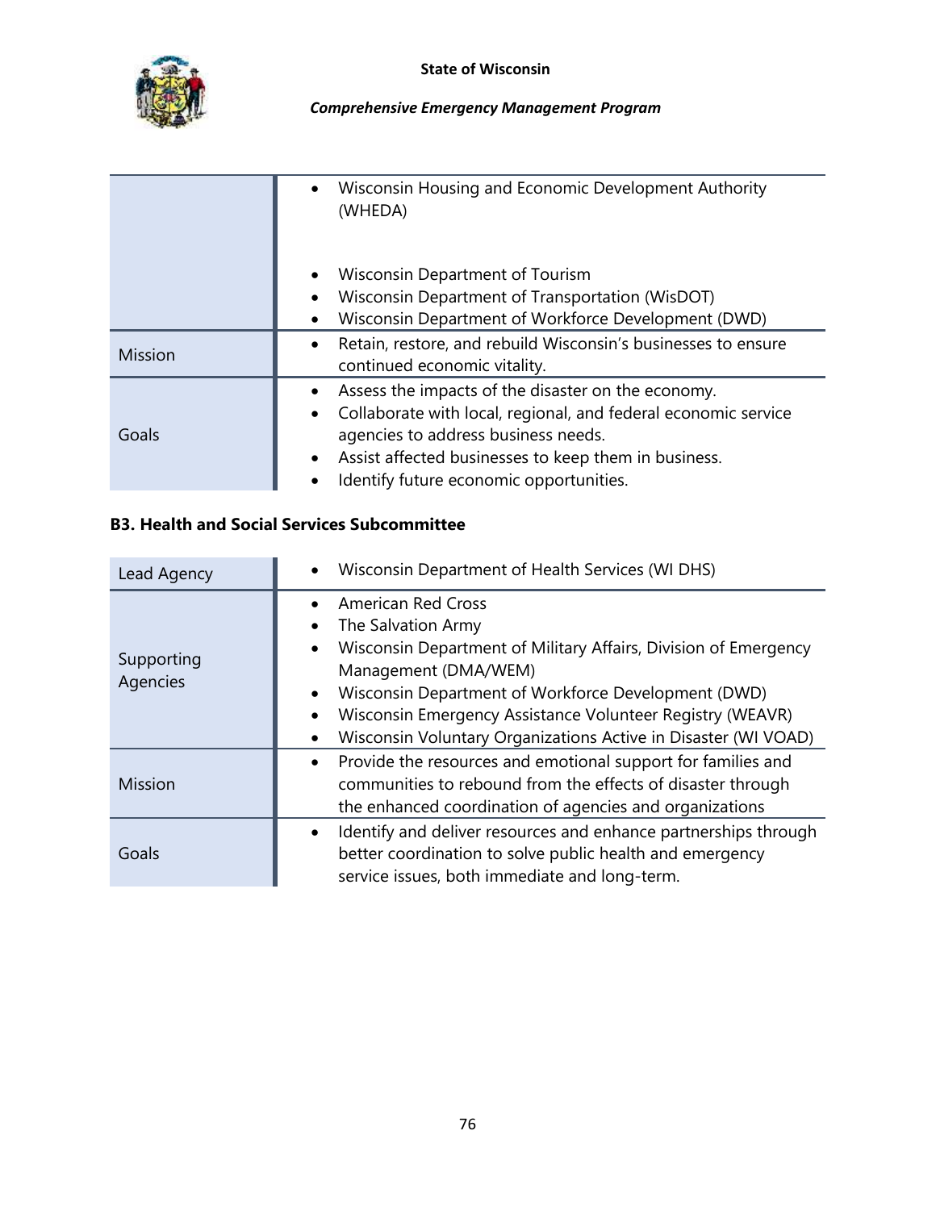| | |
|---|---|
| | • Wisconsin Housing and Economic Development Authority (WHEDA)<br>• Wisconsin Department of Tourism<br>• Wisconsin Department of Transportation (WisDOT)<br>• Wisconsin Department of Workforce Development (DWD) |
| Mission | • Retain, restore, and rebuild Wisconsin's businesses to ensure continued economic vitality. |
| Goals | • Assess the impacts of the disaster on the economy.<br>• Collaborate with local, regional, and federal economic service agencies to address business needs.<br>• Assist affected businesses to keep them in business.<br>• Identify future economic opportunities. |

### B3. Health and Social Services Subcommittee

| | |
|---|---|
| Lead Agency | • Wisconsin Department of Health Services (WI DHS) |
| Supporting Agencies | • American Red Cross<br>• The Salvation Army<br>• Wisconsin Department of Military Affairs, Division of Emergency Management (DMA/WEM)<br>• Wisconsin Department of Workforce Development (DWD)<br>• Wisconsin Emergency Assistance Volunteer Registry (WEAVR)<br>• Wisconsin Voluntary Organizations Active in Disaster (WI VOAD) |
| Mission | • Provide the resources and emotional support for families and communities to rebound from the effects of disaster through the enhanced coordination of agencies and organizations |
| Goals | • Identify and deliver resources and enhance partnerships through better coordination to solve public health and emergency service issues, both immediate and long-term. |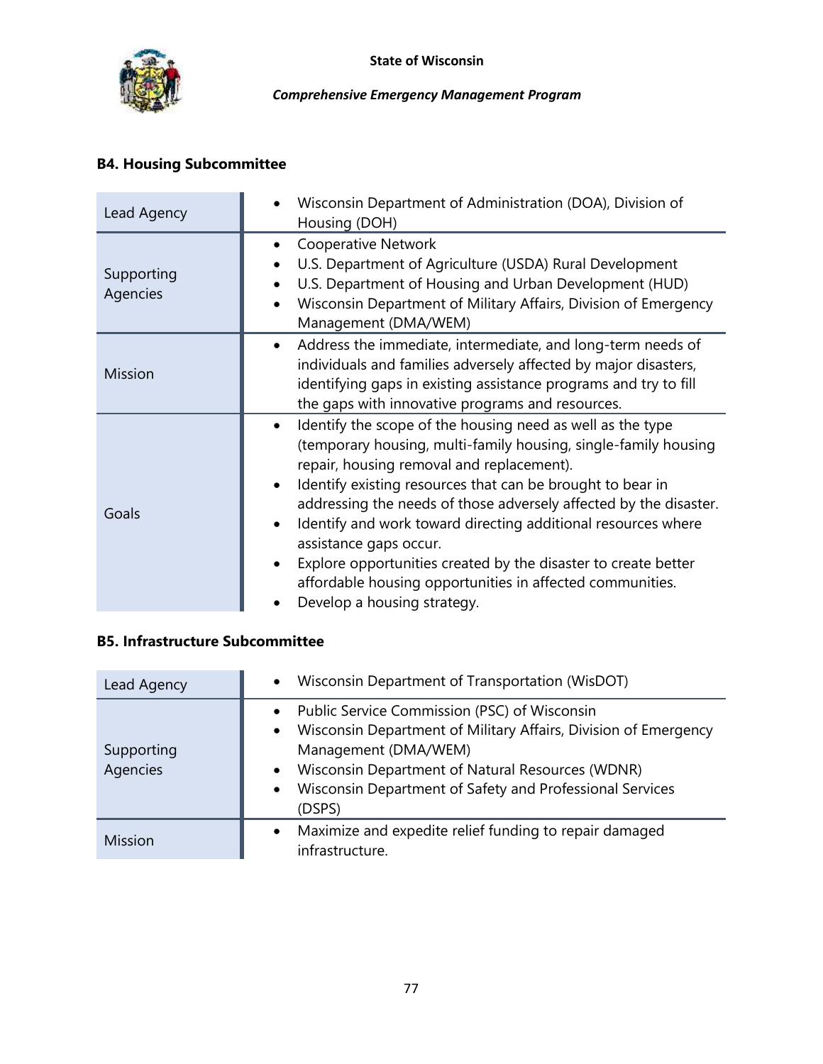### B4. Housing Subcommittee

| | |
|---|---|
| Lead Agency | • Wisconsin Department of Administration (DOA), Division of Housing (DOH) |
| Supporting Agencies | • Cooperative Network<br>• U.S. Department of Agriculture (USDA) Rural Development<br>• U.S. Department of Housing and Urban Development (HUD)<br>• Wisconsin Department of Military Affairs, Division of Emergency Management (DMA/WEM) |
| Mission | • Address the immediate, intermediate, and long-term needs of individuals and families adversely affected by major disasters, identifying gaps in existing assistance programs and try to fill the gaps with innovative programs and resources. |
| Goals | • Identify the scope of the housing need as well as the type (temporary housing, multi-family housing, single-family housing repair, housing removal and replacement).<br>• Identify existing resources that can be brought to bear in addressing the needs of those adversely affected by the disaster.<br>• Identify and work toward directing additional resources where assistance gaps occur.<br>• Explore opportunities created by the disaster to create better affordable housing opportunities in affected communities.<br>• Develop a housing strategy. |

### B5. Infrastructure Subcommittee

| | |
|---|---|
| Lead Agency | • Wisconsin Department of Transportation (WisDOT) |
| Supporting Agencies | • Public Service Commission (PSC) of Wisconsin<br>• Wisconsin Department of Military Affairs, Division of Emergency Management (DMA/WEM)<br>• Wisconsin Department of Natural Resources (WDNR)<br>• Wisconsin Department of Safety and Professional Services (DSPS) |
| Mission | • Maximize and expedite relief funding to repair damaged infrastructure. |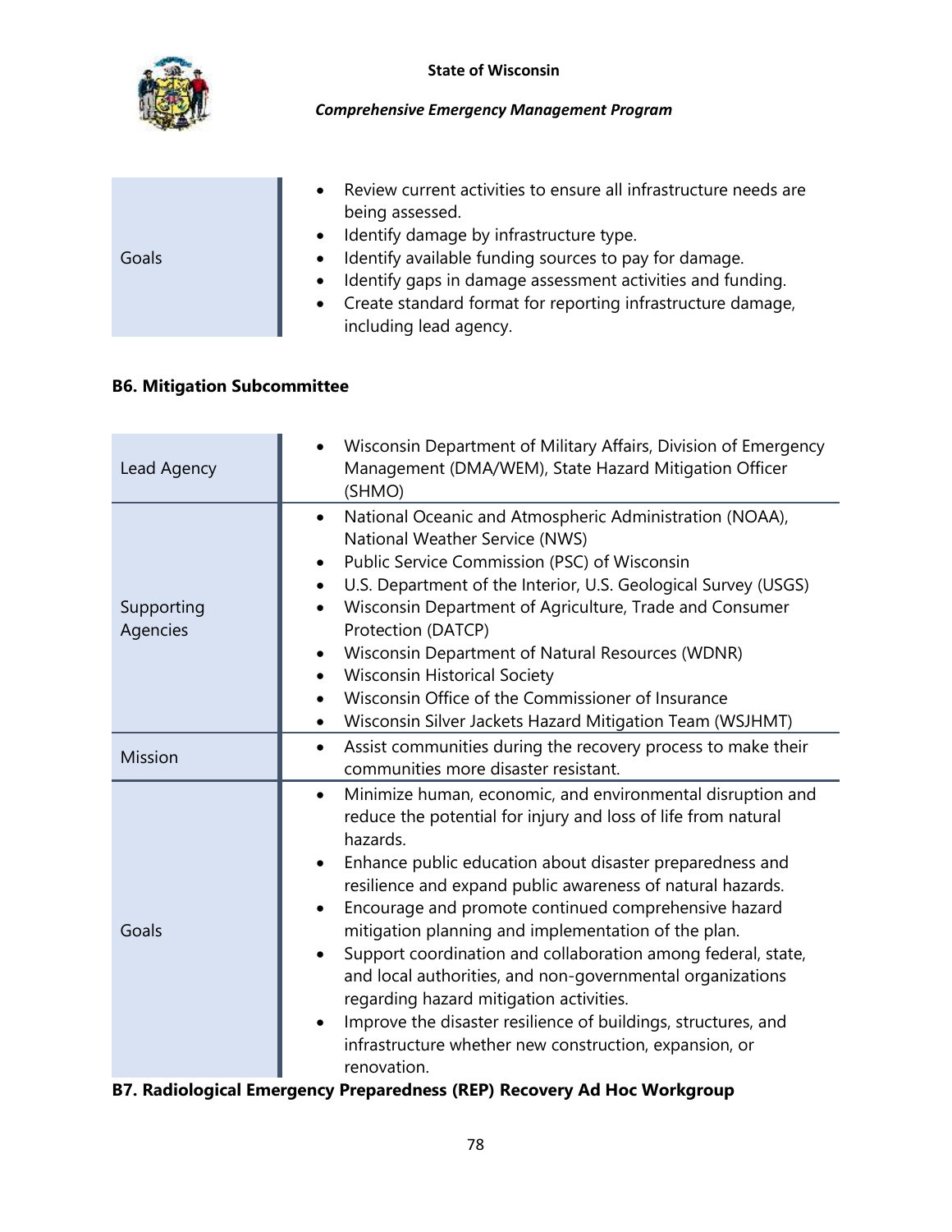| | |
|---|---|
| Goals | • Review current activities to ensure all infrastructure needs are being assessed.<br>• Identify damage by infrastructure type.<br>• Identify available funding sources to pay for damage.<br>• Identify gaps in damage assessment activities and funding.<br>• Create standard format for reporting infrastructure damage, including lead agency. |

### B6. Mitigation Subcommittee

| | |
|---|---|
| Lead Agency | • Wisconsin Department of Military Affairs, Division of Emergency Management (DMA/WEM), State Hazard Mitigation Officer (SHMO) |
| Supporting Agencies | • National Oceanic and Atmospheric Administration (NOAA), National Weather Service (NWS)<br>• Public Service Commission (PSC) of Wisconsin<br>• U.S. Department of the Interior, U.S. Geological Survey (USGS)<br>• Wisconsin Department of Agriculture, Trade and Consumer Protection (DATCP)<br>• Wisconsin Department of Natural Resources (WDNR)<br>• Wisconsin Historical Society<br>• Wisconsin Office of the Commissioner of Insurance<br>• Wisconsin Silver Jackets Hazard Mitigation Team (WSJHMT) |
| Mission | • Assist communities during the recovery process to make their communities more disaster resistant. |
| Goals | • Minimize human, economic, and environmental disruption and reduce the potential for injury and loss of life from natural hazards.<br>• Enhance public education about disaster preparedness and resilience and expand public awareness of natural hazards.<br>• Encourage and promote continued comprehensive hazard mitigation planning and implementation of the plan.<br>• Support coordination and collaboration among federal, state, and local authorities, and non-governmental organizations regarding hazard mitigation activities.<br>• Improve the disaster resilience of buildings, structures, and infrastructure whether new construction, expansion, or renovation. |

### B7. Radiological Emergency Preparedness (REP) Recovery Ad Hoc Workgroup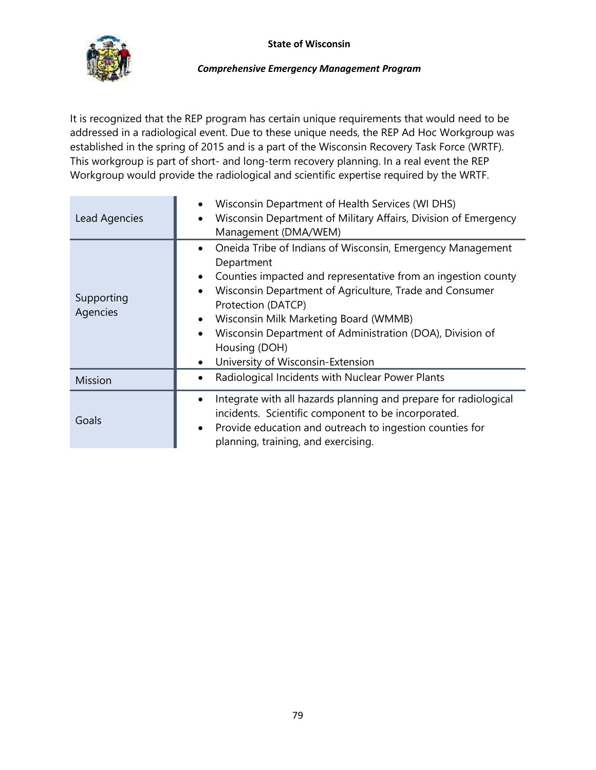It is recognized that the REP program has certain unique requirements that would need to be addressed in a radiological event. Due to these unique needs, the REP Ad Hoc Workgroup was established in the spring of 2015 and is a part of the Wisconsin Recovery Task Force (WRTF). This workgroup is part of short- and long-term recovery planning. In a real event the REP Workgroup would provide the radiological and scientific expertise required by the WRTF.

| | |
|---|---|
| Lead Agencies | • Wisconsin Department of Health Services (WI DHS)<br>• Wisconsin Department of Military Affairs, Division of Emergency Management (DMA/WEM) |
| Supporting Agencies | • Oneida Tribe of Indians of Wisconsin, Emergency Management Department<br>• Counties impacted and representative from an ingestion county<br>• Wisconsin Department of Agriculture, Trade and Consumer Protection (DATCP)<br>• Wisconsin Milk Marketing Board (WMMB)<br>• Wisconsin Department of Administration (DOA), Division of Housing (DOH)<br>• University of Wisconsin-Extension |
| Mission | • Radiological Incidents with Nuclear Power Plants |
| Goals | • Integrate with all hazards planning and prepare for radiological incidents. Scientific component to be incorporated.<br>• Provide education and outreach to ingestion counties for planning, training, and exercising. |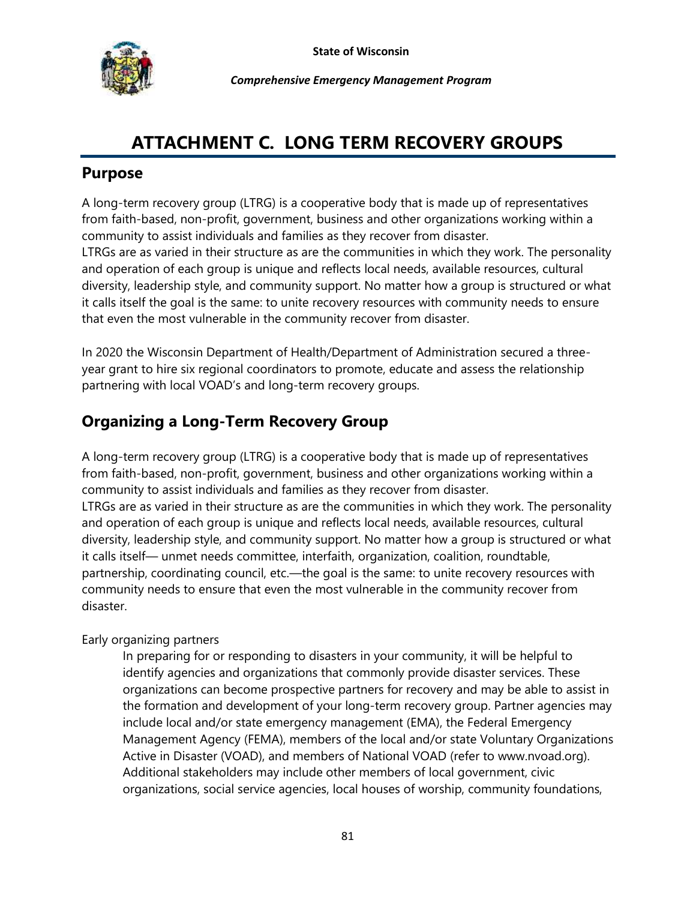# ATTACHMENT C. LONG TERM RECOVERY GROUPS

## Purpose

A long-term recovery group (LTRG) is a cooperative body that is made up of representatives from faith-based, non-profit, government, business and other organizations working within a community to assist individuals and families as they recover from disaster.
LTRGs are as varied in their structure as are the communities in which they work. The personality and operation of each group is unique and reflects local needs, available resources, cultural diversity, leadership style, and community support. No matter how a group is structured or what it calls itself the goal is the same: to unite recovery resources with community needs to ensure that even the most vulnerable in the community recover from disaster.

In 2020 the Wisconsin Department of Health/Department of Administration secured a three-year grant to hire six regional coordinators to promote, educate and assess the relationship partnering with local VOAD's and long-term recovery groups.

## Organizing a Long-Term Recovery Group

A long-term recovery group (LTRG) is a cooperative body that is made up of representatives from faith-based, non-profit, government, business and other organizations working within a community to assist individuals and families as they recover from disaster.
LTRGs are as varied in their structure as are the communities in which they work. The personality and operation of each group is unique and reflects local needs, available resources, cultural diversity, leadership style, and community support. No matter how a group is structured or what it calls itself— unmet needs committee, interfaith, organization, coalition, roundtable, partnership, coordinating council, etc.—the goal is the same: to unite recovery resources with community needs to ensure that even the most vulnerable in the community recover from disaster.

Early organizing partners

> In preparing for or responding to disasters in your community, it will be helpful to identify agencies and organizations that commonly provide disaster services. These organizations can become prospective partners for recovery and may be able to assist in the formation and development of your long-term recovery group. Partner agencies may include local and/or state emergency management (EMA), the Federal Emergency Management Agency (FEMA), members of the local and/or state Voluntary Organizations Active in Disaster (VOAD), and members of National VOAD (refer to www.nvoad.org). Additional stakeholders may include other members of local government, civic organizations, social service agencies, local houses of worship, community foundations,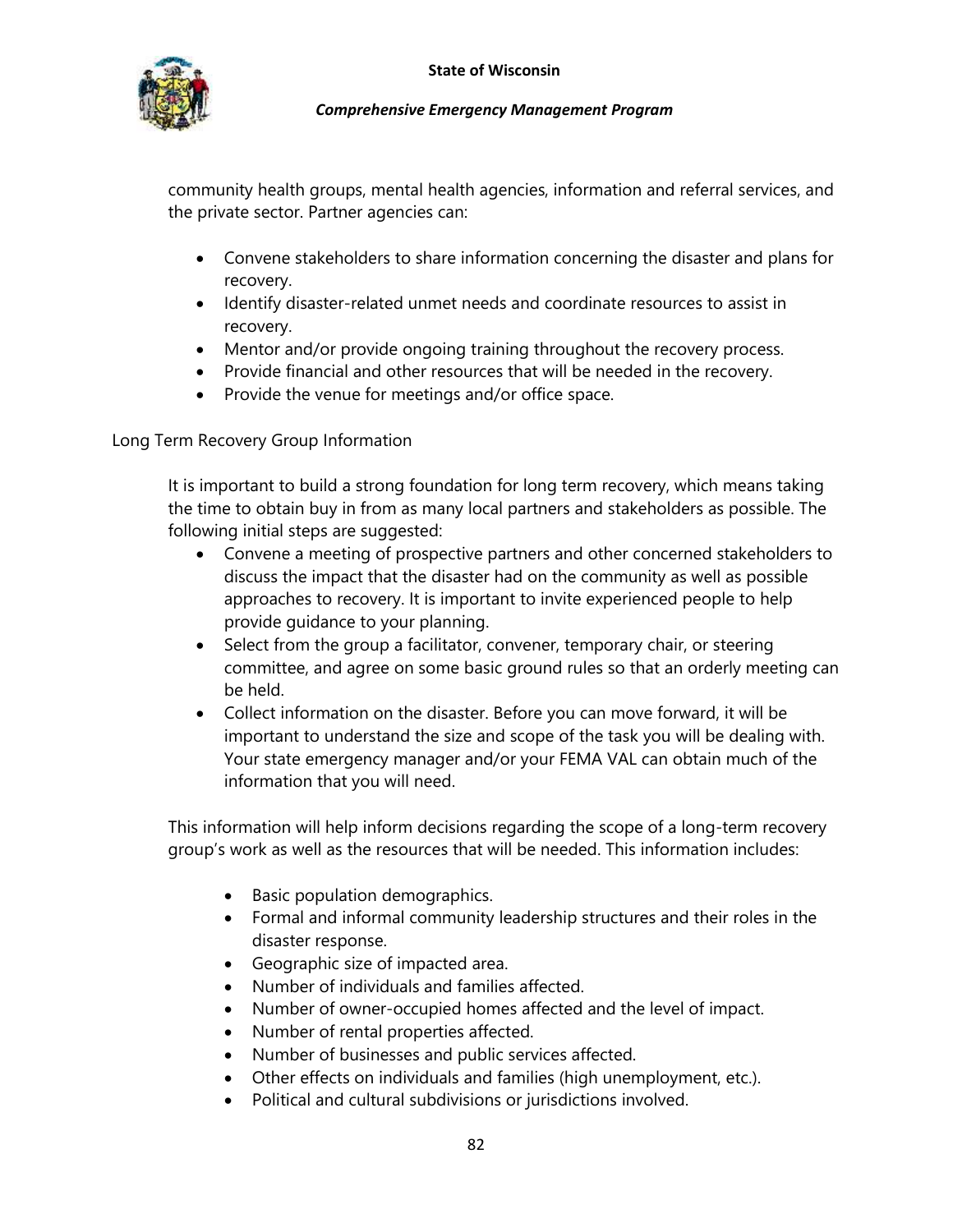community health groups, mental health agencies, information and referral services, and the private sector. Partner agencies can:

- Convene stakeholders to share information concerning the disaster and plans for recovery.
- Identify disaster-related unmet needs and coordinate resources to assist in recovery.
- Mentor and/or provide ongoing training throughout the recovery process.
- Provide financial and other resources that will be needed in the recovery.
- Provide the venue for meetings and/or office space.

Long Term Recovery Group Information

It is important to build a strong foundation for long term recovery, which means taking the time to obtain buy in from as many local partners and stakeholders as possible. The following initial steps are suggested:

- Convene a meeting of prospective partners and other concerned stakeholders to discuss the impact that the disaster had on the community as well as possible approaches to recovery. It is important to invite experienced people to help provide guidance to your planning.
- Select from the group a facilitator, convener, temporary chair, or steering committee, and agree on some basic ground rules so that an orderly meeting can be held.
- Collect information on the disaster. Before you can move forward, it will be important to understand the size and scope of the task you will be dealing with. Your state emergency manager and/or your FEMA VAL can obtain much of the information that you will need.

This information will help inform decisions regarding the scope of a long-term recovery group's work as well as the resources that will be needed. This information includes:

- Basic population demographics.
- Formal and informal community leadership structures and their roles in the disaster response.
- Geographic size of impacted area.
- Number of individuals and families affected.
- Number of owner-occupied homes affected and the level of impact.
- Number of rental properties affected.
- Number of businesses and public services affected.
- Other effects on individuals and families (high unemployment, etc.).
- Political and cultural subdivisions or jurisdictions involved.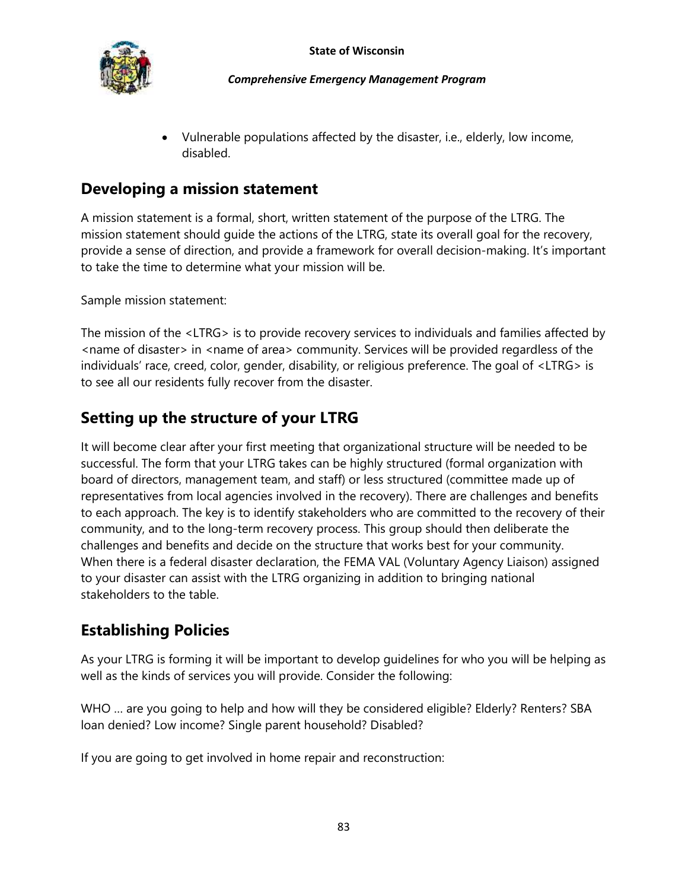- Vulnerable populations affected by the disaster, i.e., elderly, low income, disabled.

## Developing a mission statement

A mission statement is a formal, short, written statement of the purpose of the LTRG. The mission statement should guide the actions of the LTRG, state its overall goal for the recovery, provide a sense of direction, and provide a framework for overall decision-making. It's important to take the time to determine what your mission will be.

Sample mission statement:

The mission of the <LTRG> is to provide recovery services to individuals and families affected by <name of disaster> in <name of area> community. Services will be provided regardless of the individuals' race, creed, color, gender, disability, or religious preference. The goal of <LTRG> is to see all our residents fully recover from the disaster.

## Setting up the structure of your LTRG

It will become clear after your first meeting that organizational structure will be needed to be successful. The form that your LTRG takes can be highly structured (formal organization with board of directors, management team, and staff) or less structured (committee made up of representatives from local agencies involved in the recovery). There are challenges and benefits to each approach. The key is to identify stakeholders who are committed to the recovery of their community, and to the long-term recovery process. This group should then deliberate the challenges and benefits and decide on the structure that works best for your community. When there is a federal disaster declaration, the FEMA VAL (Voluntary Agency Liaison) assigned to your disaster can assist with the LTRG organizing in addition to bringing national stakeholders to the table.

## Establishing Policies

As your LTRG is forming it will be important to develop guidelines for who you will be helping as well as the kinds of services you will provide. Consider the following:

WHO … are you going to help and how will they be considered eligible? Elderly? Renters? SBA loan denied? Low income? Single parent household? Disabled?

If you are going to get involved in home repair and reconstruction: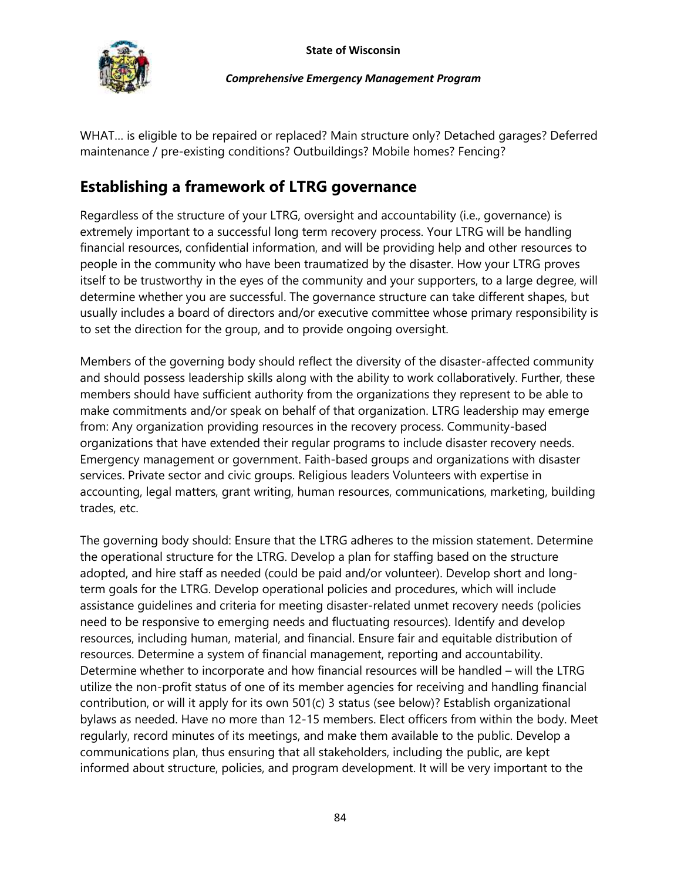WHAT… is eligible to be repaired or replaced? Main structure only? Detached garages? Deferred maintenance / pre-existing conditions? Outbuildings? Mobile homes? Fencing?

## Establishing a framework of LTRG governance

Regardless of the structure of your LTRG, oversight and accountability (i.e., governance) is extremely important to a successful long term recovery process. Your LTRG will be handling financial resources, confidential information, and will be providing help and other resources to people in the community who have been traumatized by the disaster. How your LTRG proves itself to be trustworthy in the eyes of the community and your supporters, to a large degree, will determine whether you are successful. The governance structure can take different shapes, but usually includes a board of directors and/or executive committee whose primary responsibility is to set the direction for the group, and to provide ongoing oversight.

Members of the governing body should reflect the diversity of the disaster-affected community and should possess leadership skills along with the ability to work collaboratively. Further, these members should have sufficient authority from the organizations they represent to be able to make commitments and/or speak on behalf of that organization. LTRG leadership may emerge from: Any organization providing resources in the recovery process. Community-based organizations that have extended their regular programs to include disaster recovery needs. Emergency management or government. Faith-based groups and organizations with disaster services. Private sector and civic groups. Religious leaders Volunteers with expertise in accounting, legal matters, grant writing, human resources, communications, marketing, building trades, etc.

The governing body should: Ensure that the LTRG adheres to the mission statement. Determine the operational structure for the LTRG. Develop a plan for staffing based on the structure adopted, and hire staff as needed (could be paid and/or volunteer). Develop short and long-term goals for the LTRG. Develop operational policies and procedures, which will include assistance guidelines and criteria for meeting disaster-related unmet recovery needs (policies need to be responsive to emerging needs and fluctuating resources). Identify and develop resources, including human, material, and financial. Ensure fair and equitable distribution of resources. Determine a system of financial management, reporting and accountability. Determine whether to incorporate and how financial resources will be handled – will the LTRG utilize the non-profit status of one of its member agencies for receiving and handling financial contribution, or will it apply for its own 501(c) 3 status (see below)? Establish organizational bylaws as needed. Have no more than 12-15 members. Elect officers from within the body. Meet regularly, record minutes of its meetings, and make them available to the public. Develop a communications plan, thus ensuring that all stakeholders, including the public, are kept informed about structure, policies, and program development. It will be very important to the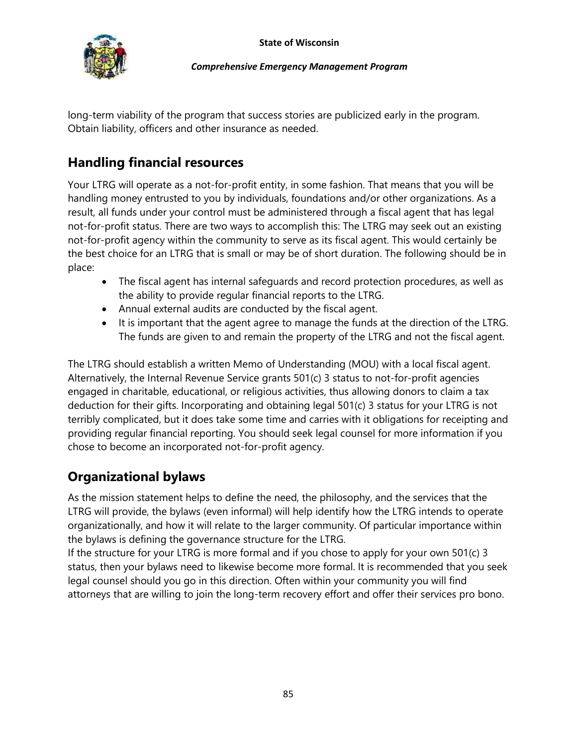long-term viability of the program that success stories are publicized early in the program. Obtain liability, officers and other insurance as needed.

## Handling financial resources

Your LTRG will operate as a not-for-profit entity, in some fashion. That means that you will be handling money entrusted to you by individuals, foundations and/or other organizations. As a result, all funds under your control must be administered through a fiscal agent that has legal not-for-profit status. There are two ways to accomplish this: The LTRG may seek out an existing not-for-profit agency within the community to serve as its fiscal agent. This would certainly be the best choice for an LTRG that is small or may be of short duration. The following should be in place:

- The fiscal agent has internal safeguards and record protection procedures, as well as the ability to provide regular financial reports to the LTRG.
- Annual external audits are conducted by the fiscal agent.
- It is important that the agent agree to manage the funds at the direction of the LTRG. The funds are given to and remain the property of the LTRG and not the fiscal agent.

The LTRG should establish a written Memo of Understanding (MOU) with a local fiscal agent. Alternatively, the Internal Revenue Service grants 501(c) 3 status to not-for-profit agencies engaged in charitable, educational, or religious activities, thus allowing donors to claim a tax deduction for their gifts. Incorporating and obtaining legal 501(c) 3 status for your LTRG is not terribly complicated, but it does take some time and carries with it obligations for receipting and providing regular financial reporting. You should seek legal counsel for more information if you chose to become an incorporated not-for-profit agency.

## Organizational bylaws

As the mission statement helps to define the need, the philosophy, and the services that the LTRG will provide, the bylaws (even informal) will help identify how the LTRG intends to operate organizationally, and how it will relate to the larger community. Of particular importance within the bylaws is defining the governance structure for the LTRG.

If the structure for your LTRG is more formal and if you chose to apply for your own 501(c) 3 status, then your bylaws need to likewise become more formal. It is recommended that you seek legal counsel should you go in this direction. Often within your community you will find attorneys that are willing to join the long-term recovery effort and offer their services pro bono.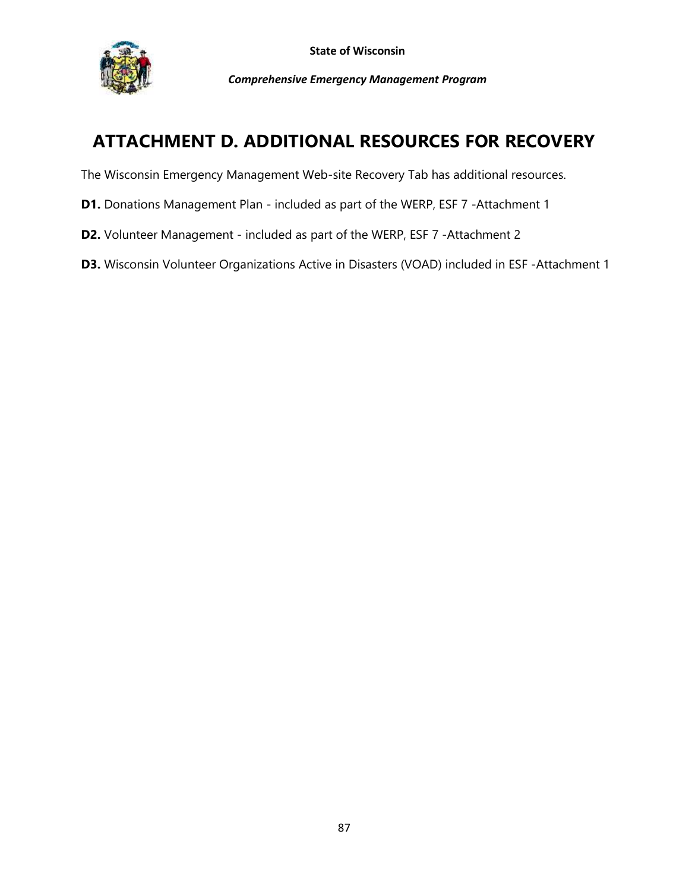# ATTACHMENT D. ADDITIONAL RESOURCES FOR RECOVERY

The Wisconsin Emergency Management Web-site Recovery Tab has additional resources.

**D1.** Donations Management Plan - included as part of the WERP, ESF 7 -Attachment 1

**D2.** Volunteer Management - included as part of the WERP, ESF 7 -Attachment 2

**D3.** Wisconsin Volunteer Organizations Active in Disasters (VOAD) included in ESF -Attachment 1